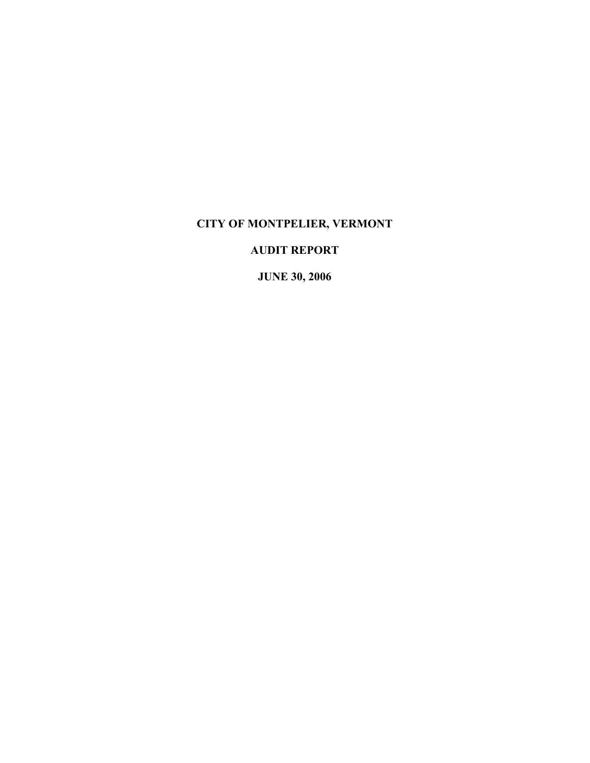# CITY OF MONTPELIER, VERMONT

## AUDIT REPORT

## JUNE 30, 2006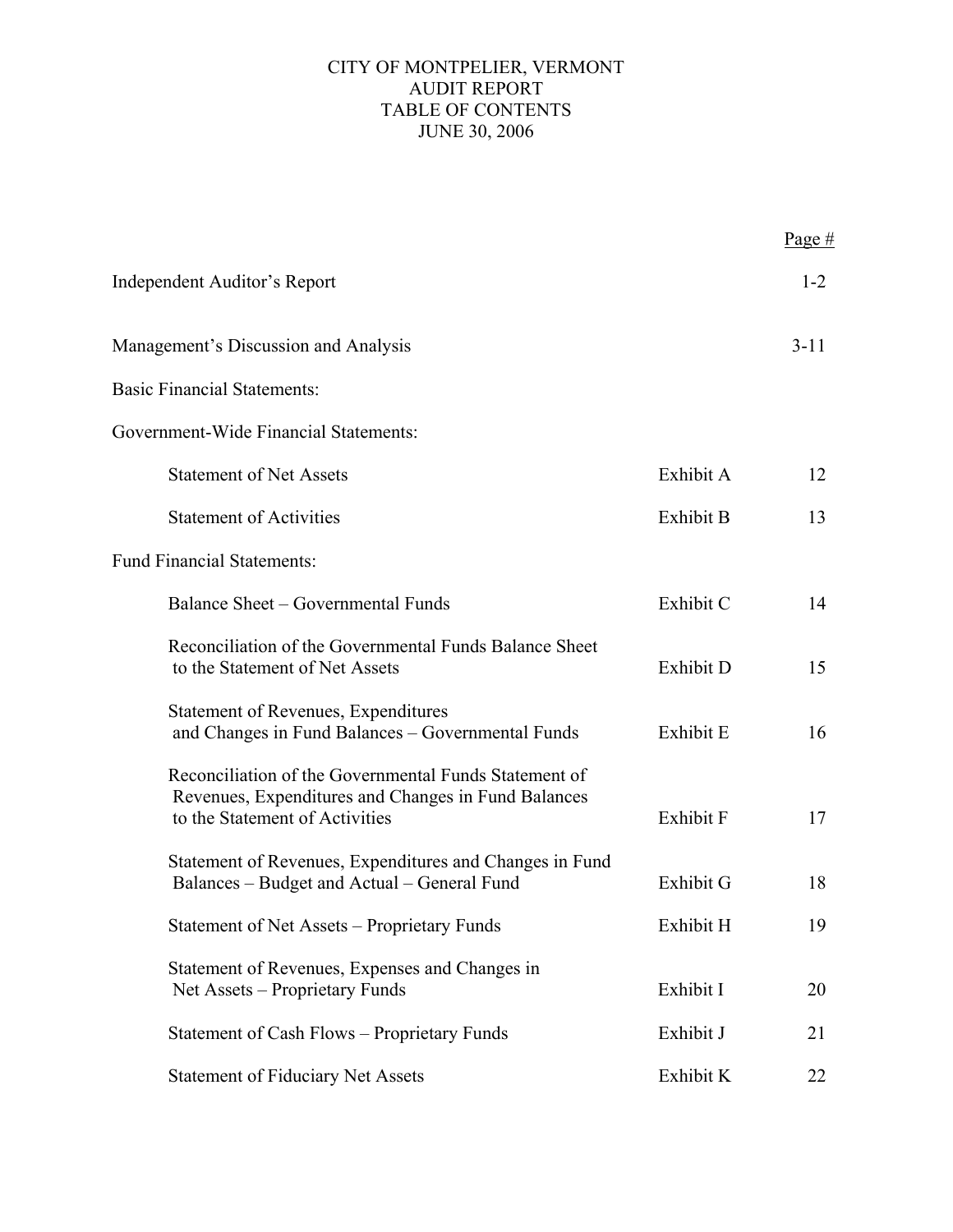# CITY OF MONTPELIER, VERMONT
## AUDIT REPORT
## TABLE OF CONTENTS
## JUNE 30, 2006

| | | Page # |
|---|---|---|
| Independent Auditor's Report | | 1-2 |
| Management's Discussion and Analysis | | 3-11 |
| Basic Financial Statements: | | |
| Government-Wide Financial Statements: | | |
| Statement of Net Assets | Exhibit A | 12 |
| Statement of Activities | Exhibit B | 13 |
| Fund Financial Statements: | | |
| Balance Sheet – Governmental Funds | Exhibit C | 14 |
| Reconciliation of the Governmental Funds Balance Sheet to the Statement of Net Assets | Exhibit D | 15 |
| Statement of Revenues, Expenditures and Changes in Fund Balances – Governmental Funds | Exhibit E | 16 |
| Reconciliation of the Governmental Funds Statement of Revenues, Expenditures and Changes in Fund Balances to the Statement of Activities | Exhibit F | 17 |
| Statement of Revenues, Expenditures and Changes in Fund Balances – Budget and Actual – General Fund | Exhibit G | 18 |
| Statement of Net Assets – Proprietary Funds | Exhibit H | 19 |
| Statement of Revenues, Expenses and Changes in Net Assets – Proprietary Funds | Exhibit I | 20 |
| Statement of Cash Flows – Proprietary Funds | Exhibit J | 21 |
| Statement of Fiduciary Net Assets | Exhibit K | 22 |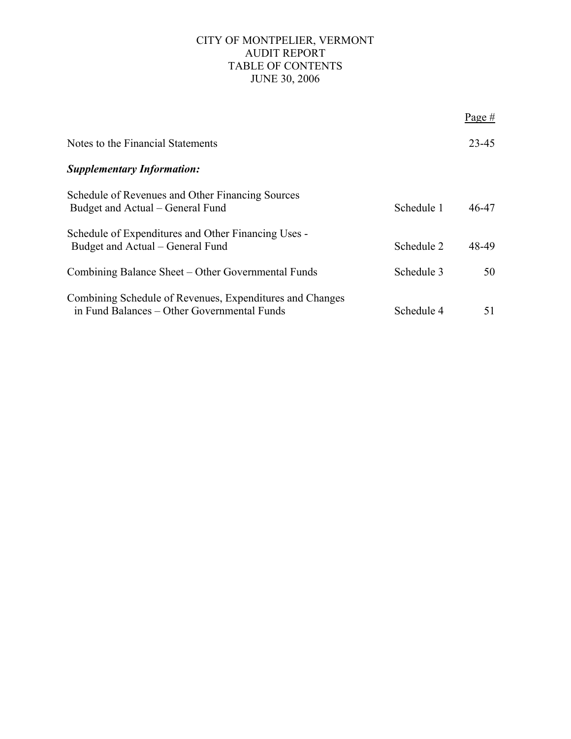CITY OF MONTPELIER, VERMONT
AUDIT REPORT
TABLE OF CONTENTS
JUNE 30, 2006

| | | Page # |
|---|---|---|
| Notes to the Financial Statements | | 23-45 |
| ***Supplementary Information:*** | | |
| Schedule of Revenues and Other Financing Sources Budget and Actual – General Fund | Schedule 1 | 46-47 |
| Schedule of Expenditures and Other Financing Uses - Budget and Actual – General Fund | Schedule 2 | 48-49 |
| Combining Balance Sheet – Other Governmental Funds | Schedule 3 | 50 |
| Combining Schedule of Revenues, Expenditures and Changes in Fund Balances – Other Governmental Funds | Schedule 4 | 51 |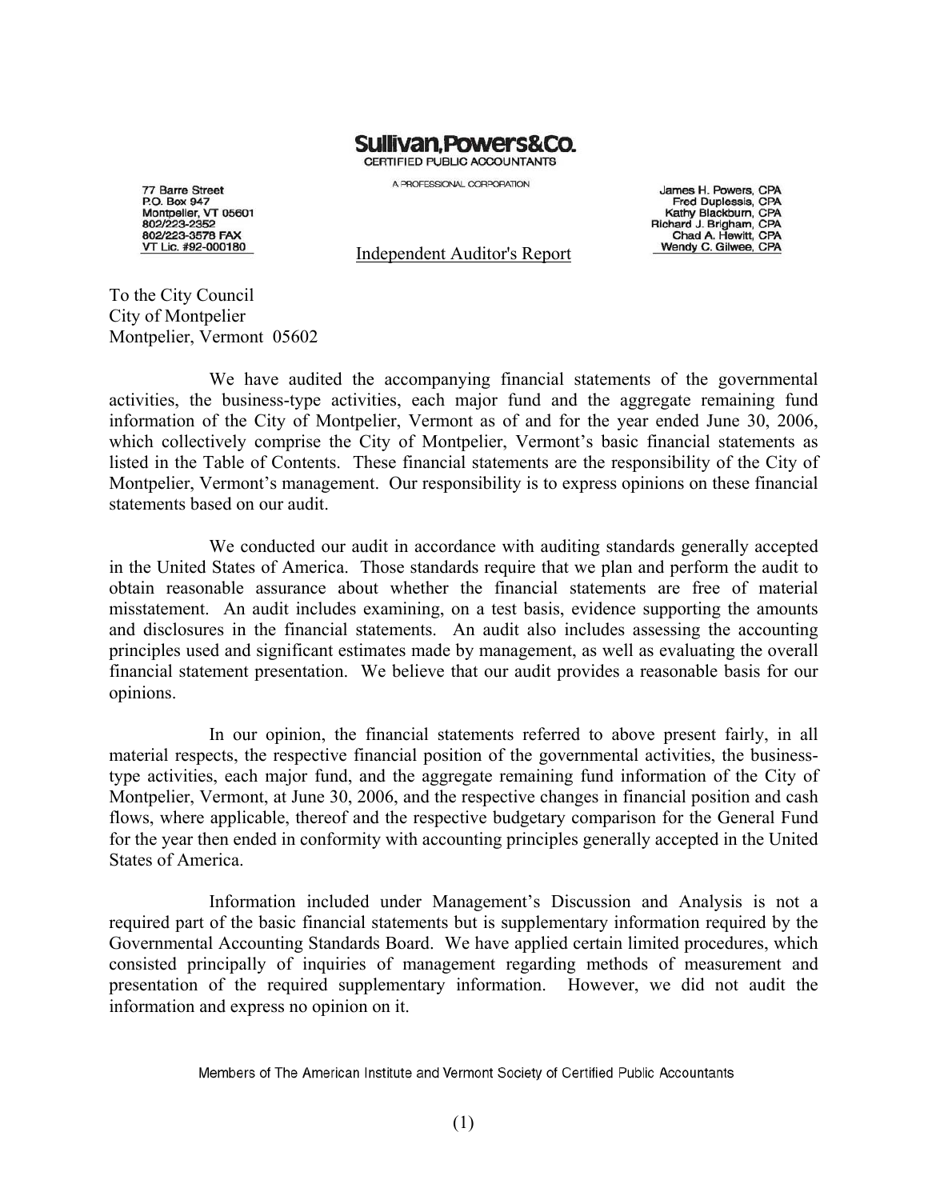**Sullivan, Powers & Co.**
CERTIFIED PUBLIC ACCOUNTANTS

A PROFESSIONAL CORPORATION

77 Barre Street
P.O. Box 947
Montpelier, VT 05601
802/223-2352
802/223-3578 FAX
VT Lic. #92-000180

James H. Powers, CPA
Fred Duplessis, CPA
Kathy Blackburn, CPA
Richard J. Brigham, CPA
Chad A. Hewitt, CPA
Wendy C. Gilwee, CPA

## Independent Auditor's Report

To the City Council
City of Montpelier
Montpelier, Vermont 05602

We have audited the accompanying financial statements of the governmental activities, the business-type activities, each major fund and the aggregate remaining fund information of the City of Montpelier, Vermont as of and for the year ended June 30, 2006, which collectively comprise the City of Montpelier, Vermont's basic financial statements as listed in the Table of Contents. These financial statements are the responsibility of the City of Montpelier, Vermont's management. Our responsibility is to express opinions on these financial statements based on our audit.

We conducted our audit in accordance with auditing standards generally accepted in the United States of America. Those standards require that we plan and perform the audit to obtain reasonable assurance about whether the financial statements are free of material misstatement. An audit includes examining, on a test basis, evidence supporting the amounts and disclosures in the financial statements. An audit also includes assessing the accounting principles used and significant estimates made by management, as well as evaluating the overall financial statement presentation. We believe that our audit provides a reasonable basis for our opinions.

In our opinion, the financial statements referred to above present fairly, in all material respects, the respective financial position of the governmental activities, the business-type activities, each major fund, and the aggregate remaining fund information of the City of Montpelier, Vermont, at June 30, 2006, and the respective changes in financial position and cash flows, where applicable, thereof and the respective budgetary comparison for the General Fund for the year then ended in conformity with accounting principles generally accepted in the United States of America.

Information included under Management's Discussion and Analysis is not a required part of the basic financial statements but is supplementary information required by the Governmental Accounting Standards Board. We have applied certain limited procedures, which consisted principally of inquiries of management regarding methods of measurement and presentation of the required supplementary information. However, we did not audit the information and express no opinion on it.

Members of The American Institute and Vermont Society of Certified Public Accountants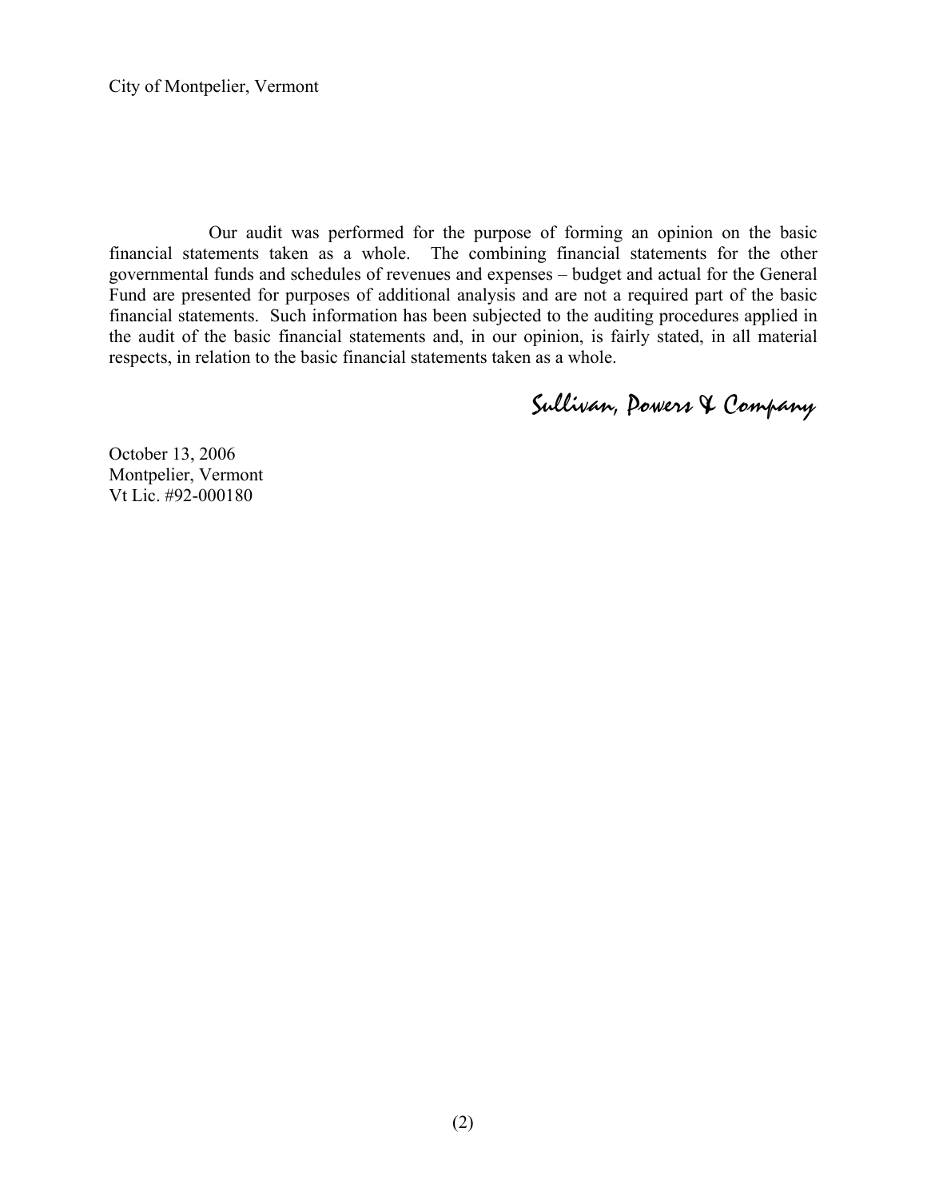City of Montpelier, Vermont

Our audit was performed for the purpose of forming an opinion on the basic financial statements taken as a whole. The combining financial statements for the other governmental funds and schedules of revenues and expenses – budget and actual for the General Fund are presented for purposes of additional analysis and are not a required part of the basic financial statements. Such information has been subjected to the auditing procedures applied in the audit of the basic financial statements and, in our opinion, is fairly stated, in all material respects, in relation to the basic financial statements taken as a whole.

*Sullivan, Powers & Company*

October 13, 2006
Montpelier, Vermont
Vt Lic. #92-000180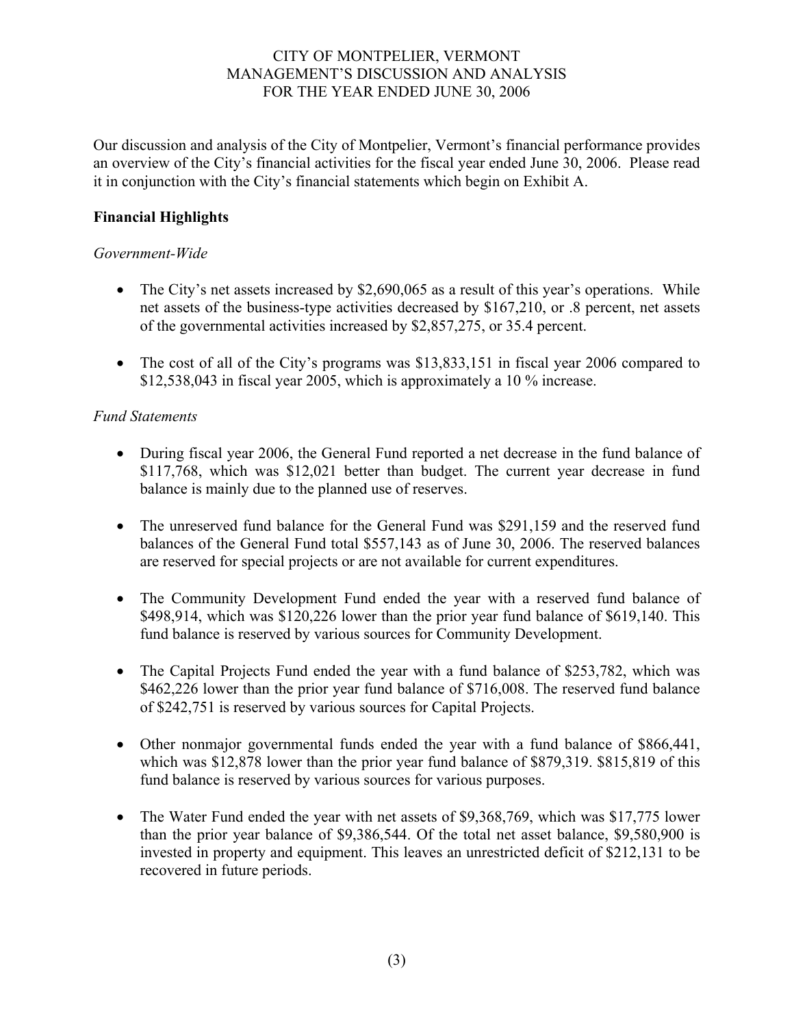# CITY OF MONTPELIER, VERMONT
## MANAGEMENT'S DISCUSSION AND ANALYSIS
## FOR THE YEAR ENDED JUNE 30, 2006

Our discussion and analysis of the City of Montpelier, Vermont's financial performance provides an overview of the City's financial activities for the fiscal year ended June 30, 2006. Please read it in conjunction with the City's financial statements which begin on Exhibit A.

**Financial Highlights**

*Government-Wide*

- The City's net assets increased by $2,690,065 as a result of this year's operations. While net assets of the business-type activities decreased by $167,210, or .8 percent, net assets of the governmental activities increased by $2,857,275, or 35.4 percent.
- The cost of all of the City's programs was $13,833,151 in fiscal year 2006 compared to $12,538,043 in fiscal year 2005, which is approximately a 10 % increase.

*Fund Statements*

- During fiscal year 2006, the General Fund reported a net decrease in the fund balance of $117,768, which was $12,021 better than budget. The current year decrease in fund balance is mainly due to the planned use of reserves.
- The unreserved fund balance for the General Fund was $291,159 and the reserved fund balances of the General Fund total $557,143 as of June 30, 2006. The reserved balances are reserved for special projects or are not available for current expenditures.
- The Community Development Fund ended the year with a reserved fund balance of $498,914, which was $120,226 lower than the prior year fund balance of $619,140. This fund balance is reserved by various sources for Community Development.
- The Capital Projects Fund ended the year with a fund balance of $253,782, which was $462,226 lower than the prior year fund balance of $716,008. The reserved fund balance of $242,751 is reserved by various sources for Capital Projects.
- Other nonmajor governmental funds ended the year with a fund balance of $866,441, which was $12,878 lower than the prior year fund balance of $879,319. $815,819 of this fund balance is reserved by various sources for various purposes.
- The Water Fund ended the year with net assets of $9,368,769, which was $17,775 lower than the prior year balance of $9,386,544. Of the total net asset balance, $9,580,900 is invested in property and equipment. This leaves an unrestricted deficit of $212,131 to be recovered in future periods.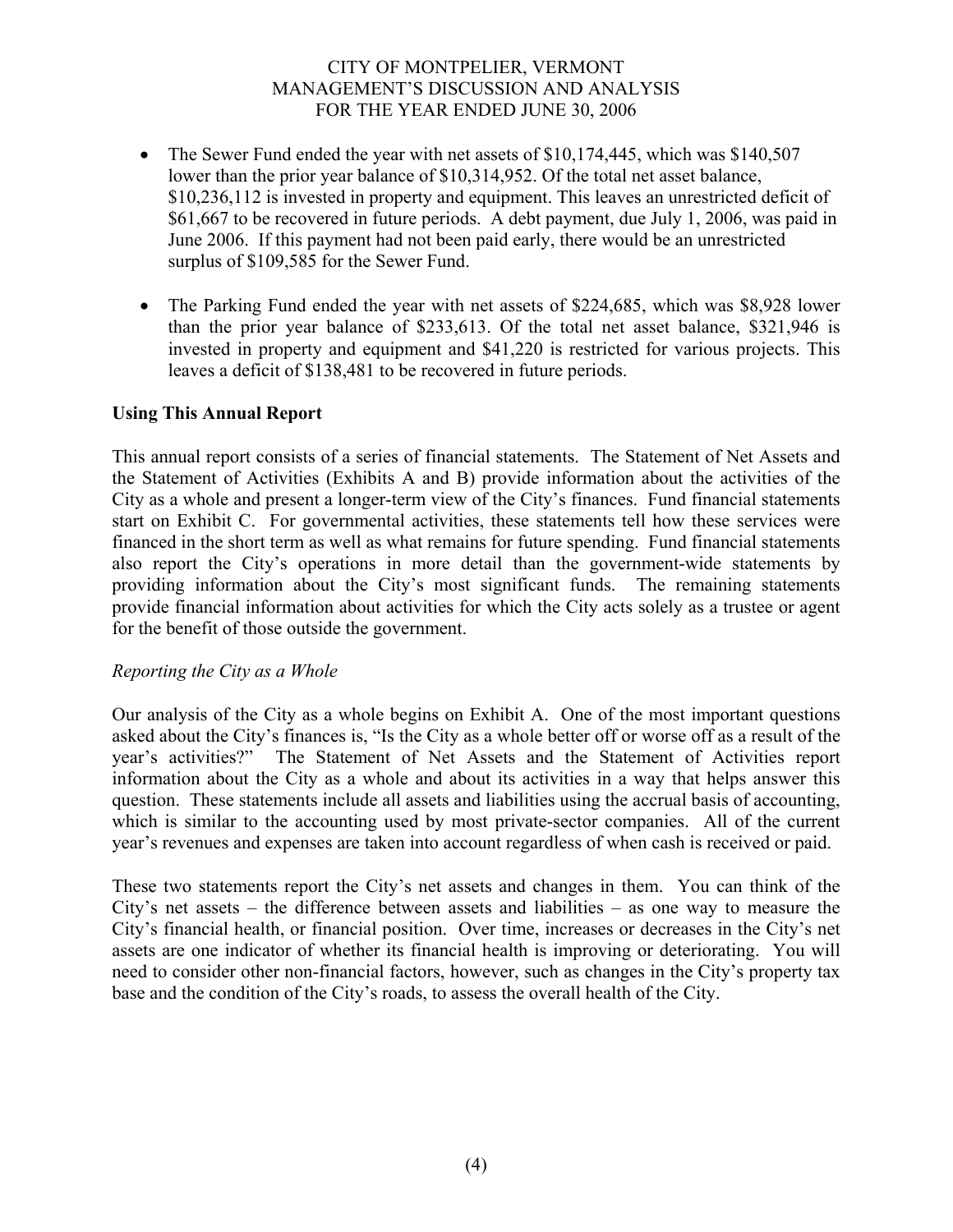- The Sewer Fund ended the year with net assets of $10,174,445, which was $140,507 lower than the prior year balance of $10,314,952. Of the total net asset balance, $10,236,112 is invested in property and equipment. This leaves an unrestricted deficit of $61,667 to be recovered in future periods. A debt payment, due July 1, 2006, was paid in June 2006. If this payment had not been paid early, there would be an unrestricted surplus of $109,585 for the Sewer Fund.

- The Parking Fund ended the year with net assets of $224,685, which was $8,928 lower than the prior year balance of $233,613. Of the total net asset balance, $321,946 is invested in property and equipment and $41,220 is restricted for various projects. This leaves a deficit of $138,481 to be recovered in future periods.

**Using This Annual Report**

This annual report consists of a series of financial statements. The Statement of Net Assets and the Statement of Activities (Exhibits A and B) provide information about the activities of the City as a whole and present a longer-term view of the City's finances. Fund financial statements start on Exhibit C. For governmental activities, these statements tell how these services were financed in the short term as well as what remains for future spending. Fund financial statements also report the City's operations in more detail than the government-wide statements by providing information about the City's most significant funds. The remaining statements provide financial information about activities for which the City acts solely as a trustee or agent for the benefit of those outside the government.

*Reporting the City as a Whole*

Our analysis of the City as a whole begins on Exhibit A. One of the most important questions asked about the City's finances is, "Is the City as a whole better off or worse off as a result of the year's activities?" The Statement of Net Assets and the Statement of Activities report information about the City as a whole and about its activities in a way that helps answer this question. These statements include all assets and liabilities using the accrual basis of accounting, which is similar to the accounting used by most private-sector companies. All of the current year's revenues and expenses are taken into account regardless of when cash is received or paid.

These two statements report the City's net assets and changes in them. You can think of the City's net assets – the difference between assets and liabilities – as one way to measure the City's financial health, or financial position. Over time, increases or decreases in the City's net assets are one indicator of whether its financial health is improving or deteriorating. You will need to consider other non-financial factors, however, such as changes in the City's property tax base and the condition of the City's roads, to assess the overall health of the City.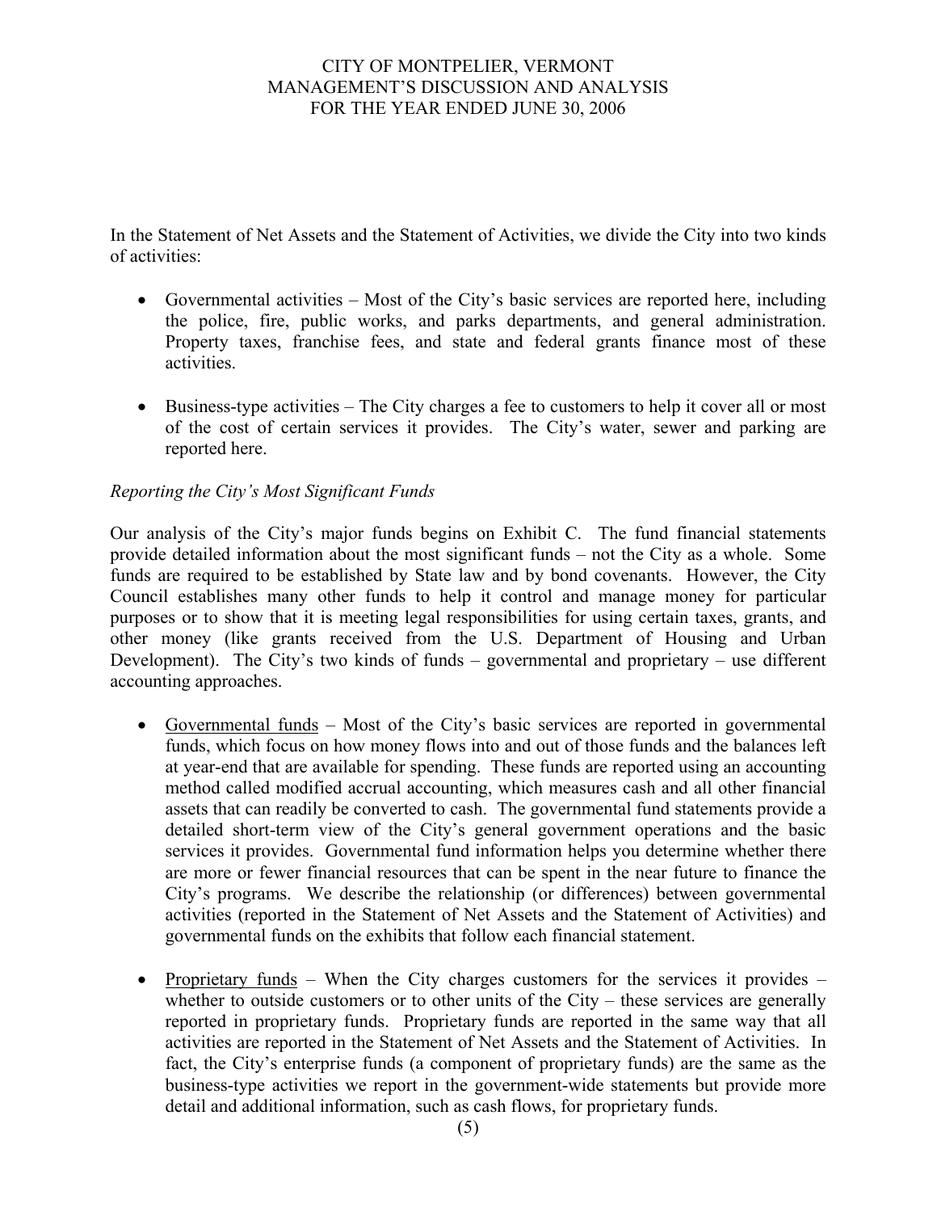In the Statement of Net Assets and the Statement of Activities, we divide the City into two kinds of activities:

- Governmental activities – Most of the City's basic services are reported here, including the police, fire, public works, and parks departments, and general administration. Property taxes, franchise fees, and state and federal grants finance most of these activities.

- Business-type activities – The City charges a fee to customers to help it cover all or most of the cost of certain services it provides. The City's water, sewer and parking are reported here.

*Reporting the City's Most Significant Funds*

Our analysis of the City's major funds begins on Exhibit C. The fund financial statements provide detailed information about the most significant funds – not the City as a whole. Some funds are required to be established by State law and by bond covenants. However, the City Council establishes many other funds to help it control and manage money for particular purposes or to show that it is meeting legal responsibilities for using certain taxes, grants, and other money (like grants received from the U.S. Department of Housing and Urban Development). The City's two kinds of funds – governmental and proprietary – use different accounting approaches.

- <u>Governmental funds</u> – Most of the City's basic services are reported in governmental funds, which focus on how money flows into and out of those funds and the balances left at year-end that are available for spending. These funds are reported using an accounting method called modified accrual accounting, which measures cash and all other financial assets that can readily be converted to cash. The governmental fund statements provide a detailed short-term view of the City's general government operations and the basic services it provides. Governmental fund information helps you determine whether there are more or fewer financial resources that can be spent in the near future to finance the City's programs. We describe the relationship (or differences) between governmental activities (reported in the Statement of Net Assets and the Statement of Activities) and governmental funds on the exhibits that follow each financial statement.

- <u>Proprietary funds</u> – When the City charges customers for the services it provides – whether to outside customers or to other units of the City – these services are generally reported in proprietary funds. Proprietary funds are reported in the same way that all activities are reported in the Statement of Net Assets and the Statement of Activities. In fact, the City's enterprise funds (a component of proprietary funds) are the same as the business-type activities we report in the government-wide statements but provide more detail and additional information, such as cash flows, for proprietary funds.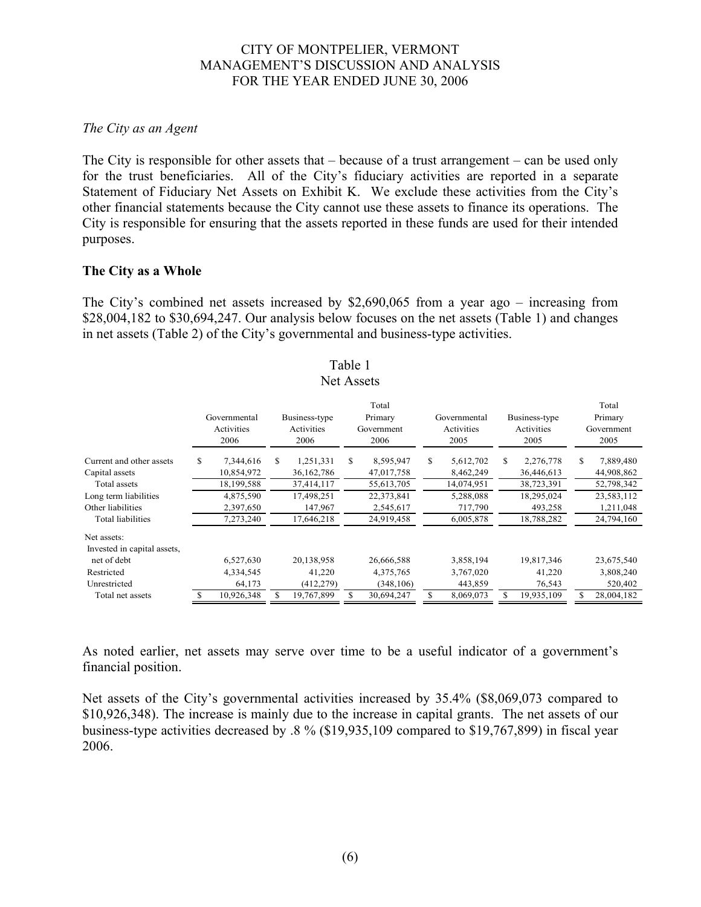*The City as an Agent*

The City is responsible for other assets that – because of a trust arrangement – can be used only for the trust beneficiaries. All of the City's fiduciary activities are reported in a separate Statement of Fiduciary Net Assets on Exhibit K. We exclude these activities from the City's other financial statements because the City cannot use these assets to finance its operations. The City is responsible for ensuring that the assets reported in these funds are used for their intended purposes.

**The City as a Whole**

The City's combined net assets increased by $2,690,065 from a year ago – increasing from $28,004,182 to $30,694,247. Our analysis below focuses on the net assets (Table 1) and changes in net assets (Table 2) of the City's governmental and business-type activities.

Table 1
Net Assets

| | Governmental Activities 2006 | Business-type Activities 2006 | Total Primary Government 2006 | Governmental Activities 2005 | Business-type Activities 2005 | Total Primary Government 2005 |
|---|---|---|---|---|---|---|
| Current and other assets | $ 7,344,616 | $ 1,251,331 | $ 8,595,947 | $ 5,612,702 | $ 2,276,778 | $ 7,889,480 |
| Capital assets | 10,854,972 | 36,162,786 | 47,017,758 | 8,462,249 | 36,446,613 | 44,908,862 |
| Total assets | 18,199,588 | 37,414,117 | 55,613,705 | 14,074,951 | 38,723,391 | 52,798,342 |
| Long term liabilities | 4,875,590 | 17,498,251 | 22,373,841 | 5,288,088 | 18,295,024 | 23,583,112 |
| Other liabilities | 2,397,650 | 147,967 | 2,545,617 | 717,790 | 493,258 | 1,211,048 |
| Total liabilities | 7,273,240 | 17,646,218 | 24,919,458 | 6,005,878 | 18,788,282 | 24,794,160 |
| Net assets: | | | | | | |
| Invested in capital assets, net of debt | 6,527,630 | 20,138,958 | 26,666,588 | 3,858,194 | 19,817,346 | 23,675,540 |
| Restricted | 4,334,545 | 41,220 | 4,375,765 | 3,767,020 | 41,220 | 3,808,240 |
| Unrestricted | 64,173 | (412,279) | (348,106) | 443,859 | 76,543 | 520,402 |
| Total net assets | $ 10,926,348 | $ 19,767,899 | $ 30,694,247 | $ 8,069,073 | $ 19,935,109 | $ 28,004,182 |

As noted earlier, net assets may serve over time to be a useful indicator of a government's financial position.

Net assets of the City's governmental activities increased by 35.4% ($8,069,073 compared to $10,926,348). The increase is mainly due to the increase in capital grants. The net assets of our business-type activities decreased by .8 % ($19,935,109 compared to $19,767,899) in fiscal year 2006.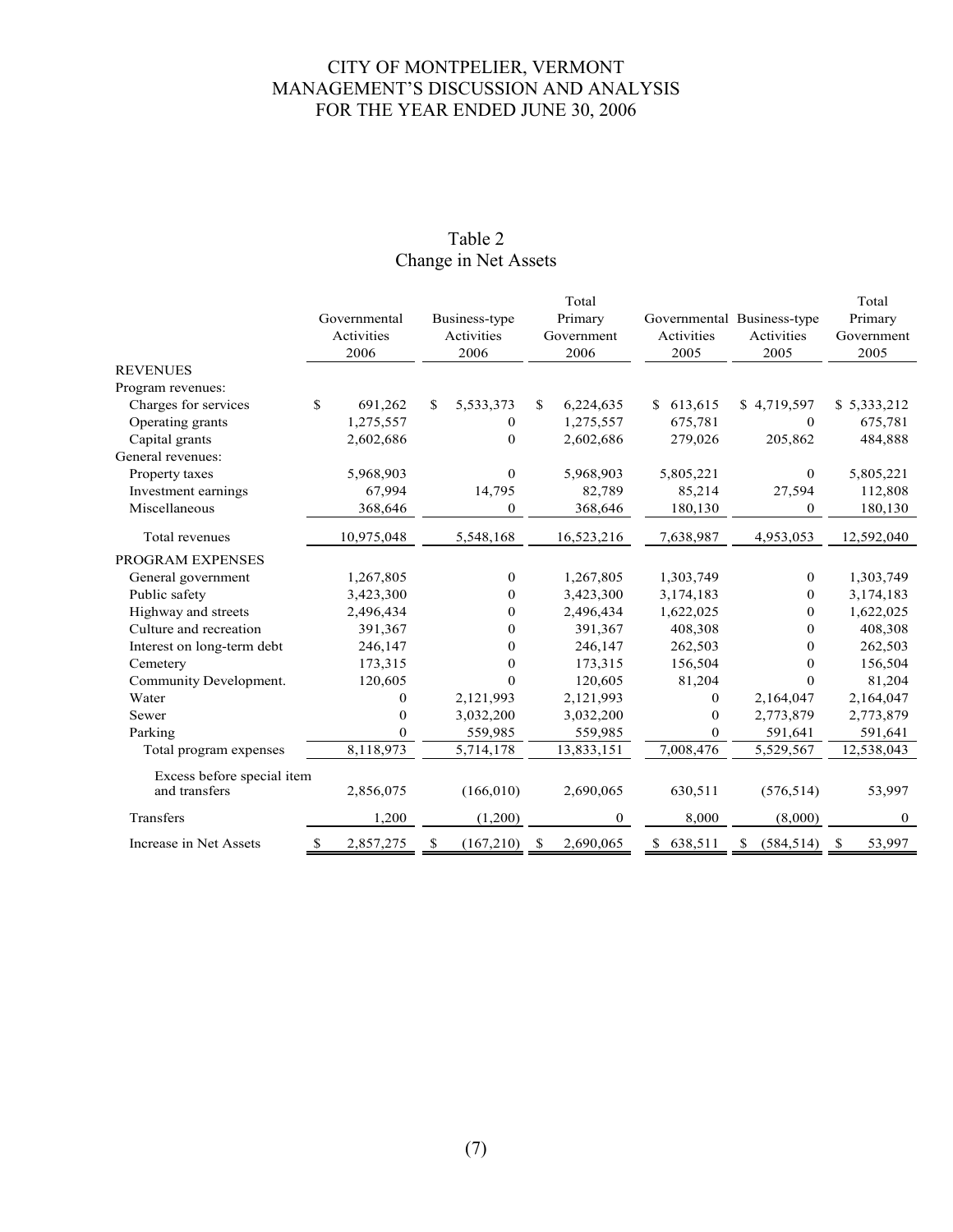CITY OF MONTPELIER, VERMONT
MANAGEMENT'S DISCUSSION AND ANALYSIS
FOR THE YEAR ENDED JUNE 30, 2006

## Table 2
## Change in Net Assets

| | Governmental Activities 2006 | Business-type Activities 2006 | Total Primary Government 2006 | Governmental Activities 2005 | Business-type Activities 2005 | Total Primary Government 2005 |
|---|---|---|---|---|---|---|
| REVENUES | | | | | | |
| Program revenues: | | | | | | |
| Charges for services | $ 691,262 | $ 5,533,373 | $ 6,224,635 | $ 613,615 | $ 4,719,597 | $ 5,333,212 |
| Operating grants | 1,275,557 | 0 | 1,275,557 | 675,781 | 0 | 675,781 |
| Capital grants | 2,602,686 | 0 | 2,602,686 | 279,026 | 205,862 | 484,888 |
| General revenues: | | | | | | |
| Property taxes | 5,968,903 | 0 | 5,968,903 | 5,805,221 | 0 | 5,805,221 |
| Investment earnings | 67,994 | 14,795 | 82,789 | 85,214 | 27,594 | 112,808 |
| Miscellaneous | 368,646 | 0 | 368,646 | 180,130 | 0 | 180,130 |
| Total revenues | 10,975,048 | 5,548,168 | 16,523,216 | 7,638,987 | 4,953,053 | 12,592,040 |
| PROGRAM EXPENSES | | | | | | |
| General government | 1,267,805 | 0 | 1,267,805 | 1,303,749 | 0 | 1,303,749 |
| Public safety | 3,423,300 | 0 | 3,423,300 | 3,174,183 | 0 | 3,174,183 |
| Highway and streets | 2,496,434 | 0 | 2,496,434 | 1,622,025 | 0 | 1,622,025 |
| Culture and recreation | 391,367 | 0 | 391,367 | 408,308 | 0 | 408,308 |
| Interest on long-term debt | 246,147 | 0 | 246,147 | 262,503 | 0 | 262,503 |
| Cemetery | 173,315 | 0 | 173,315 | 156,504 | 0 | 156,504 |
| Community Development. | 120,605 | 0 | 120,605 | 81,204 | 0 | 81,204 |
| Water | 0 | 2,121,993 | 2,121,993 | 0 | 2,164,047 | 2,164,047 |
| Sewer | 0 | 3,032,200 | 3,032,200 | 0 | 2,773,879 | 2,773,879 |
| Parking | 0 | 559,985 | 559,985 | 0 | 591,641 | 591,641 |
| Total program expenses | 8,118,973 | 5,714,178 | 13,833,151 | 7,008,476 | 5,529,567 | 12,538,043 |
| Excess before special item and transfers | 2,856,075 | (166,010) | 2,690,065 | 630,511 | (576,514) | 53,997 |
| Transfers | 1,200 | (1,200) | 0 | 8,000 | (8,000) | 0 |
| Increase in Net Assets | $ 2,857,275 | $ (167,210) | $ 2,690,065 | $ 638,511 | $ (584,514) | $ 53,997 |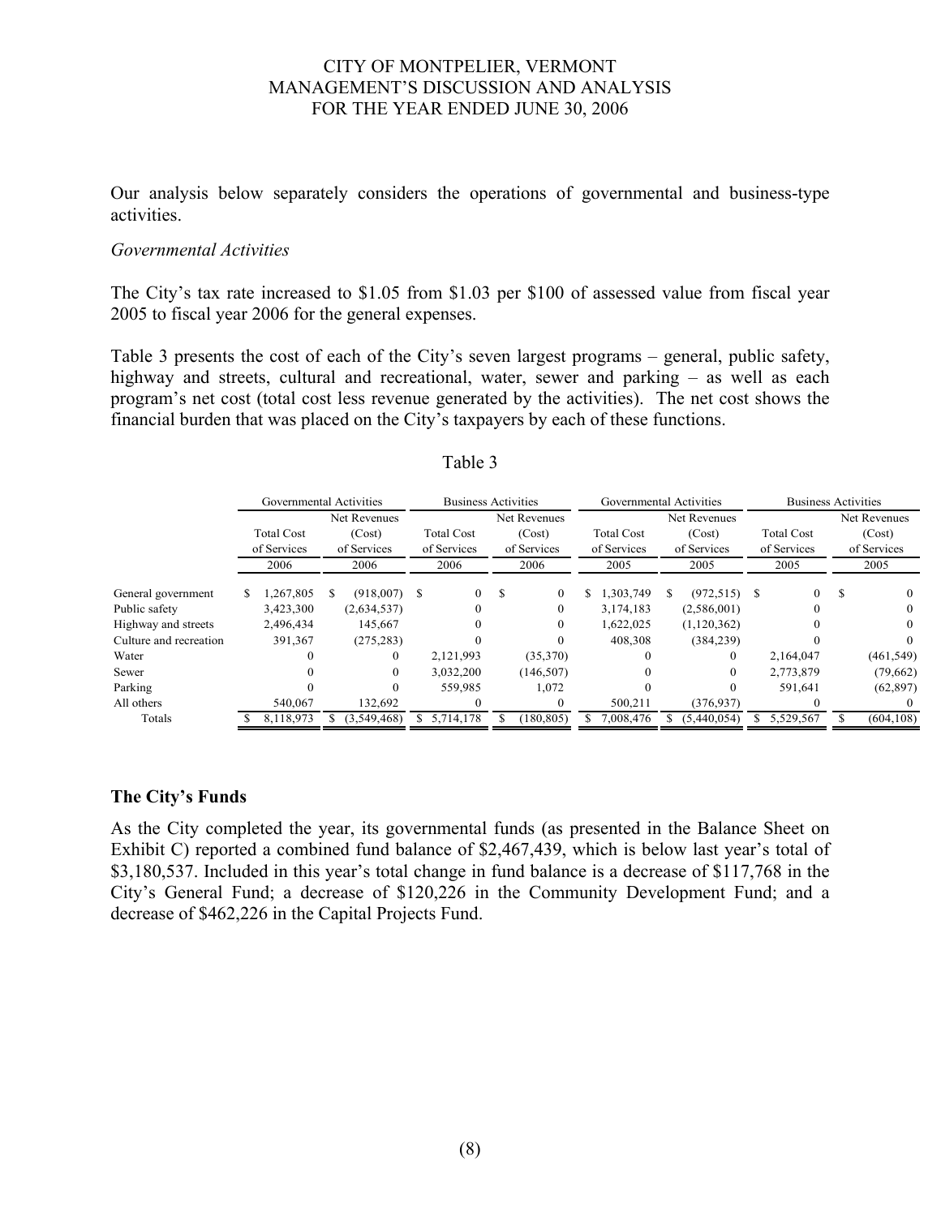Our analysis below separately considers the operations of governmental and business-type activities.

*Governmental Activities*

The City's tax rate increased to $1.05 from $1.03 per $100 of assessed value from fiscal year 2005 to fiscal year 2006 for the general expenses.

Table 3 presents the cost of each of the City's seven largest programs – general, public safety, highway and streets, cultural and recreational, water, sewer and parking – as well as each program's net cost (total cost less revenue generated by the activities). The net cost shows the financial burden that was placed on the City's taxpayers by each of these functions.

Table 3

| | Governmental Activities | | Business Activities | | Governmental Activities | | Business Activities | |
|---|---|---|---|---|---|---|---|---|
| | Total Cost of Services 2006 | Net Revenues (Cost) of Services 2006 | Total Cost of Services 2006 | Net Revenues (Cost) of Services 2006 | Total Cost of Services 2005 | Net Revenues (Cost) of Services 2005 | Total Cost of Services 2005 | Net Revenues (Cost) of Services 2005 |
| General government | $ 1,267,805 | $ (918,007) | $ 0 | $ 0 | $ 1,303,749 | $ (972,515) | $ 0 | $ 0 |
| Public safety | 3,423,300 | (2,634,537) | 0 | 0 | 3,174,183 | (2,586,001) | 0 | 0 |
| Highway and streets | 2,496,434 | 145,667 | 0 | 0 | 1,622,025 | (1,120,362) | 0 | 0 |
| Culture and recreation | 391,367 | (275,283) | 0 | 0 | 408,308 | (384,239) | 0 | 0 |
| Water | 0 | 0 | 2,121,993 | (35,370) | 0 | 0 | 2,164,047 | (461,549) |
| Sewer | 0 | 0 | 3,032,200 | (146,507) | 0 | 0 | 2,773,879 | (79,662) |
| Parking | 0 | 0 | 559,985 | 1,072 | 0 | 0 | 591,641 | (62,897) |
| All others | 540,067 | 132,692 | 0 | 0 | 500,211 | (376,937) | 0 | 0 |
| Totals | $ 8,118,973 | $ (3,549,468) | $ 5,714,178 | $ (180,805) | $ 7,008,476 | $ (5,440,054) | $ 5,529,567 | $ (604,108) |

## The City's Funds

As the City completed the year, its governmental funds (as presented in the Balance Sheet on Exhibit C) reported a combined fund balance of $2,467,439, which is below last year's total of $3,180,537. Included in this year's total change in fund balance is a decrease of $117,768 in the City's General Fund; a decrease of $120,226 in the Community Development Fund; and a decrease of $462,226 in the Capital Projects Fund.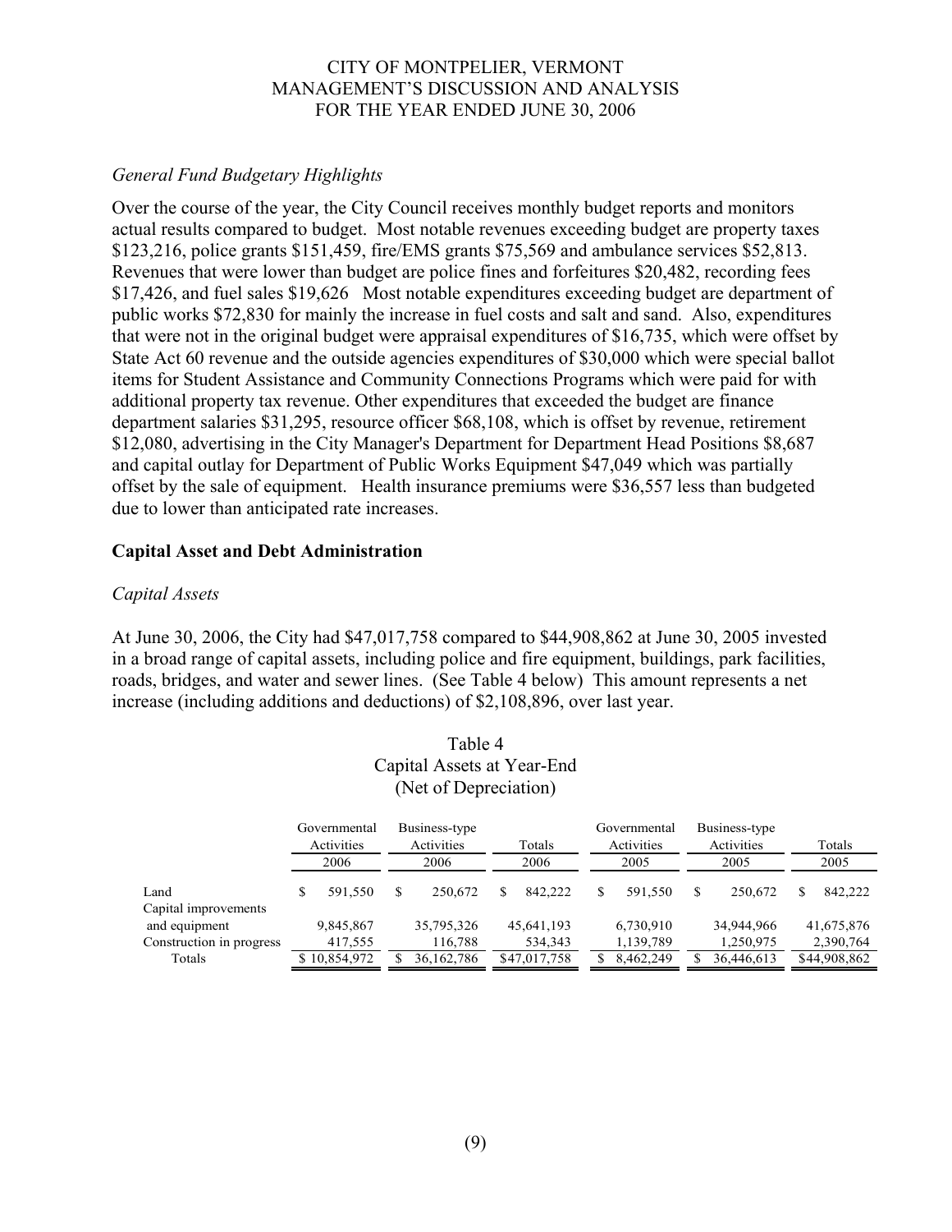*General Fund Budgetary Highlights*

Over the course of the year, the City Council receives monthly budget reports and monitors actual results compared to budget. Most notable revenues exceeding budget are property taxes $123,216, police grants $151,459, fire/EMS grants $75,569 and ambulance services $52,813. Revenues that were lower than budget are police fines and forfeitures $20,482, recording fees $17,426, and fuel sales $19,626 Most notable expenditures exceeding budget are department of public works $72,830 for mainly the increase in fuel costs and salt and sand. Also, expenditures that were not in the original budget were appraisal expenditures of $16,735, which were offset by State Act 60 revenue and the outside agencies expenditures of $30,000 which were special ballot items for Student Assistance and Community Connections Programs which were paid for with additional property tax revenue. Other expenditures that exceeded the budget are finance department salaries $31,295, resource officer $68,108, which is offset by revenue, retirement $12,080, advertising in the City Manager's Department for Department Head Positions $8,687 and capital outlay for Department of Public Works Equipment $47,049 which was partially offset by the sale of equipment. Health insurance premiums were $36,557 less than budgeted due to lower than anticipated rate increases.

## Capital Asset and Debt Administration

*Capital Assets*

At June 30, 2006, the City had $47,017,758 compared to $44,908,862 at June 30, 2005 invested in a broad range of capital assets, including police and fire equipment, buildings, park facilities, roads, bridges, and water and sewer lines. (See Table 4 below) This amount represents a net increase (including additions and deductions) of $2,108,896, over last year.

Table 4
Capital Assets at Year-End
(Net of Depreciation)

| | Governmental Activities 2006 | Business-type Activities 2006 | Totals 2006 | Governmental Activities 2005 | Business-type Activities 2005 | Totals 2005 |
|---|---|---|---|---|---|---|
| Land | $ 591,550 | $ 250,672 | $ 842,222 | $ 591,550 | $ 250,672 | $ 842,222 |
| Capital improvements and equipment | 9,845,867 | 35,795,326 | 45,641,193 | 6,730,910 | 34,944,966 | 41,675,876 |
| Construction in progress | 417,555 | 116,788 | 534,343 | 1,139,789 | 1,250,975 | 2,390,764 |
| Totals | $ 10,854,972 | $ 36,162,786 | $47,017,758 | $ 8,462,249 | $ 36,446,613 | $44,908,862 |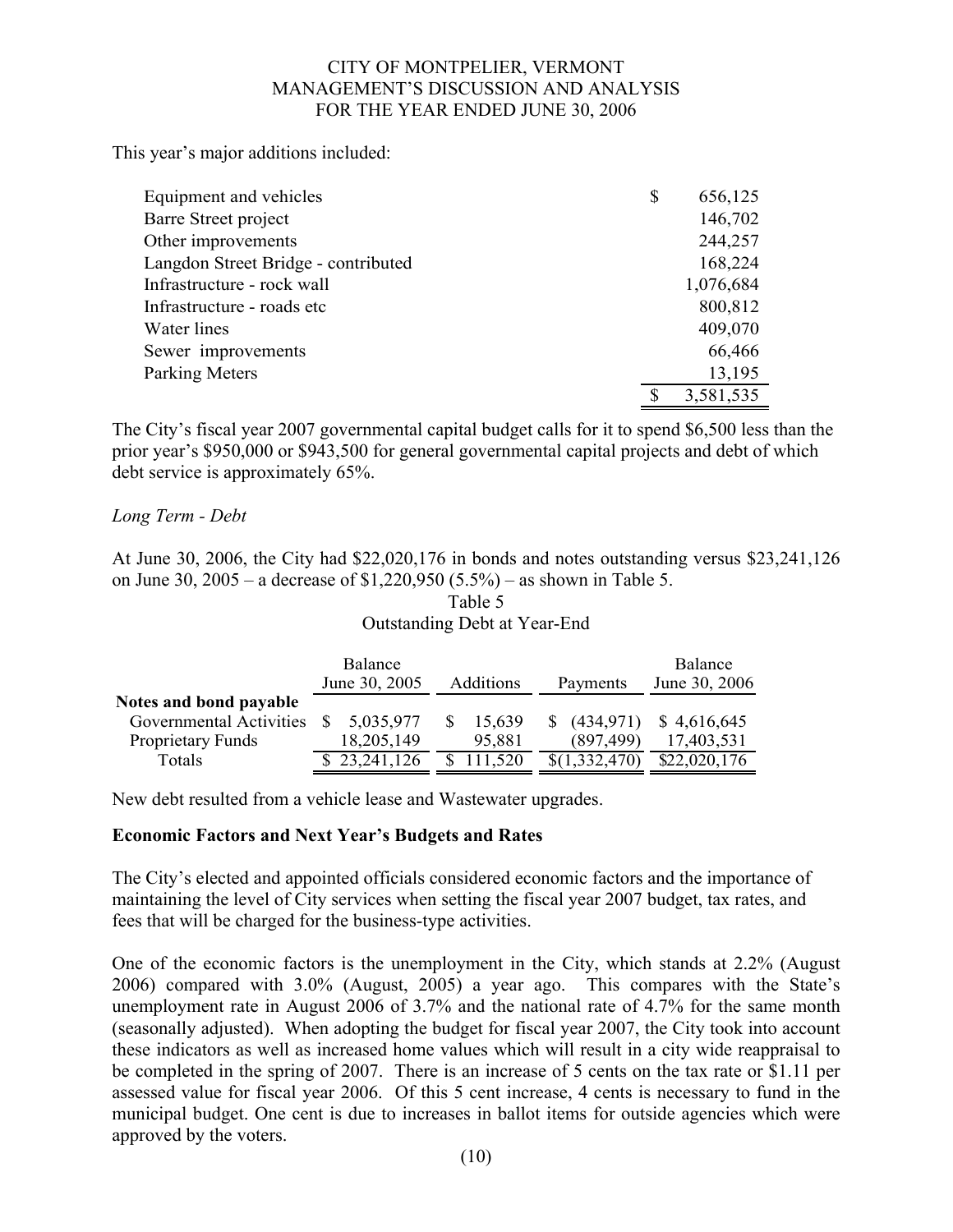This year's major additions included:

| | |
|---|---|
| Equipment and vehicles | $ 656,125 |
| Barre Street project | 146,702 |
| Other improvements | 244,257 |
| Langdon Street Bridge - contributed | 168,224 |
| Infrastructure - rock wall | 1,076,684 |
| Infrastructure - roads etc | 800,812 |
| Water lines | 409,070 |
| Sewer improvements | 66,466 |
| Parking Meters | 13,195 |
| | $ 3,581,535 |

The City's fiscal year 2007 governmental capital budget calls for it to spend $6,500 less than the prior year's $950,000 or $943,500 for general governmental capital projects and debt of which debt service is approximately 65%.

*Long Term - Debt*

At June 30, 2006, the City had $22,020,176 in bonds and notes outstanding versus $23,241,126 on June 30, 2005 – a decrease of $1,220,950 (5.5%) – as shown in Table 5.

Table 5
Outstanding Debt at Year-End

| | Balance June 30, 2005 | Additions | Payments | Balance June 30, 2006 |
|---|---|---|---|---|
| **Notes and bond payable** | | | | |
| Governmental Activities | $ 5,035,977 | $ 15,639 | $ (434,971) | $ 4,616,645 |
| Proprietary Funds | 18,205,149 | 95,881 | (897,499) | 17,403,531 |
| Totals | $ 23,241,126 | $ 111,520 | $(1,332,470) | $22,020,176 |

New debt resulted from a vehicle lease and Wastewater upgrades.

**Economic Factors and Next Year's Budgets and Rates**

The City's elected and appointed officials considered economic factors and the importance of maintaining the level of City services when setting the fiscal year 2007 budget, tax rates, and fees that will be charged for the business-type activities.

One of the economic factors is the unemployment in the City, which stands at 2.2% (August 2006) compared with 3.0% (August, 2005) a year ago. This compares with the State's unemployment rate in August 2006 of 3.7% and the national rate of 4.7% for the same month (seasonally adjusted). When adopting the budget for fiscal year 2007, the City took into account these indicators as well as increased home values which will result in a city wide reappraisal to be completed in the spring of 2007. There is an increase of 5 cents on the tax rate or $1.11 per assessed value for fiscal year 2006. Of this 5 cent increase, 4 cents is necessary to fund in the municipal budget. One cent is due to increases in ballot items for outside agencies which were approved by the voters.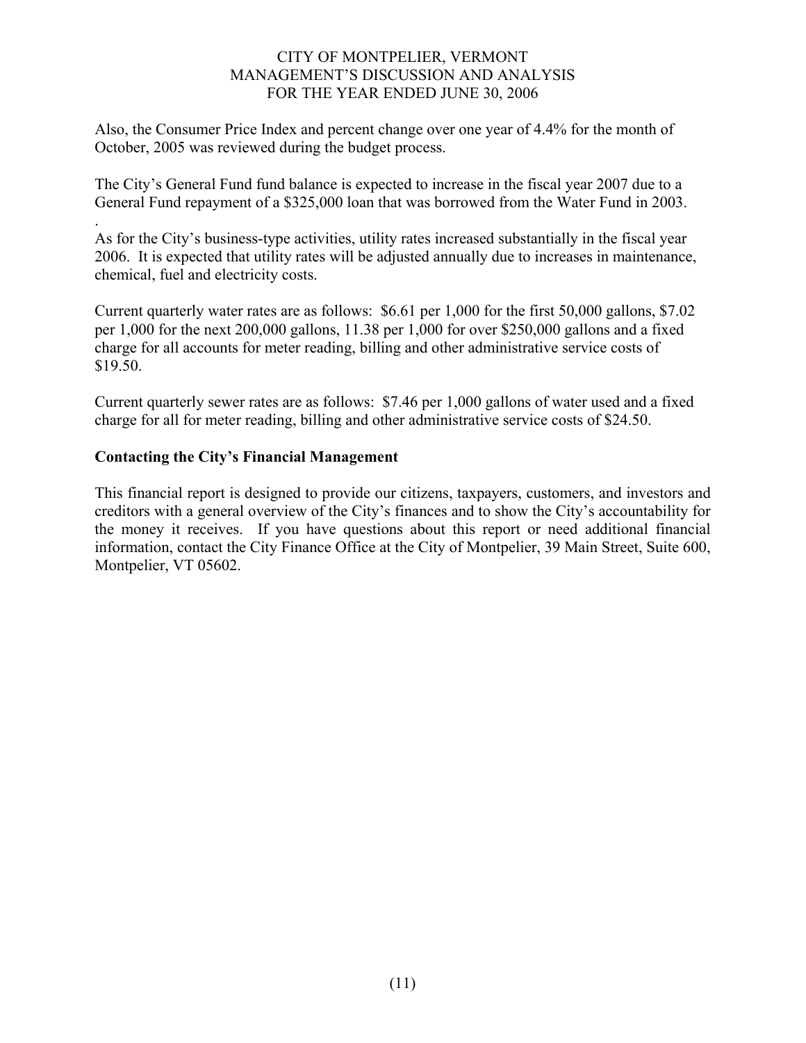Also, the Consumer Price Index and percent change over one year of 4.4% for the month of October, 2005 was reviewed during the budget process.

The City's General Fund fund balance is expected to increase in the fiscal year 2007 due to a General Fund repayment of a $325,000 loan that was borrowed from the Water Fund in 2003.

.

As for the City's business-type activities, utility rates increased substantially in the fiscal year 2006. It is expected that utility rates will be adjusted annually due to increases in maintenance, chemical, fuel and electricity costs.

Current quarterly water rates are as follows: $6.61 per 1,000 for the first 50,000 gallons, $7.02 per 1,000 for the next 200,000 gallons, 11.38 per 1,000 for over $250,000 gallons and a fixed charge for all accounts for meter reading, billing and other administrative service costs of $19.50.

Current quarterly sewer rates are as follows: $7.46 per 1,000 gallons of water used and a fixed charge for all for meter reading, billing and other administrative service costs of $24.50.

**Contacting the City's Financial Management**

This financial report is designed to provide our citizens, taxpayers, customers, and investors and creditors with a general overview of the City's finances and to show the City's accountability for the money it receives. If you have questions about this report or need additional financial information, contact the City Finance Office at the City of Montpelier, 39 Main Street, Suite 600, Montpelier, VT 05602.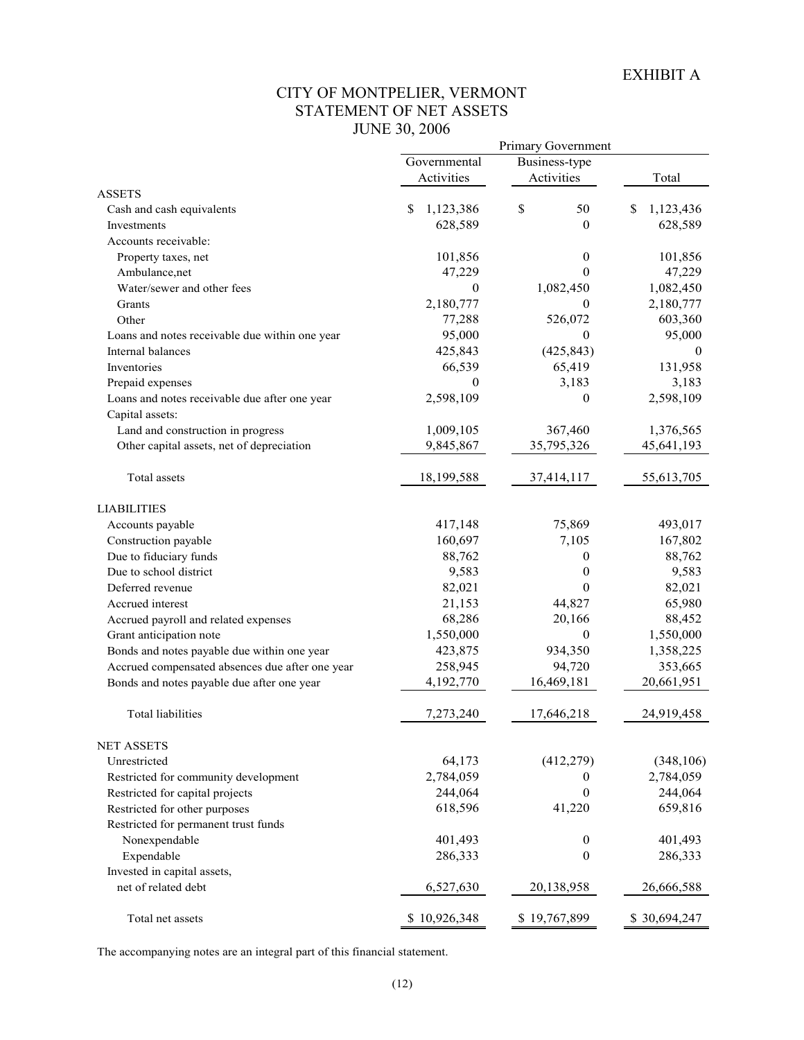EXHIBIT A

# CITY OF MONTPELIER, VERMONT
## STATEMENT OF NET ASSETS
## JUNE 30, 2006

| | Primary Government | | |
|---|---|---|---|
| | Governmental Activities | Business-type Activities | Total |
| **ASSETS** | | | |
| Cash and cash equivalents | $ 1,123,386 | $ 50 | $ 1,123,436 |
| Investments | 628,589 | 0 | 628,589 |
| Accounts receivable: | | | |
| Property taxes, net | 101,856 | 0 | 101,856 |
| Ambulance,net | 47,229 | 0 | 47,229 |
| Water/sewer and other fees | 0 | 1,082,450 | 1,082,450 |
| Grants | 2,180,777 | 0 | 2,180,777 |
| Other | 77,288 | 526,072 | 603,360 |
| Loans and notes receivable due within one year | 95,000 | 0 | 95,000 |
| Internal balances | 425,843 | (425,843) | 0 |
| Inventories | 66,539 | 65,419 | 131,958 |
| Prepaid expenses | 0 | 3,183 | 3,183 |
| Loans and notes receivable due after one year | 2,598,109 | 0 | 2,598,109 |
| Capital assets: | | | |
| Land and construction in progress | 1,009,105 | 367,460 | 1,376,565 |
| Other capital assets, net of depreciation | 9,845,867 | 35,795,326 | 45,641,193 |
| Total assets | 18,199,588 | 37,414,117 | 55,613,705 |
| **LIABILITIES** | | | |
| Accounts payable | 417,148 | 75,869 | 493,017 |
| Construction payable | 160,697 | 7,105 | 167,802 |
| Due to fiduciary funds | 88,762 | 0 | 88,762 |
| Due to school district | 9,583 | 0 | 9,583 |
| Deferred revenue | 82,021 | 0 | 82,021 |
| Accrued interest | 21,153 | 44,827 | 65,980 |
| Accrued payroll and related expenses | 68,286 | 20,166 | 88,452 |
| Grant anticipation note | 1,550,000 | 0 | 1,550,000 |
| Bonds and notes payable due within one year | 423,875 | 934,350 | 1,358,225 |
| Accrued compensated absences due after one year | 258,945 | 94,720 | 353,665 |
| Bonds and notes payable due after one year | 4,192,770 | 16,469,181 | 20,661,951 |
| Total liabilities | 7,273,240 | 17,646,218 | 24,919,458 |
| **NET ASSETS** | | | |
| Unrestricted | 64,173 | (412,279) | (348,106) |
| Restricted for community development | 2,784,059 | 0 | 2,784,059 |
| Restricted for capital projects | 244,064 | 0 | 244,064 |
| Restricted for other purposes | 618,596 | 41,220 | 659,816 |
| Restricted for permanent trust funds | | | |
| Nonexpendable | 401,493 | 0 | 401,493 |
| Expendable | 286,333 | 0 | 286,333 |
| Invested in capital assets, net of related debt | 6,527,630 | 20,138,958 | 26,666,588 |
| Total net assets | $ 10,926,348 | $ 19,767,899 | $ 30,694,247 |

The accompanying notes are an integral part of this financial statement.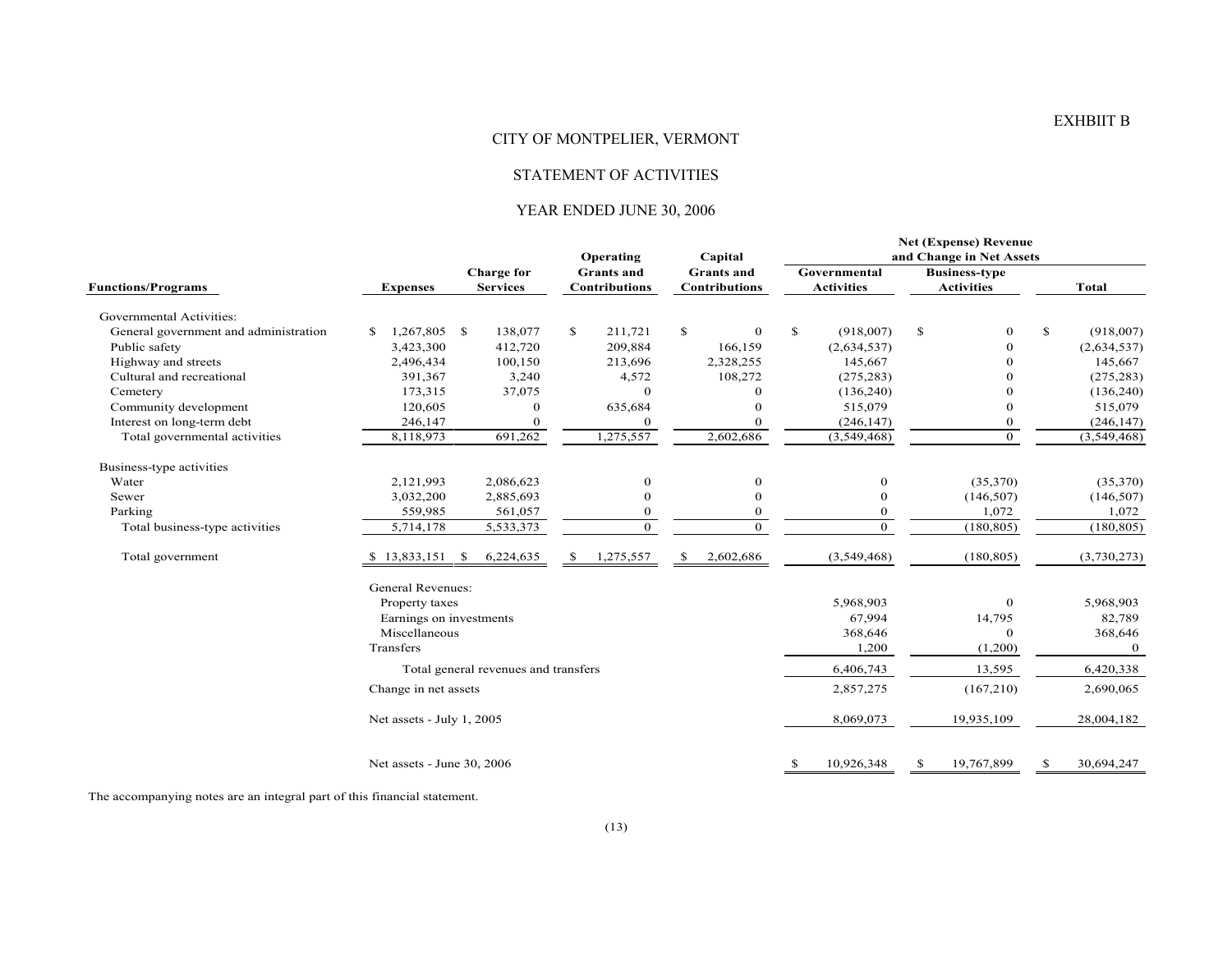EXHBIIT B

# CITY OF MONTPELIER, VERMONT

## STATEMENT OF ACTIVITIES

## YEAR ENDED JUNE 30, 2006

| Functions/Programs | Expenses | Charge for Services | Operating Grants and Contributions | Capital Grants and Contributions | Net (Expense) Revenue and Change in Net Assets: Governmental Activities | Business-type Activities | Total |
|---|---|---|---|---|---|---|---|
| Governmental Activities: | | | | | | | |
| General government and administration | $ 1,267,805 | $ 138,077 | $ 211,721 | $ 0 | $ (918,007) | $ 0 | $ (918,007) |
| Public safety | 3,423,300 | 412,720 | 209,884 | 166,159 | (2,634,537) | 0 | (2,634,537) |
| Highway and streets | 2,496,434 | 100,150 | 213,696 | 2,328,255 | 145,667 | 0 | 145,667 |
| Cultural and recreational | 391,367 | 3,240 | 4,572 | 108,272 | (275,283) | 0 | (275,283) |
| Cemetery | 173,315 | 37,075 | 0 | 0 | (136,240) | 0 | (136,240) |
| Community development | 120,605 | 0 | 635,684 | 0 | 515,079 | 0 | 515,079 |
| Interest on long-term debt | 246,147 | 0 | 0 | 0 | (246,147) | 0 | (246,147) |
| Total governmental activities | 8,118,973 | 691,262 | 1,275,557 | 2,602,686 | (3,549,468) | 0 | (3,549,468) |
| Business-type activities | | | | | | | |
| Water | 2,121,993 | 2,086,623 | 0 | 0 | 0 | (35,370) | (35,370) |
| Sewer | 3,032,200 | 2,885,693 | 0 | 0 | 0 | (146,507) | (146,507) |
| Parking | 559,985 | 561,057 | 0 | 0 | 0 | 1,072 | 1,072 |
| Total business-type activities | 5,714,178 | 5,533,373 | 0 | 0 | 0 | (180,805) | (180,805) |
| Total government | $ 13,833,151 | $ 6,224,635 | $ 1,275,557 | $ 2,602,686 | (3,549,468) | (180,805) | (3,730,273) |
| | General Revenues: | | | | | | |
| | Property taxes | | | | 5,968,903 | 0 | 5,968,903 |
| | Earnings on investments | | | | 67,994 | 14,795 | 82,789 |
| | Miscellaneous | | | | 368,646 | 0 | 368,646 |
| | Transfers | | | | 1,200 | (1,200) | 0 |
| | Total general revenues and transfers | | | | 6,406,743 | 13,595 | 6,420,338 |
| | Change in net assets | | | | 2,857,275 | (167,210) | 2,690,065 |
| | Net assets - July 1, 2005 | | | | 8,069,073 | 19,935,109 | 28,004,182 |
| | Net assets - June 30, 2006 | | | | $ 10,926,348 | $ 19,767,899 | $ 30,694,247 |

The accompanying notes are an integral part of this financial statement.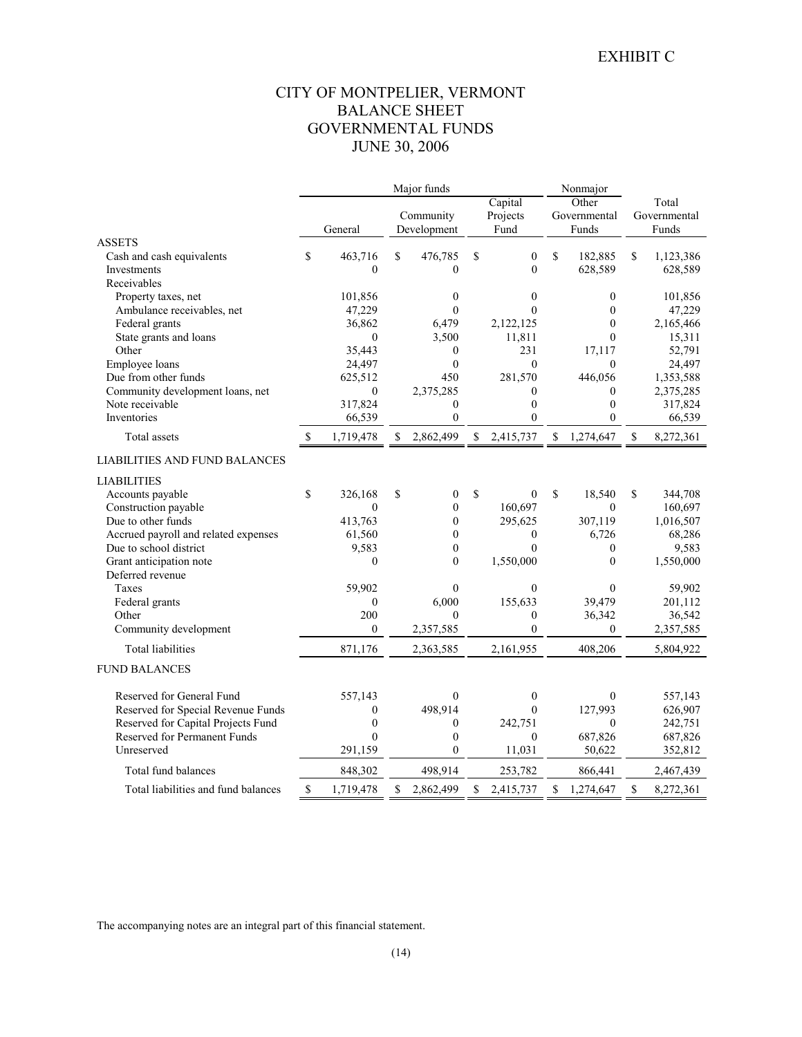EXHIBIT C

# CITY OF MONTPELIER, VERMONT
## BALANCE SHEET
## GOVERNMENTAL FUNDS
## JUNE 30, 2006

| | Major funds | | | Nonmajor | |
|---|---|---|---|---|---|
| | General | Community Development | Capital Projects Fund | Other Governmental Funds | Total Governmental Funds |
| **ASSETS** | | | | | |
| Cash and cash equivalents | $ 463,716 | $ 476,785 | $ 0 | $ 182,885 | $ 1,123,386 |
| Investments | 0 | 0 | 0 | 628,589 | 628,589 |
| Receivables | | | | | |
| Property taxes, net | 101,856 | 0 | 0 | 0 | 101,856 |
| Ambulance receivables, net | 47,229 | 0 | 0 | 0 | 47,229 |
| Federal grants | 36,862 | 6,479 | 2,122,125 | 0 | 2,165,466 |
| State grants and loans | 0 | 3,500 | 11,811 | 0 | 15,311 |
| Other | 35,443 | 0 | 231 | 17,117 | 52,791 |
| Employee loans | 24,497 | 0 | 0 | 0 | 24,497 |
| Due from other funds | 625,512 | 450 | 281,570 | 446,056 | 1,353,588 |
| Community development loans, net | 0 | 2,375,285 | 0 | 0 | 2,375,285 |
| Note receivable | 317,824 | 0 | 0 | 0 | 317,824 |
| Inventories | 66,539 | 0 | 0 | 0 | 66,539 |
| Total assets | $ 1,719,478 | $ 2,862,499 | $ 2,415,737 | $ 1,274,647 | $ 8,272,361 |
| **LIABILITIES AND FUND BALANCES** | | | | | |
| **LIABILITIES** | | | | | |
| Accounts payable | $ 326,168 | $ 0 | $ 0 | $ 18,540 | $ 344,708 |
| Construction payable | 0 | 0 | 160,697 | 0 | 160,697 |
| Due to other funds | 413,763 | 0 | 295,625 | 307,119 | 1,016,507 |
| Accrued payroll and related expenses | 61,560 | 0 | 0 | 6,726 | 68,286 |
| Due to school district | 9,583 | 0 | 0 | 0 | 9,583 |
| Grant anticipation note | 0 | 0 | 1,550,000 | 0 | 1,550,000 |
| Deferred revenue | | | | | |
| Taxes | 59,902 | 0 | 0 | 0 | 59,902 |
| Federal grants | 0 | 6,000 | 155,633 | 39,479 | 201,112 |
| Other | 200 | 0 | 0 | 36,342 | 36,542 |
| Community development | 0 | 2,357,585 | 0 | 0 | 2,357,585 |
| Total liabilities | 871,176 | 2,363,585 | 2,161,955 | 408,206 | 5,804,922 |
| **FUND BALANCES** | | | | | |
| Reserved for General Fund | 557,143 | 0 | 0 | 0 | 557,143 |
| Reserved for Special Revenue Funds | 0 | 498,914 | 0 | 127,993 | 626,907 |
| Reserved for Capital Projects Fund | 0 | 0 | 242,751 | 0 | 242,751 |
| Reserved for Permanent Funds | 0 | 0 | 0 | 687,826 | 687,826 |
| Unreserved | 291,159 | 0 | 11,031 | 50,622 | 352,812 |
| Total fund balances | 848,302 | 498,914 | 253,782 | 866,441 | 2,467,439 |
| Total liabilities and fund balances | $ 1,719,478 | $ 2,862,499 | $ 2,415,737 | $ 1,274,647 | $ 8,272,361 |

The accompanying notes are an integral part of this financial statement.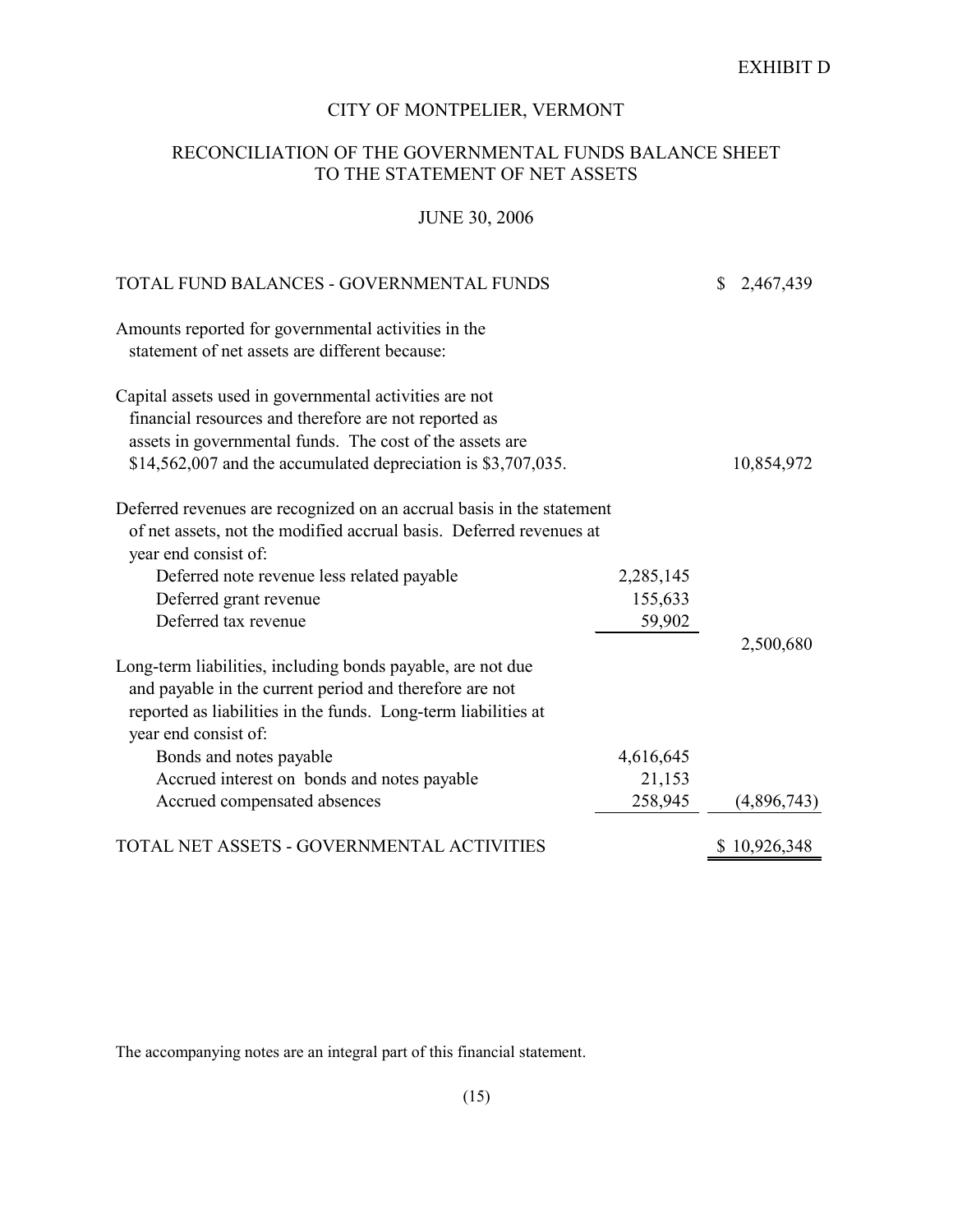EXHIBIT D

# CITY OF MONTPELIER, VERMONT

## RECONCILIATION OF THE GOVERNMENTAL FUNDS BALANCE SHEET TO THE STATEMENT OF NET ASSETS

### JUNE 30, 2006

| | | |
|---|---|---|
| TOTAL FUND BALANCES - GOVERNMENTAL FUNDS | | $ 2,467,439 |
| Amounts reported for governmental activities in the statement of net assets are different because: | | |
| Capital assets used in governmental activities are not financial resources and therefore are not reported as assets in governmental funds. The cost of the assets are $14,562,007 and the accumulated depreciation is $3,707,035. | | 10,854,972 |
| Deferred revenues are recognized on an accrual basis in the statement of net assets, not the modified accrual basis. Deferred revenues at year end consist of: | | |
| Deferred note revenue less related payable | 2,285,145 | |
| Deferred grant revenue | 155,633 | |
| Deferred tax revenue | 59,902 | |
| | | 2,500,680 |
| Long-term liabilities, including bonds payable, are not due and payable in the current period and therefore are not reported as liabilities in the funds. Long-term liabilities at year end consist of: | | |
| Bonds and notes payable | 4,616,645 | |
| Accrued interest on bonds and notes payable | 21,153 | |
| Accrued compensated absences | 258,945 | (4,896,743) |
| TOTAL NET ASSETS - GOVERNMENTAL ACTIVITIES | | $ 10,926,348 |

The accompanying notes are an integral part of this financial statement.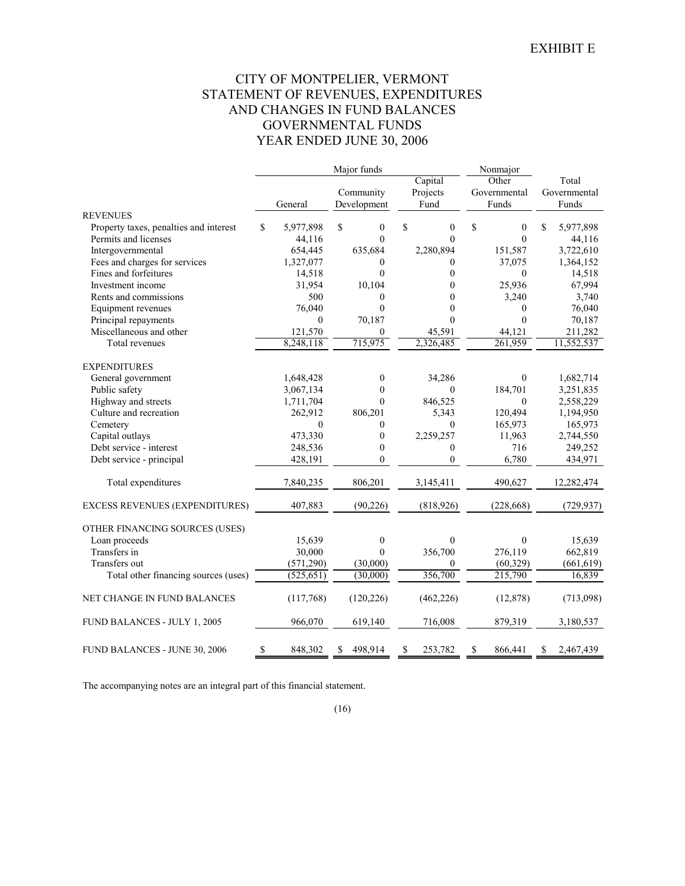EXHIBIT E

# CITY OF MONTPELIER, VERMONT
## STATEMENT OF REVENUES, EXPENDITURES AND CHANGES IN FUND BALANCES
## GOVERNMENTAL FUNDS
## YEAR ENDED JUNE 30, 2006

| | Major funds | | | Nonmajor | |
|---|---|---|---|---|---|
| | General | Community Development | Capital Projects Fund | Other Governmental Funds | Total Governmental Funds |
| **REVENUES** | | | | | |
| Property taxes, penalties and interest | $ 5,977,898 | $ 0 | $ 0 | $ 0 | $ 5,977,898 |
| Permits and licenses | 44,116 | 0 | 0 | 0 | 44,116 |
| Intergovernmental | 654,445 | 635,684 | 2,280,894 | 151,587 | 3,722,610 |
| Fees and charges for services | 1,327,077 | 0 | 0 | 37,075 | 1,364,152 |
| Fines and forfeitures | 14,518 | 0 | 0 | 0 | 14,518 |
| Investment income | 31,954 | 10,104 | 0 | 25,936 | 67,994 |
| Rents and commissions | 500 | 0 | 0 | 3,240 | 3,740 |
| Equipment revenues | 76,040 | 0 | 0 | 0 | 76,040 |
| Principal repayments | 0 | 70,187 | 0 | 0 | 70,187 |
| Miscellaneous and other | 121,570 | 0 | 45,591 | 44,121 | 211,282 |
| Total revenues | 8,248,118 | 715,975 | 2,326,485 | 261,959 | 11,552,537 |
| **EXPENDITURES** | | | | | |
| General government | 1,648,428 | 0 | 34,286 | 0 | 1,682,714 |
| Public safety | 3,067,134 | 0 | 0 | 184,701 | 3,251,835 |
| Highway and streets | 1,711,704 | 0 | 846,525 | 0 | 2,558,229 |
| Culture and recreation | 262,912 | 806,201 | 5,343 | 120,494 | 1,194,950 |
| Cemetery | 0 | 0 | 0 | 165,973 | 165,973 |
| Capital outlays | 473,330 | 0 | 2,259,257 | 11,963 | 2,744,550 |
| Debt service - interest | 248,536 | 0 | 0 | 716 | 249,252 |
| Debt service - principal | 428,191 | 0 | 0 | 6,780 | 434,971 |
| Total expenditures | 7,840,235 | 806,201 | 3,145,411 | 490,627 | 12,282,474 |
| EXCESS REVENUES (EXPENDITURES) | 407,883 | (90,226) | (818,926) | (228,668) | (729,937) |
| **OTHER FINANCING SOURCES (USES)** | | | | | |
| Loan proceeds | 15,639 | 0 | 0 | 0 | 15,639 |
| Transfers in | 30,000 | 0 | 356,700 | 276,119 | 662,819 |
| Transfers out | (571,290) | (30,000) | 0 | (60,329) | (661,619) |
| Total other financing sources (uses) | (525,651) | (30,000) | 356,700 | 215,790 | 16,839 |
| NET CHANGE IN FUND BALANCES | (117,768) | (120,226) | (462,226) | (12,878) | (713,098) |
| FUND BALANCES - JULY 1, 2005 | 966,070 | 619,140 | 716,008 | 879,319 | 3,180,537 |
| FUND BALANCES - JUNE 30, 2006 | $ 848,302 | $ 498,914 | $ 253,782 | $ 866,441 | $ 2,467,439 |

The accompanying notes are an integral part of this financial statement.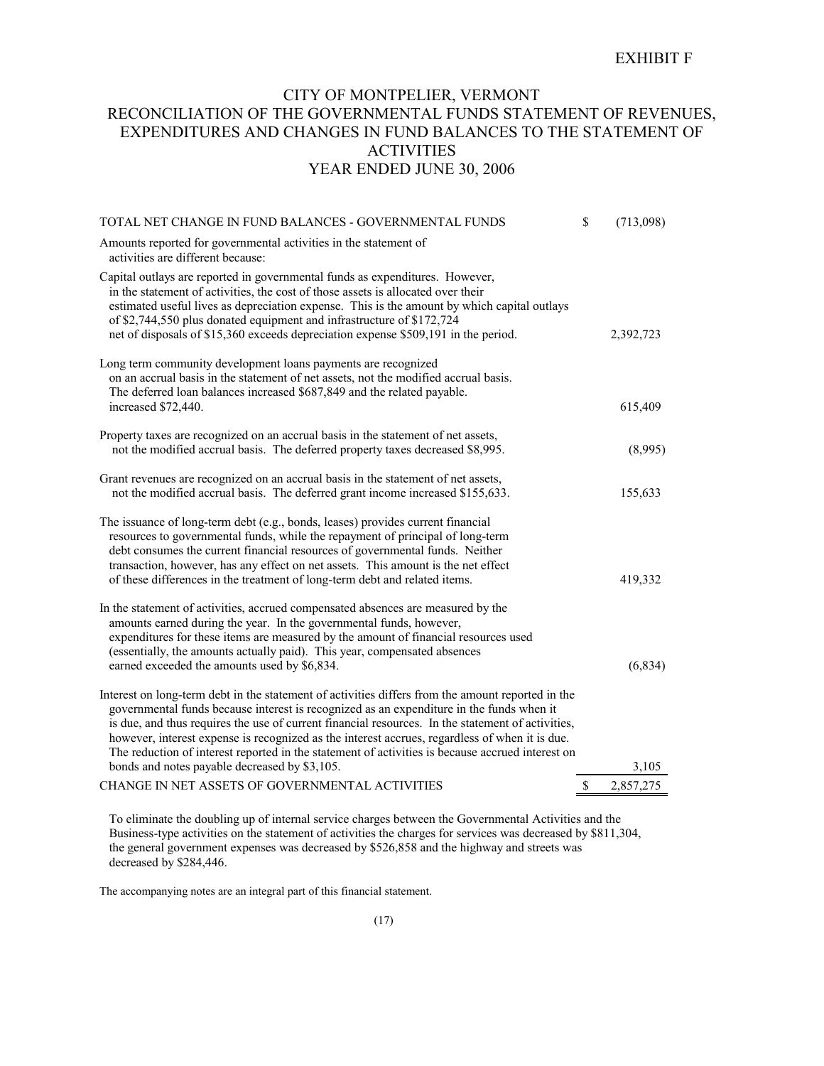EXHIBIT F

# CITY OF MONTPELIER, VERMONT
## RECONCILIATION OF THE GOVERNMENTAL FUNDS STATEMENT OF REVENUES, EXPENDITURES AND CHANGES IN FUND BALANCES TO THE STATEMENT OF ACTIVITIES
## YEAR ENDED JUNE 30, 2006

| | |
|---|---|
| TOTAL NET CHANGE IN FUND BALANCES - GOVERNMENTAL FUNDS | $ (713,098) |
| Amounts reported for governmental activities in the statement of activities are different because: | |
| Capital outlays are reported in governmental funds as expenditures. However, in the statement of activities, the cost of those assets is allocated over their estimated useful lives as depreciation expense. This is the amount by which capital outlays of $2,744,550 plus donated equipment and infrastructure of $172,724 net of disposals of $15,360 exceeds depreciation expense $509,191 in the period. | 2,392,723 |
| Long term community development loans payments are recognized on an accrual basis in the statement of net assets, not the modified accrual basis. The deferred loan balances increased $687,849 and the related payable. increased $72,440. | 615,409 |
| Property taxes are recognized on an accrual basis in the statement of net assets, not the modified accrual basis. The deferred property taxes decreased $8,995. | (8,995) |
| Grant revenues are recognized on an accrual basis in the statement of net assets, not the modified accrual basis. The deferred grant income increased $155,633. | 155,633 |
| The issuance of long-term debt (e.g., bonds, leases) provides current financial resources to governmental funds, while the repayment of principal of long-term debt consumes the current financial resources of governmental funds. Neither transaction, however, has any effect on net assets. This amount is the net effect of these differences in the treatment of long-term debt and related items. | 419,332 |
| In the statement of activities, accrued compensated absences are measured by the amounts earned during the year. In the governmental funds, however, expenditures for these items are measured by the amount of financial resources used (essentially, the amounts actually paid). This year, compensated absences earned exceeded the amounts used by $6,834. | (6,834) |
| Interest on long-term debt in the statement of activities differs from the amount reported in the governmental funds because interest is recognized as an expenditure in the funds when it is due, and thus requires the use of current financial resources. In the statement of activities, however, interest expense is recognized as the interest accrues, regardless of when it is due. The reduction of interest reported in the statement of activities is because accrued interest on bonds and notes payable decreased by $3,105. | 3,105 |
| CHANGE IN NET ASSETS OF GOVERNMENTAL ACTIVITIES | $ 2,857,275 |

To eliminate the doubling up of internal service charges between the Governmental Activities and the Business-type activities on the statement of activities the charges for services was decreased by $811,304, the general government expenses was decreased by $526,858 and the highway and streets was decreased by $284,446.

The accompanying notes are an integral part of this financial statement.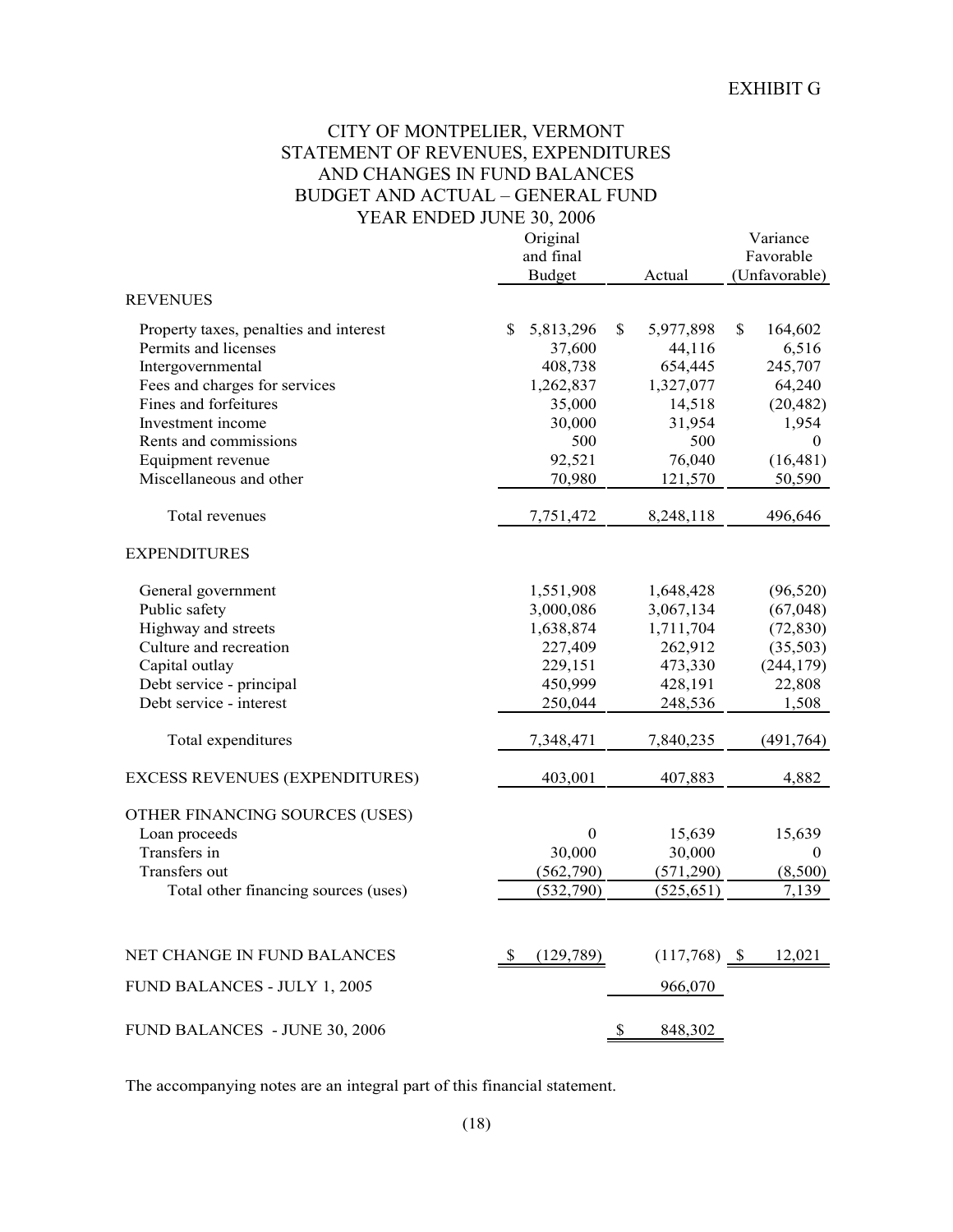EXHIBIT G

# CITY OF MONTPELIER, VERMONT
## STATEMENT OF REVENUES, EXPENDITURES AND CHANGES IN FUND BALANCES BUDGET AND ACTUAL – GENERAL FUND
### YEAR ENDED JUNE 30, 2006

| | Original and final Budget | Actual | Variance Favorable (Unfavorable) |
|---|---|---|---|
| REVENUES | | | |
| Property taxes, penalties and interest | $ 5,813,296 | $ 5,977,898 | $ 164,602 |
| Permits and licenses | 37,600 | 44,116 | 6,516 |
| Intergovernmental | 408,738 | 654,445 | 245,707 |
| Fees and charges for services | 1,262,837 | 1,327,077 | 64,240 |
| Fines and forfeitures | 35,000 | 14,518 | (20,482) |
| Investment income | 30,000 | 31,954 | 1,954 |
| Rents and commissions | 500 | 500 | 0 |
| Equipment revenue | 92,521 | 76,040 | (16,481) |
| Miscellaneous and other | 70,980 | 121,570 | 50,590 |
| Total revenues | 7,751,472 | 8,248,118 | 496,646 |
| EXPENDITURES | | | |
| General government | 1,551,908 | 1,648,428 | (96,520) |
| Public safety | 3,000,086 | 3,067,134 | (67,048) |
| Highway and streets | 1,638,874 | 1,711,704 | (72,830) |
| Culture and recreation | 227,409 | 262,912 | (35,503) |
| Capital outlay | 229,151 | 473,330 | (244,179) |
| Debt service - principal | 450,999 | 428,191 | 22,808 |
| Debt service - interest | 250,044 | 248,536 | 1,508 |
| Total expenditures | 7,348,471 | 7,840,235 | (491,764) |
| EXCESS REVENUES (EXPENDITURES) | 403,001 | 407,883 | 4,882 |
| OTHER FINANCING SOURCES (USES) | | | |
| Loan proceeds | 0 | 15,639 | 15,639 |
| Transfers in | 30,000 | 30,000 | 0 |
| Transfers out | (562,790) | (571,290) | (8,500) |
| Total other financing sources (uses) | (532,790) | (525,651) | 7,139 |
| NET CHANGE IN FUND BALANCES | $ (129,789) | (117,768) | $ 12,021 |
| FUND BALANCES - JULY 1, 2005 | | 966,070 | |
| FUND BALANCES - JUNE 30, 2006 | | $ 848,302 | |

The accompanying notes are an integral part of this financial statement.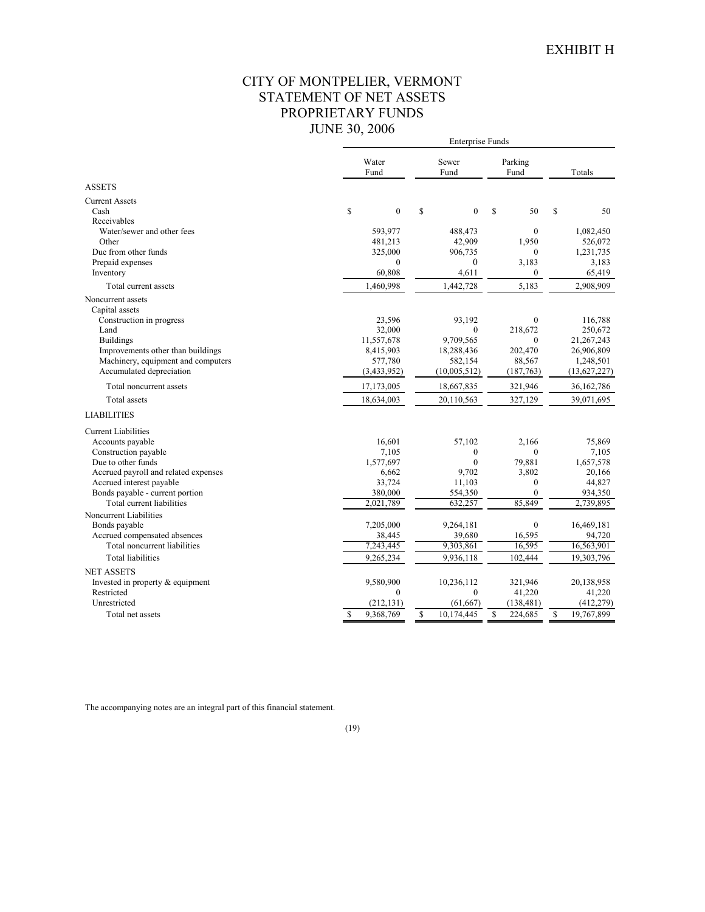EXHIBIT H

# CITY OF MONTPELIER, VERMONT
## STATEMENT OF NET ASSETS
## PROPRIETARY FUNDS
## JUNE 30, 2006

| | Enterprise Funds | | | |
|---|---|---|---|---|
| | Water Fund | Sewer Fund | Parking Fund | Totals |
| **ASSETS** | | | | |
| Current Assets | | | | |
| Cash | $ 0 | $ 0 | $ 50 | $ 50 |
| Receivables | | | | |
| Water/sewer and other fees | 593,977 | 488,473 | 0 | 1,082,450 |
| Other | 481,213 | 42,909 | 1,950 | 526,072 |
| Due from other funds | 325,000 | 906,735 | 0 | 1,231,735 |
| Prepaid expenses | 0 | 0 | 3,183 | 3,183 |
| Inventory | 60,808 | 4,611 | 0 | 65,419 |
| Total current assets | 1,460,998 | 1,442,728 | 5,183 | 2,908,909 |
| Noncurrent assets | | | | |
| Capital assets | | | | |
| Construction in progress | 23,596 | 93,192 | 0 | 116,788 |
| Land | 32,000 | 0 | 218,672 | 250,672 |
| Buildings | 11,557,678 | 9,709,565 | 0 | 21,267,243 |
| Improvements other than buildings | 8,415,903 | 18,288,436 | 202,470 | 26,906,809 |
| Machinery, equipment and computers | 577,780 | 582,154 | 88,567 | 1,248,501 |
| Accumulated depreciation | (3,433,952) | (10,005,512) | (187,763) | (13,627,227) |
| Total noncurrent assets | 17,173,005 | 18,667,835 | 321,946 | 36,162,786 |
| Total assets | 18,634,003 | 20,110,563 | 327,129 | 39,071,695 |
| **LIABILITIES** | | | | |
| Current Liabilities | | | | |
| Accounts payable | 16,601 | 57,102 | 2,166 | 75,869 |
| Construction payable | 7,105 | 0 | 0 | 7,105 |
| Due to other funds | 1,577,697 | 0 | 79,881 | 1,657,578 |
| Accrued payroll and related expenses | 6,662 | 9,702 | 3,802 | 20,166 |
| Accrued interest payable | 33,724 | 11,103 | 0 | 44,827 |
| Bonds payable - current portion | 380,000 | 554,350 | 0 | 934,350 |
| Total current liabilities | 2,021,789 | 632,257 | 85,849 | 2,739,895 |
| Noncurrent Liabilities | | | | |
| Bonds payable | 7,205,000 | 9,264,181 | 0 | 16,469,181 |
| Accrued compensated absences | 38,445 | 39,680 | 16,595 | 94,720 |
| Total noncurrent liabilities | 7,243,445 | 9,303,861 | 16,595 | 16,563,901 |
| Total liabilities | 9,265,234 | 9,936,118 | 102,444 | 19,303,796 |
| **NET ASSETS** | | | | |
| Invested in property & equipment | 9,580,900 | 10,236,112 | 321,946 | 20,138,958 |
| Restricted | 0 | 0 | 41,220 | 41,220 |
| Unrestricted | (212,131) | (61,667) | (138,481) | (412,279) |
| Total net assets | $ 9,368,769 | $ 10,174,445 | $ 224,685 | $ 19,767,899 |

The accompanying notes are an integral part of this financial statement.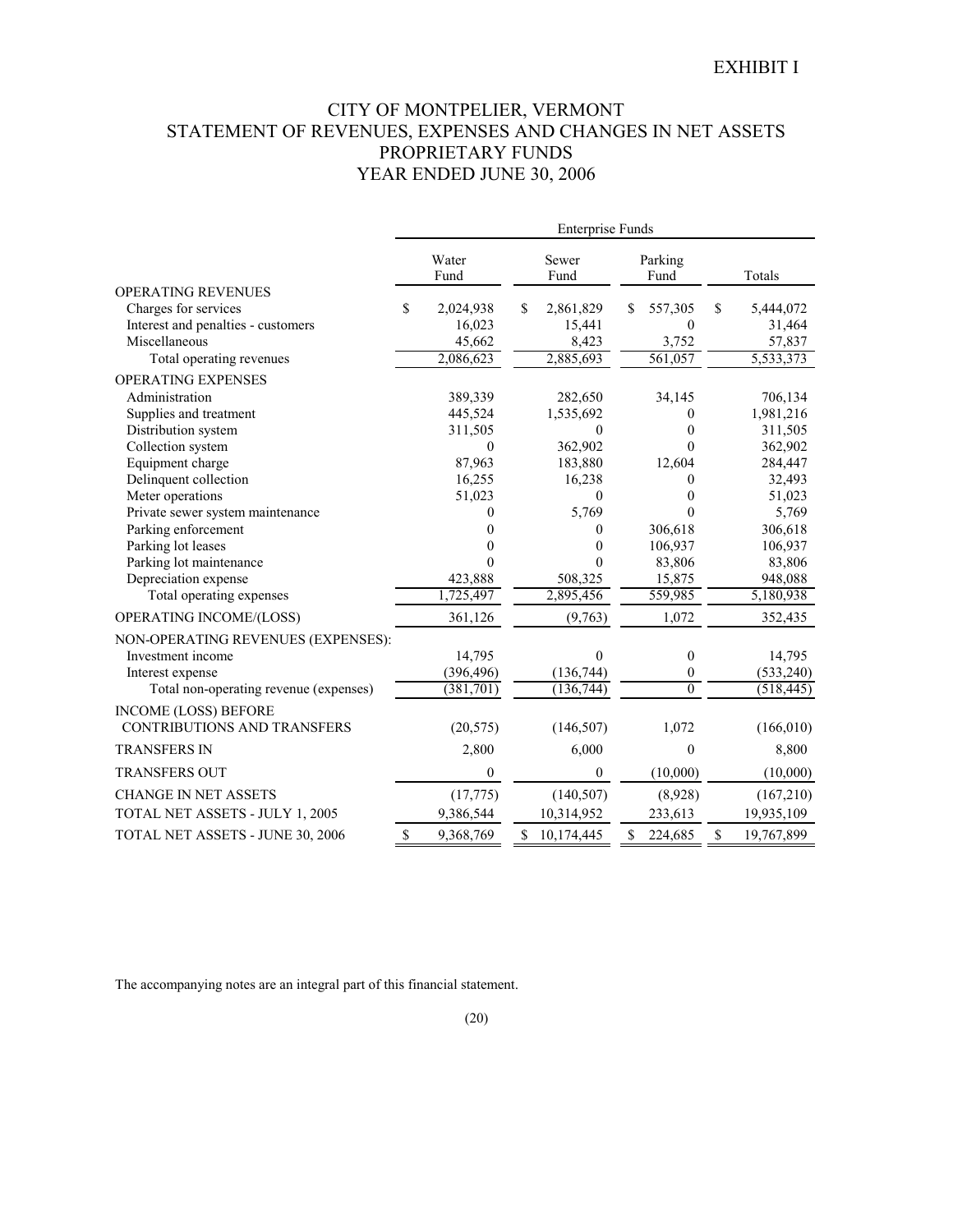EXHIBIT I

# CITY OF MONTPELIER, VERMONT
## STATEMENT OF REVENUES, EXPENSES AND CHANGES IN NET ASSETS
## PROPRIETARY FUNDS
## YEAR ENDED JUNE 30, 2006

| | Enterprise Funds | | | |
|---|---|---|---|---|
| | Water Fund | Sewer Fund | Parking Fund | Totals |
| OPERATING REVENUES | | | | |
| Charges for services | $ 2,024,938 | $ 2,861,829 | $ 557,305 | $ 5,444,072 |
| Interest and penalties - customers | 16,023 | 15,441 | 0 | 31,464 |
| Miscellaneous | 45,662 | 8,423 | 3,752 | 57,837 |
| Total operating revenues | 2,086,623 | 2,885,693 | 561,057 | 5,533,373 |
| OPERATING EXPENSES | | | | |
| Administration | 389,339 | 282,650 | 34,145 | 706,134 |
| Supplies and treatment | 445,524 | 1,535,692 | 0 | 1,981,216 |
| Distribution system | 311,505 | 0 | 0 | 311,505 |
| Collection system | 0 | 362,902 | 0 | 362,902 |
| Equipment charge | 87,963 | 183,880 | 12,604 | 284,447 |
| Delinquent collection | 16,255 | 16,238 | 0 | 32,493 |
| Meter operations | 51,023 | 0 | 0 | 51,023 |
| Private sewer system maintenance | 0 | 5,769 | 0 | 5,769 |
| Parking enforcement | 0 | 0 | 306,618 | 306,618 |
| Parking lot leases | 0 | 0 | 106,937 | 106,937 |
| Parking lot maintenance | 0 | 0 | 83,806 | 83,806 |
| Depreciation expense | 423,888 | 508,325 | 15,875 | 948,088 |
| Total operating expenses | 1,725,497 | 2,895,456 | 559,985 | 5,180,938 |
| OPERATING INCOME/(LOSS) | 361,126 | (9,763) | 1,072 | 352,435 |
| NON-OPERATING REVENUES (EXPENSES): | | | | |
| Investment income | 14,795 | 0 | 0 | 14,795 |
| Interest expense | (396,496) | (136,744) | 0 | (533,240) |
| Total non-operating revenue (expenses) | (381,701) | (136,744) | 0 | (518,445) |
| INCOME (LOSS) BEFORE CONTRIBUTIONS AND TRANSFERS | (20,575) | (146,507) | 1,072 | (166,010) |
| TRANSFERS IN | 2,800 | 6,000 | 0 | 8,800 |
| TRANSFERS OUT | 0 | 0 | (10,000) | (10,000) |
| CHANGE IN NET ASSETS | (17,775) | (140,507) | (8,928) | (167,210) |
| TOTAL NET ASSETS - JULY 1, 2005 | 9,386,544 | 10,314,952 | 233,613 | 19,935,109 |
| TOTAL NET ASSETS - JUNE 30, 2006 | $ 9,368,769 | $ 10,174,445 | $ 224,685 | $ 19,767,899 |

The accompanying notes are an integral part of this financial statement.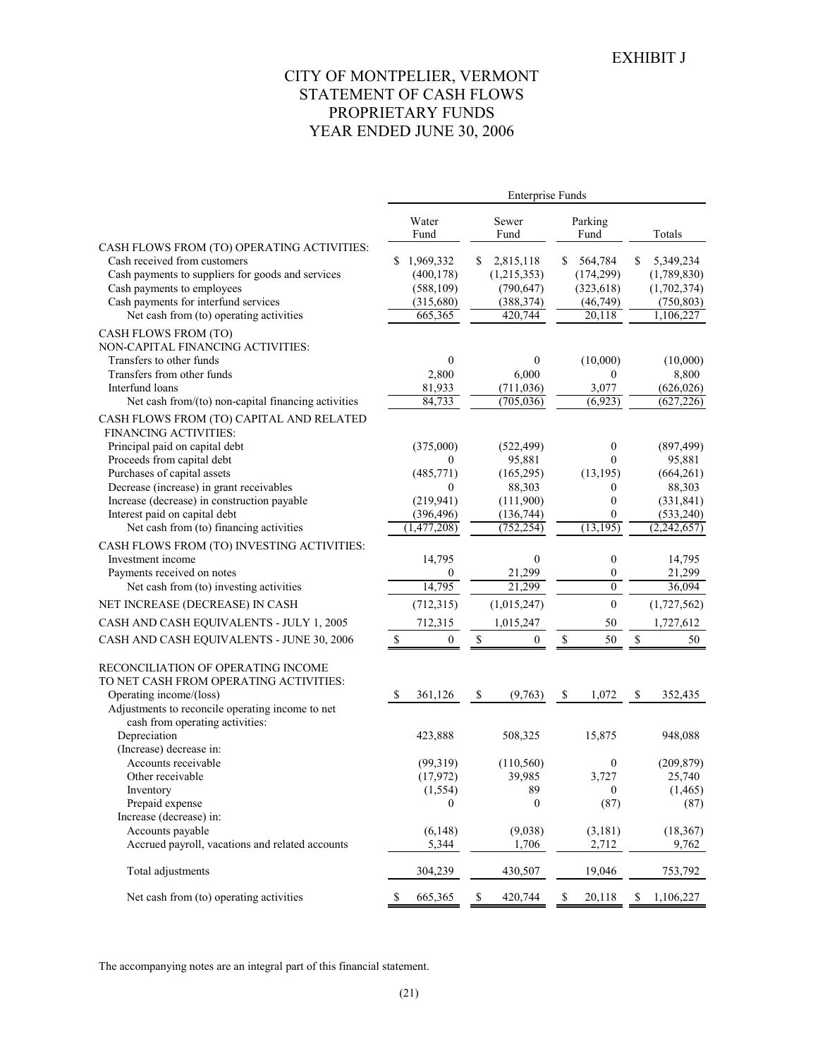EXHIBIT J

# CITY OF MONTPELIER, VERMONT
## STATEMENT OF CASH FLOWS
## PROPRIETARY FUNDS
## YEAR ENDED JUNE 30, 2006

| | Enterprise Funds | | | |
|---|---|---|---|---|
| | Water Fund | Sewer Fund | Parking Fund | Totals |
| CASH FLOWS FROM (TO) OPERATING ACTIVITIES: | | | | |
| Cash received from customers | $ 1,969,332 | $ 2,815,118 | $ 564,784 | $ 5,349,234 |
| Cash payments to suppliers for goods and services | (400,178) | (1,215,353) | (174,299) | (1,789,830) |
| Cash payments to employees | (588,109) | (790,647) | (323,618) | (1,702,374) |
| Cash payments for interfund services | (315,680) | (388,374) | (46,749) | (750,803) |
| Net cash from (to) operating activities | 665,365 | 420,744 | 20,118 | 1,106,227 |
| CASH FLOWS FROM (TO) NON-CAPITAL FINANCING ACTIVITIES: | | | | |
| Transfers to other funds | 0 | 0 | (10,000) | (10,000) |
| Transfers from other funds | 2,800 | 6,000 | 0 | 8,800 |
| Interfund loans | 81,933 | (711,036) | 3,077 | (626,026) |
| Net cash from/(to) non-capital financing activities | 84,733 | (705,036) | (6,923) | (627,226) |
| CASH FLOWS FROM (TO) CAPITAL AND RELATED FINANCING ACTIVITIES: | | | | |
| Principal paid on capital debt | (375,000) | (522,499) | 0 | (897,499) |
| Proceeds from capital debt | 0 | 95,881 | 0 | 95,881 |
| Purchases of capital assets | (485,771) | (165,295) | (13,195) | (664,261) |
| Decrease (increase) in grant receivables | 0 | 88,303 | 0 | 88,303 |
| Increase (decrease) in construction payable | (219,941) | (111,900) | 0 | (331,841) |
| Interest paid on capital debt | (396,496) | (136,744) | 0 | (533,240) |
| Net cash from (to) financing activities | (1,477,208) | (752,254) | (13,195) | (2,242,657) |
| CASH FLOWS FROM (TO) INVESTING ACTIVITIES: | | | | |
| Investment income | 14,795 | 0 | 0 | 14,795 |
| Payments received on notes | 0 | 21,299 | 0 | 21,299 |
| Net cash from (to) investing activities | 14,795 | 21,299 | 0 | 36,094 |
| NET INCREASE (DECREASE) IN CASH | (712,315) | (1,015,247) | 0 | (1,727,562) |
| CASH AND CASH EQUIVALENTS - JULY 1, 2005 | 712,315 | 1,015,247 | 50 | 1,727,612 |
| CASH AND CASH EQUIVALENTS - JUNE 30, 2006 | $ 0 | $ 0 | $ 50 | $ 50 |
| RECONCILIATION OF OPERATING INCOME TO NET CASH FROM OPERATING ACTIVITIES: | | | | |
| Operating income/(loss) | $ 361,126 | $ (9,763) | $ 1,072 | $ 352,435 |
| Adjustments to reconcile operating income to net cash from operating activities: | | | | |
| Depreciation | 423,888 | 508,325 | 15,875 | 948,088 |
| (Increase) decrease in: | | | | |
| Accounts receivable | (99,319) | (110,560) | 0 | (209,879) |
| Other receivable | (17,972) | 39,985 | 3,727 | 25,740 |
| Inventory | (1,554) | 89 | 0 | (1,465) |
| Prepaid expense | 0 | 0 | (87) | (87) |
| Increase (decrease) in: | | | | |
| Accounts payable | (6,148) | (9,038) | (3,181) | (18,367) |
| Accrued payroll, vacations and related accounts | 5,344 | 1,706 | 2,712 | 9,762 |
| Total adjustments | 304,239 | 430,507 | 19,046 | 753,792 |
| Net cash from (to) operating activities | $ 665,365 | $ 420,744 | $ 20,118 | $ 1,106,227 |

The accompanying notes are an integral part of this financial statement.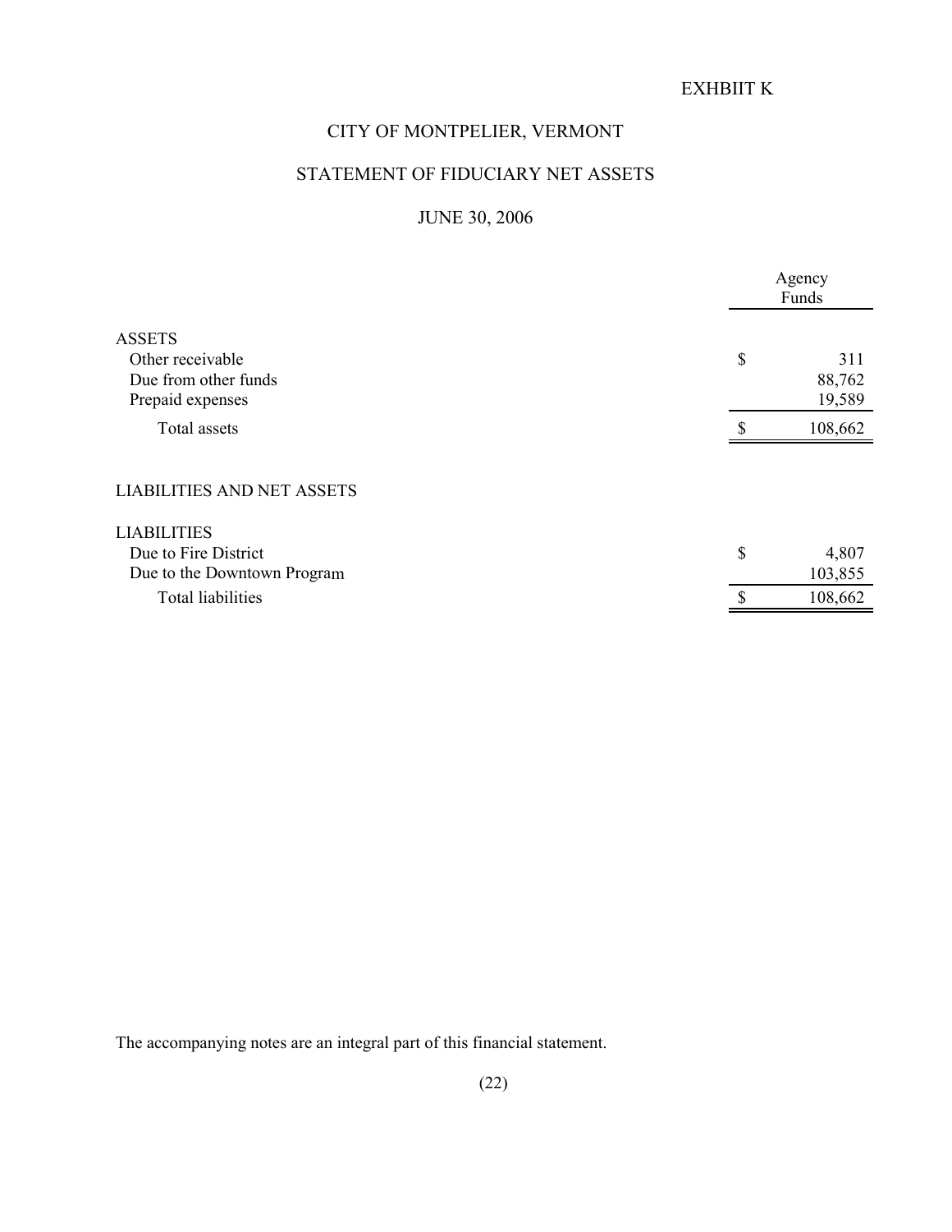EXHBIIT K

# CITY OF MONTPELIER, VERMONT

## STATEMENT OF FIDUCIARY NET ASSETS

## JUNE 30, 2006

| | Agency Funds |
|---|---|
| ASSETS | |
| Other receivable | $ 311 |
| Due from other funds | 88,762 |
| Prepaid expenses | 19,589 |
| Total assets | $ 108,662 |
| | |
| LIABILITIES AND NET ASSETS | |
| | |
| LIABILITIES | |
| Due to Fire District | $ 4,807 |
| Due to the Downtown Program | 103,855 |
| Total liabilities | $ 108,662 |

The accompanying notes are an integral part of this financial statement.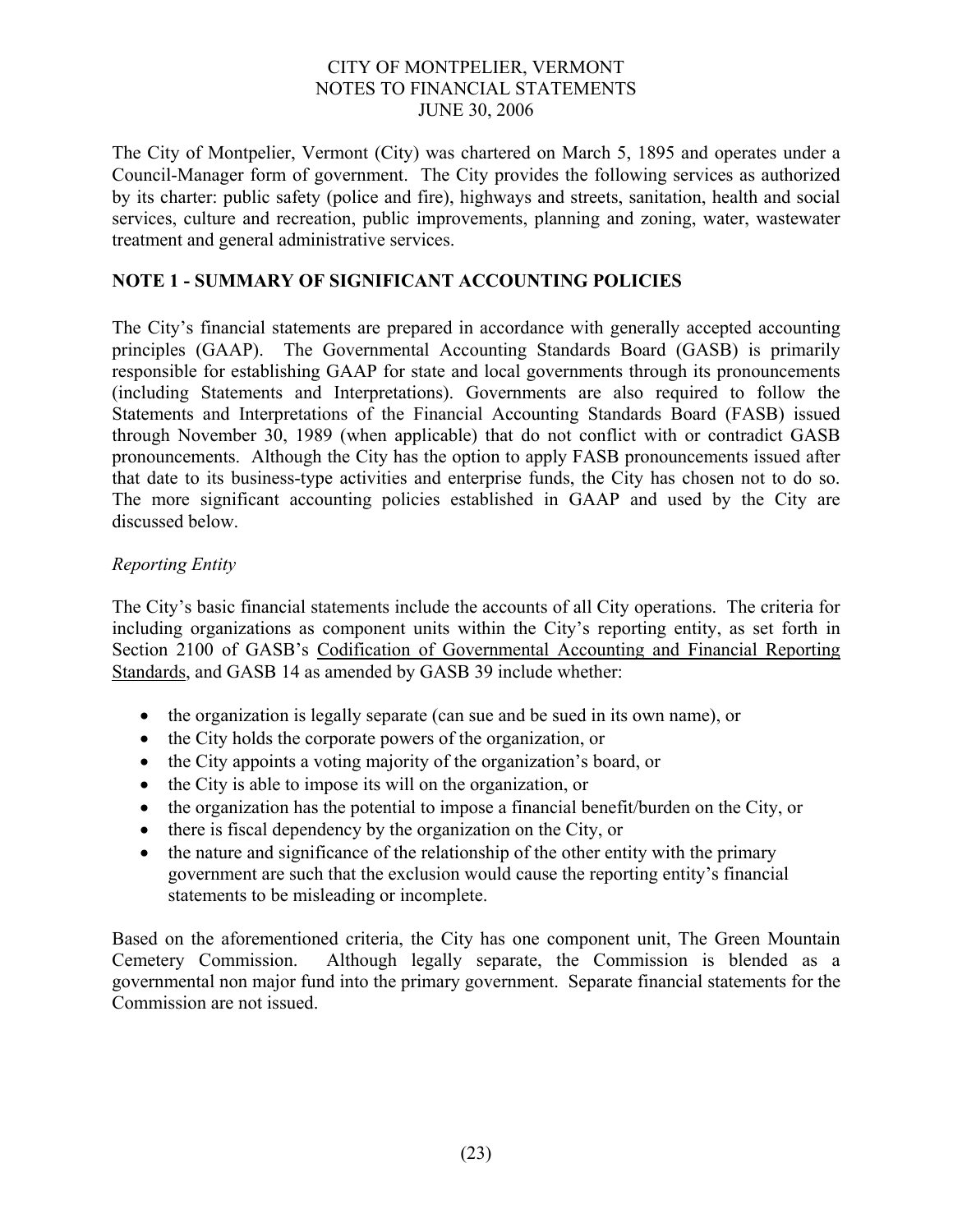The City of Montpelier, Vermont (City) was chartered on March 5, 1895 and operates under a Council-Manager form of government. The City provides the following services as authorized by its charter: public safety (police and fire), highways and streets, sanitation, health and social services, culture and recreation, public improvements, planning and zoning, water, wastewater treatment and general administrative services.

## NOTE 1 - SUMMARY OF SIGNIFICANT ACCOUNTING POLICIES

The City's financial statements are prepared in accordance with generally accepted accounting principles (GAAP). The Governmental Accounting Standards Board (GASB) is primarily responsible for establishing GAAP for state and local governments through its pronouncements (including Statements and Interpretations). Governments are also required to follow the Statements and Interpretations of the Financial Accounting Standards Board (FASB) issued through November 30, 1989 (when applicable) that do not conflict with or contradict GASB pronouncements. Although the City has the option to apply FASB pronouncements issued after that date to its business-type activities and enterprise funds, the City has chosen not to do so. The more significant accounting policies established in GAAP and used by the City are discussed below.

*Reporting Entity*

The City's basic financial statements include the accounts of all City operations. The criteria for including organizations as component units within the City's reporting entity, as set forth in Section 2100 of GASB's Codification of Governmental Accounting and Financial Reporting Standards, and GASB 14 as amended by GASB 39 include whether:

- the organization is legally separate (can sue and be sued in its own name), or
- the City holds the corporate powers of the organization, or
- the City appoints a voting majority of the organization's board, or
- the City is able to impose its will on the organization, or
- the organization has the potential to impose a financial benefit/burden on the City, or
- there is fiscal dependency by the organization on the City, or
- the nature and significance of the relationship of the other entity with the primary government are such that the exclusion would cause the reporting entity's financial statements to be misleading or incomplete.

Based on the aforementioned criteria, the City has one component unit, The Green Mountain Cemetery Commission. Although legally separate, the Commission is blended as a governmental non major fund into the primary government. Separate financial statements for the Commission are not issued.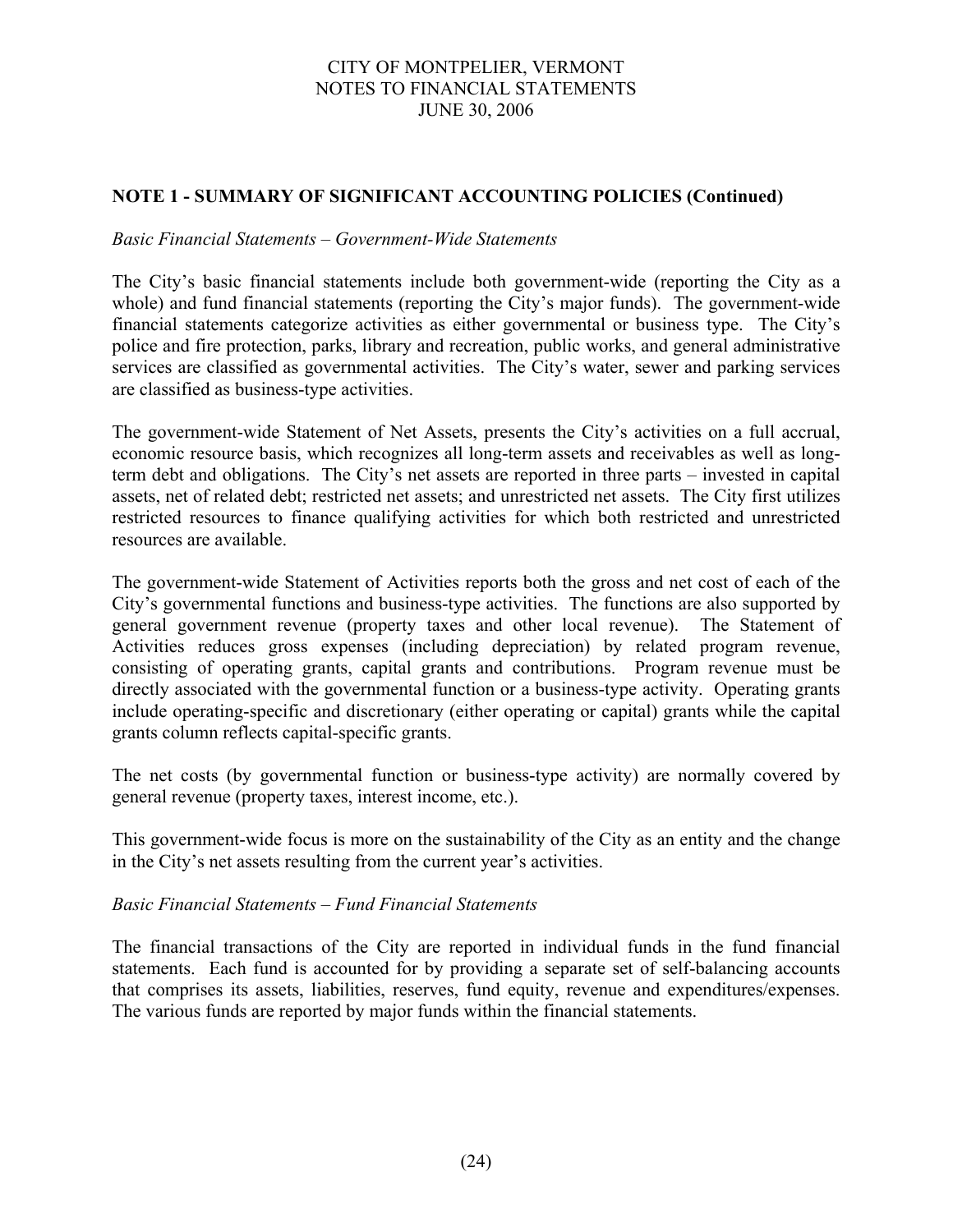## NOTE 1 - SUMMARY OF SIGNIFICANT ACCOUNTING POLICIES (Continued)

*Basic Financial Statements – Government-Wide Statements*

The City's basic financial statements include both government-wide (reporting the City as a whole) and fund financial statements (reporting the City's major funds). The government-wide financial statements categorize activities as either governmental or business type. The City's police and fire protection, parks, library and recreation, public works, and general administrative services are classified as governmental activities. The City's water, sewer and parking services are classified as business-type activities.

The government-wide Statement of Net Assets, presents the City's activities on a full accrual, economic resource basis, which recognizes all long-term assets and receivables as well as long-term debt and obligations. The City's net assets are reported in three parts – invested in capital assets, net of related debt; restricted net assets; and unrestricted net assets. The City first utilizes restricted resources to finance qualifying activities for which both restricted and unrestricted resources are available.

The government-wide Statement of Activities reports both the gross and net cost of each of the City's governmental functions and business-type activities. The functions are also supported by general government revenue (property taxes and other local revenue). The Statement of Activities reduces gross expenses (including depreciation) by related program revenue, consisting of operating grants, capital grants and contributions. Program revenue must be directly associated with the governmental function or a business-type activity. Operating grants include operating-specific and discretionary (either operating or capital) grants while the capital grants column reflects capital-specific grants.

The net costs (by governmental function or business-type activity) are normally covered by general revenue (property taxes, interest income, etc.).

This government-wide focus is more on the sustainability of the City as an entity and the change in the City's net assets resulting from the current year's activities.

*Basic Financial Statements – Fund Financial Statements*

The financial transactions of the City are reported in individual funds in the fund financial statements. Each fund is accounted for by providing a separate set of self-balancing accounts that comprises its assets, liabilities, reserves, fund equity, revenue and expenditures/expenses. The various funds are reported by major funds within the financial statements.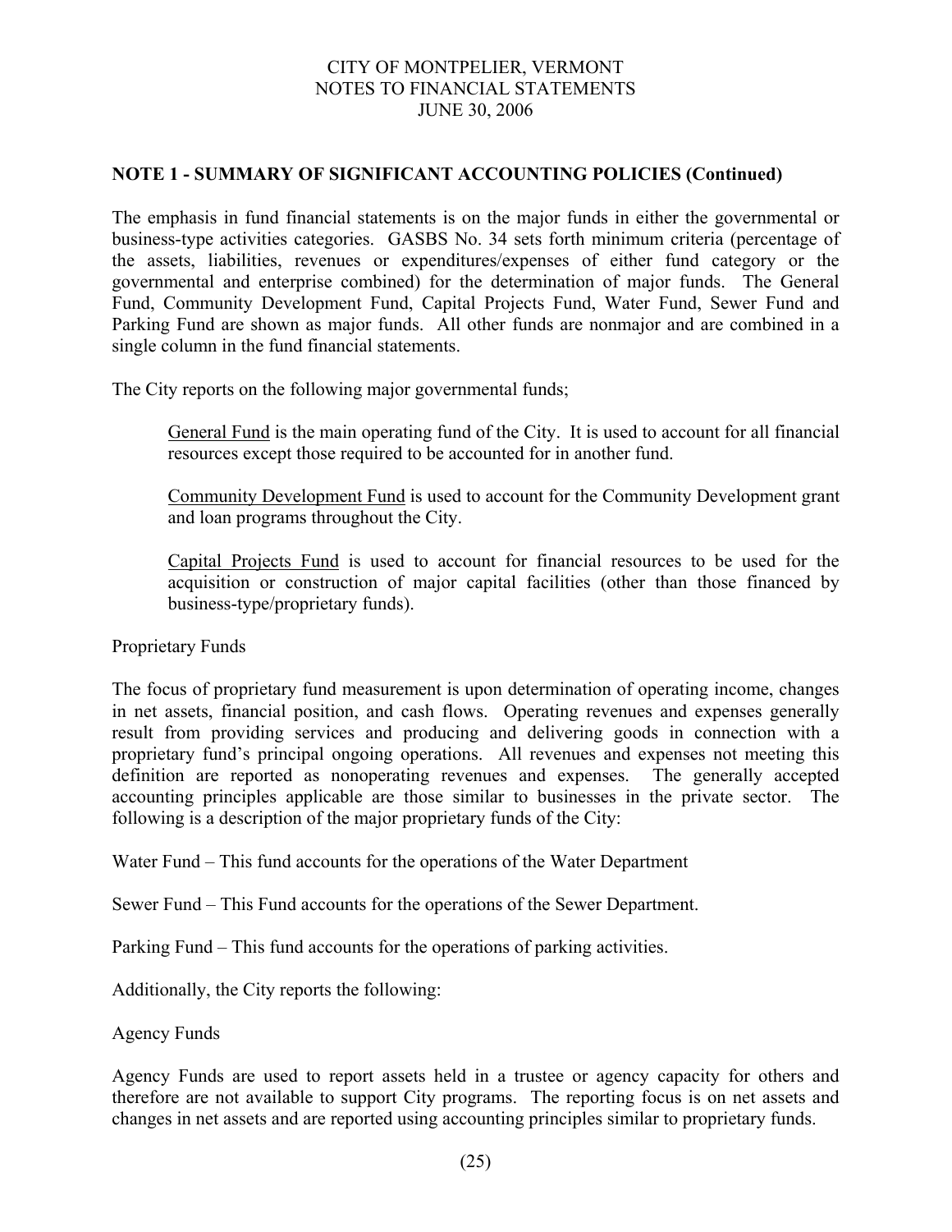## NOTE 1 - SUMMARY OF SIGNIFICANT ACCOUNTING POLICIES (Continued)

The emphasis in fund financial statements is on the major funds in either the governmental or business-type activities categories. GASBS No. 34 sets forth minimum criteria (percentage of the assets, liabilities, revenues or expenditures/expenses of either fund category or the governmental and enterprise combined) for the determination of major funds. The General Fund, Community Development Fund, Capital Projects Fund, Water Fund, Sewer Fund and Parking Fund are shown as major funds. All other funds are nonmajor and are combined in a single column in the fund financial statements.

The City reports on the following major governmental funds;

> General Fund is the main operating fund of the City. It is used to account for all financial resources except those required to be accounted for in another fund.
>
> Community Development Fund is used to account for the Community Development grant and loan programs throughout the City.
>
> Capital Projects Fund is used to account for financial resources to be used for the acquisition or construction of major capital facilities (other than those financed by business-type/proprietary funds).

Proprietary Funds

The focus of proprietary fund measurement is upon determination of operating income, changes in net assets, financial position, and cash flows. Operating revenues and expenses generally result from providing services and producing and delivering goods in connection with a proprietary fund's principal ongoing operations. All revenues and expenses not meeting this definition are reported as nonoperating revenues and expenses. The generally accepted accounting principles applicable are those similar to businesses in the private sector. The following is a description of the major proprietary funds of the City:

Water Fund – This fund accounts for the operations of the Water Department

Sewer Fund – This Fund accounts for the operations of the Sewer Department.

Parking Fund – This fund accounts for the operations of parking activities.

Additionally, the City reports the following:

Agency Funds

Agency Funds are used to report assets held in a trustee or agency capacity for others and therefore are not available to support City programs. The reporting focus is on net assets and changes in net assets and are reported using accounting principles similar to proprietary funds.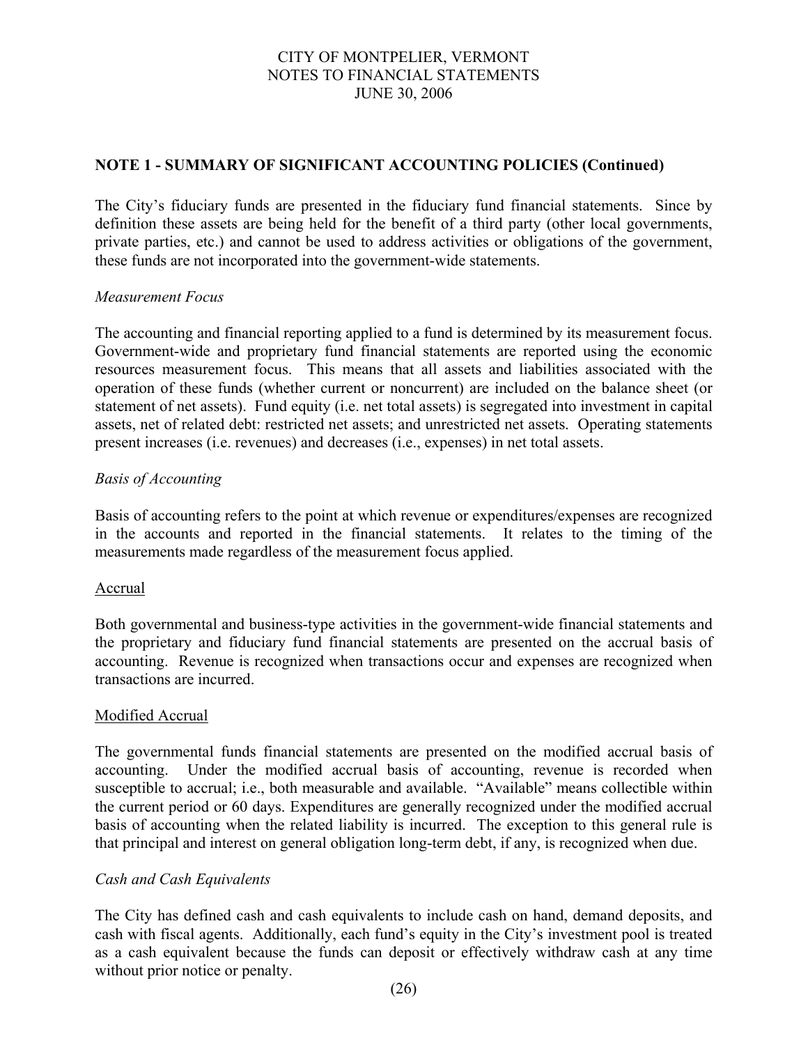## NOTE 1 - SUMMARY OF SIGNIFICANT ACCOUNTING POLICIES (Continued)

The City's fiduciary funds are presented in the fiduciary fund financial statements. Since by definition these assets are being held for the benefit of a third party (other local governments, private parties, etc.) and cannot be used to address activities or obligations of the government, these funds are not incorporated into the government-wide statements.

*Measurement Focus*

The accounting and financial reporting applied to a fund is determined by its measurement focus. Government-wide and proprietary fund financial statements are reported using the economic resources measurement focus. This means that all assets and liabilities associated with the operation of these funds (whether current or noncurrent) are included on the balance sheet (or statement of net assets). Fund equity (i.e. net total assets) is segregated into investment in capital assets, net of related debt: restricted net assets; and unrestricted net assets. Operating statements present increases (i.e. revenues) and decreases (i.e., expenses) in net total assets.

*Basis of Accounting*

Basis of accounting refers to the point at which revenue or expenditures/expenses are recognized in the accounts and reported in the financial statements. It relates to the timing of the measurements made regardless of the measurement focus applied.

<u>Accrual</u>

Both governmental and business-type activities in the government-wide financial statements and the proprietary and fiduciary fund financial statements are presented on the accrual basis of accounting. Revenue is recognized when transactions occur and expenses are recognized when transactions are incurred.

<u>Modified Accrual</u>

The governmental funds financial statements are presented on the modified accrual basis of accounting. Under the modified accrual basis of accounting, revenue is recorded when susceptible to accrual; i.e., both measurable and available. "Available" means collectible within the current period or 60 days. Expenditures are generally recognized under the modified accrual basis of accounting when the related liability is incurred. The exception to this general rule is that principal and interest on general obligation long-term debt, if any, is recognized when due.

*Cash and Cash Equivalents*

The City has defined cash and cash equivalents to include cash on hand, demand deposits, and cash with fiscal agents. Additionally, each fund's equity in the City's investment pool is treated as a cash equivalent because the funds can deposit or effectively withdraw cash at any time without prior notice or penalty.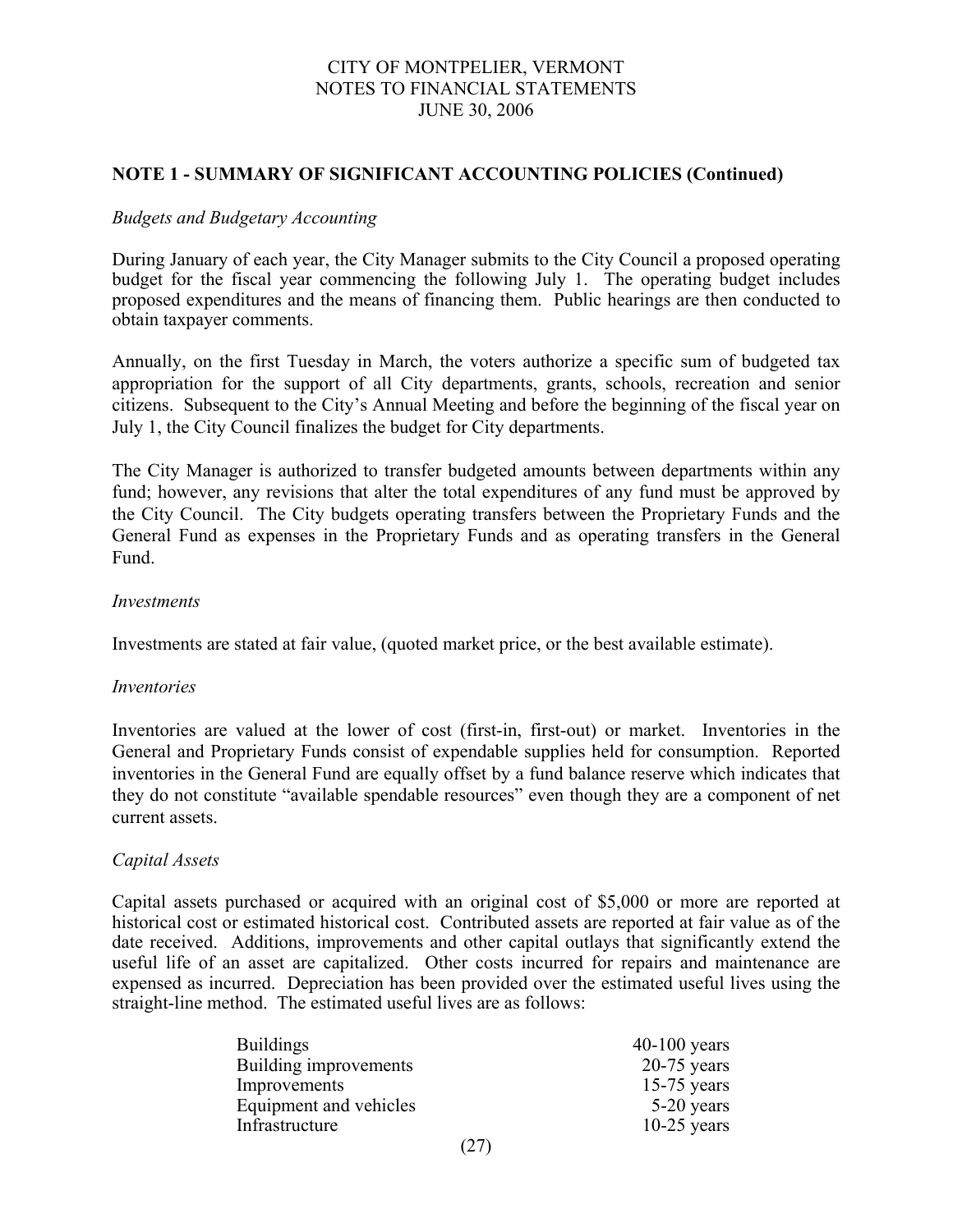## NOTE 1 - SUMMARY OF SIGNIFICANT ACCOUNTING POLICIES (Continued)

*Budgets and Budgetary Accounting*

During January of each year, the City Manager submits to the City Council a proposed operating budget for the fiscal year commencing the following July 1. The operating budget includes proposed expenditures and the means of financing them. Public hearings are then conducted to obtain taxpayer comments.

Annually, on the first Tuesday in March, the voters authorize a specific sum of budgeted tax appropriation for the support of all City departments, grants, schools, recreation and senior citizens. Subsequent to the City's Annual Meeting and before the beginning of the fiscal year on July 1, the City Council finalizes the budget for City departments.

The City Manager is authorized to transfer budgeted amounts between departments within any fund; however, any revisions that alter the total expenditures of any fund must be approved by the City Council. The City budgets operating transfers between the Proprietary Funds and the General Fund as expenses in the Proprietary Funds and as operating transfers in the General Fund.

*Investments*

Investments are stated at fair value, (quoted market price, or the best available estimate).

*Inventories*

Inventories are valued at the lower of cost (first-in, first-out) or market. Inventories in the General and Proprietary Funds consist of expendable supplies held for consumption. Reported inventories in the General Fund are equally offset by a fund balance reserve which indicates that they do not constitute "available spendable resources" even though they are a component of net current assets.

*Capital Assets*

Capital assets purchased or acquired with an original cost of $5,000 or more are reported at historical cost or estimated historical cost. Contributed assets are reported at fair value as of the date received. Additions, improvements and other capital outlays that significantly extend the useful life of an asset are capitalized. Other costs incurred for repairs and maintenance are expensed as incurred. Depreciation has been provided over the estimated useful lives using the straight-line method. The estimated useful lives are as follows:

| | |
|---|---|
| Buildings | 40-100 years |
| Building improvements | 20-75 years |
| Improvements | 15-75 years |
| Equipment and vehicles | 5-20 years |
| Infrastructure | 10-25 years |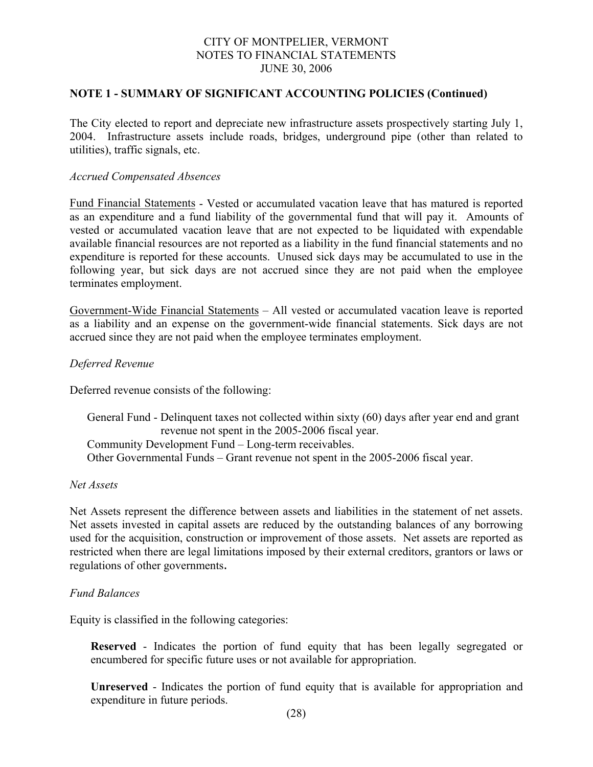## NOTE 1 - SUMMARY OF SIGNIFICANT ACCOUNTING POLICIES (Continued)

The City elected to report and depreciate new infrastructure assets prospectively starting July 1, 2004. Infrastructure assets include roads, bridges, underground pipe (other than related to utilities), traffic signals, etc.

*Accrued Compensated Absences*

Fund Financial Statements - Vested or accumulated vacation leave that has matured is reported as an expenditure and a fund liability of the governmental fund that will pay it. Amounts of vested or accumulated vacation leave that are not expected to be liquidated with expendable available financial resources are not reported as a liability in the fund financial statements and no expenditure is reported for these accounts. Unused sick days may be accumulated to use in the following year, but sick days are not accrued since they are not paid when the employee terminates employment.

Government-Wide Financial Statements – All vested or accumulated vacation leave is reported as a liability and an expense on the government-wide financial statements. Sick days are not accrued since they are not paid when the employee terminates employment.

*Deferred Revenue*

Deferred revenue consists of the following:

General Fund - Delinquent taxes not collected within sixty (60) days after year end and grant revenue not spent in the 2005-2006 fiscal year.
Community Development Fund – Long-term receivables.
Other Governmental Funds – Grant revenue not spent in the 2005-2006 fiscal year.

*Net Assets*

Net Assets represent the difference between assets and liabilities in the statement of net assets. Net assets invested in capital assets are reduced by the outstanding balances of any borrowing used for the acquisition, construction or improvement of those assets. Net assets are reported as restricted when there are legal limitations imposed by their external creditors, grantors or laws or regulations of other governments**.**

*Fund Balances*

Equity is classified in the following categories:

**Reserved** - Indicates the portion of fund equity that has been legally segregated or encumbered for specific future uses or not available for appropriation.

**Unreserved** - Indicates the portion of fund equity that is available for appropriation and expenditure in future periods.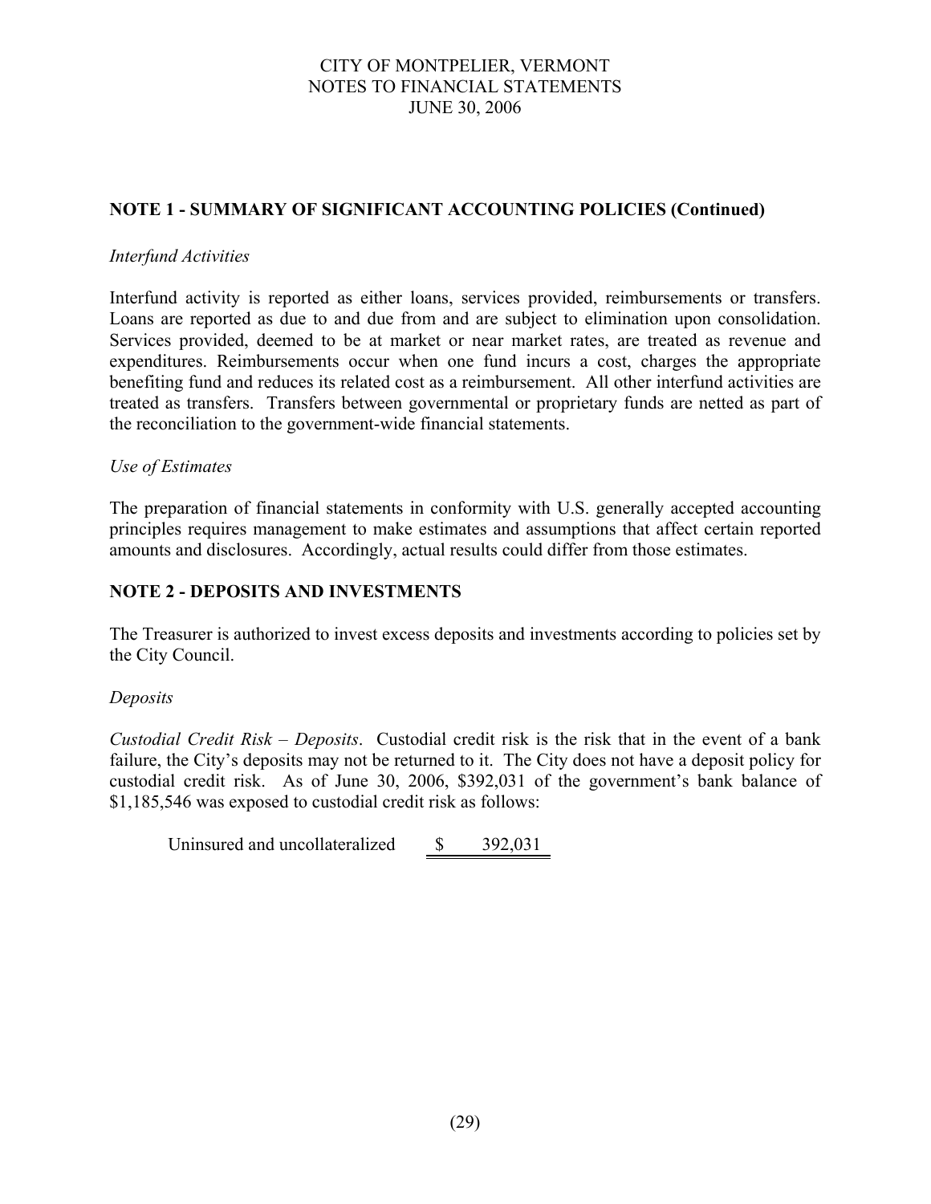## NOTE 1 - SUMMARY OF SIGNIFICANT ACCOUNTING POLICIES (Continued)

*Interfund Activities*

Interfund activity is reported as either loans, services provided, reimbursements or transfers. Loans are reported as due to and due from and are subject to elimination upon consolidation. Services provided, deemed to be at market or near market rates, are treated as revenue and expenditures. Reimbursements occur when one fund incurs a cost, charges the appropriate benefiting fund and reduces its related cost as a reimbursement. All other interfund activities are treated as transfers. Transfers between governmental or proprietary funds are netted as part of the reconciliation to the government-wide financial statements.

*Use of Estimates*

The preparation of financial statements in conformity with U.S. generally accepted accounting principles requires management to make estimates and assumptions that affect certain reported amounts and disclosures. Accordingly, actual results could differ from those estimates.

## NOTE 2 - DEPOSITS AND INVESTMENTS

The Treasurer is authorized to invest excess deposits and investments according to policies set by the City Council.

*Deposits*

*Custodial Credit Risk – Deposits*. Custodial credit risk is the risk that in the event of a bank failure, the City's deposits may not be returned to it. The City does not have a deposit policy for custodial credit risk. As of June 30, 2006, $392,031 of the government's bank balance of $1,185,546 was exposed to custodial credit risk as follows:

| | |
|---|---|
| Uninsured and uncollateralized | $ 392,031 |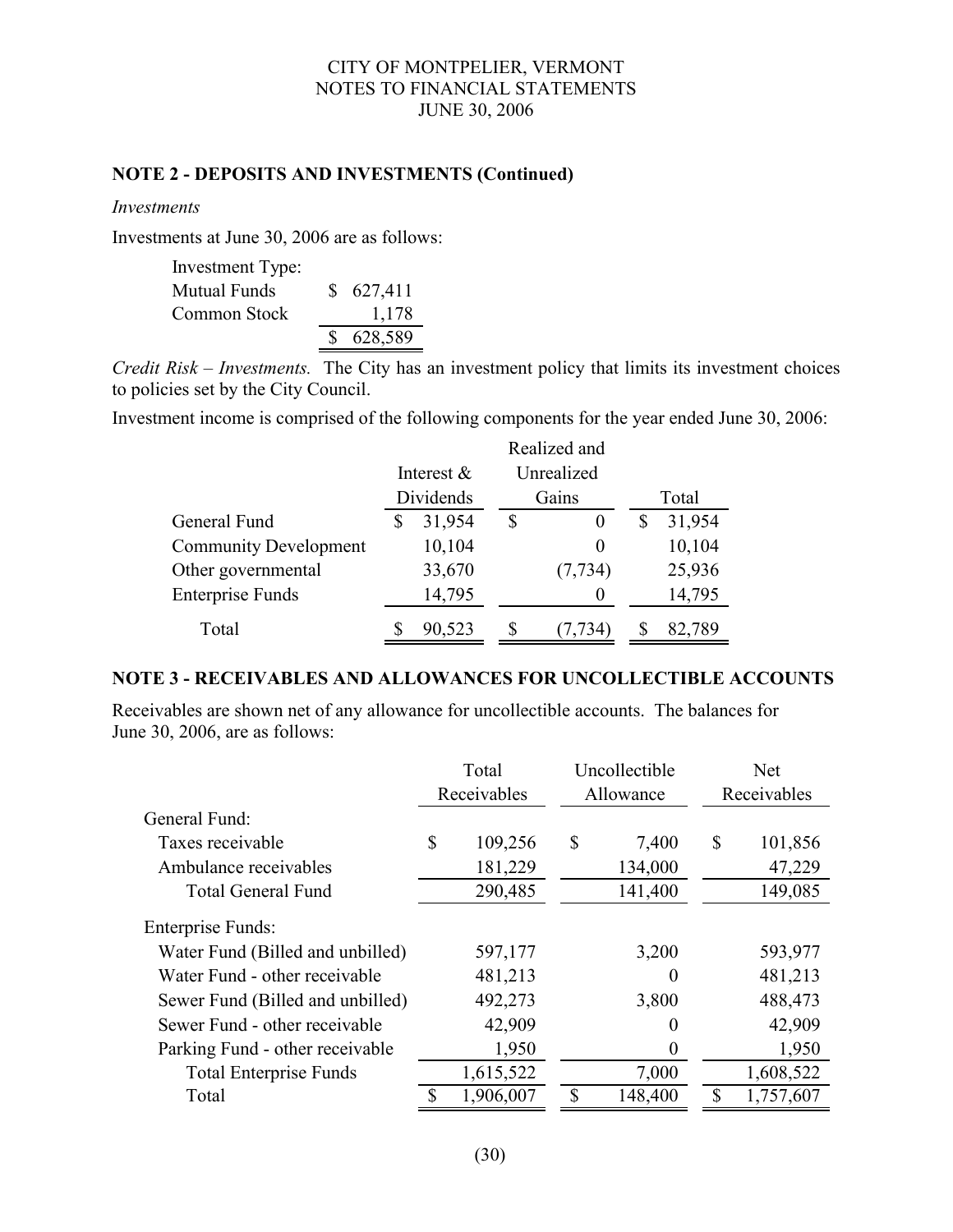## NOTE 2 - DEPOSITS AND INVESTMENTS (Continued)

*Investments*

Investments at June 30, 2006 are as follows:

| Investment Type: | |
|---|---|
| Mutual Funds | $ 627,411 |
| Common Stock | 1,178 |
| | $ 628,589 |

*Credit Risk – Investments.* The City has an investment policy that limits its investment choices to policies set by the City Council.

Investment income is comprised of the following components for the year ended June 30, 2006:

| | Interest & Dividends | Realized and Unrealized Gains | Total |
|---|---|---|---|
| General Fund | $ 31,954 | $ 0 | $ 31,954 |
| Community Development | 10,104 | 0 | 10,104 |
| Other governmental | 33,670 | (7,734) | 25,936 |
| Enterprise Funds | 14,795 | 0 | 14,795 |
| Total | $ 90,523 | $ (7,734) | $ 82,789 |

## NOTE 3 - RECEIVABLES AND ALLOWANCES FOR UNCOLLECTIBLE ACCOUNTS

Receivables are shown net of any allowance for uncollectible accounts. The balances for June 30, 2006, are as follows:

| | Total Receivables | Uncollectible Allowance | Net Receivables |
|---|---|---|---|
| General Fund: | | | |
| Taxes receivable | $ 109,256 | $ 7,400 | $ 101,856 |
| Ambulance receivables | 181,229 | 134,000 | 47,229 |
| Total General Fund | 290,485 | 141,400 | 149,085 |
| Enterprise Funds: | | | |
| Water Fund (Billed and unbilled) | 597,177 | 3,200 | 593,977 |
| Water Fund - other receivable | 481,213 | 0 | 481,213 |
| Sewer Fund (Billed and unbilled) | 492,273 | 3,800 | 488,473 |
| Sewer Fund - other receivable | 42,909 | 0 | 42,909 |
| Parking Fund - other receivable | 1,950 | 0 | 1,950 |
| Total Enterprise Funds | 1,615,522 | 7,000 | 1,608,522 |
| Total | $ 1,906,007 | $ 148,400 | $ 1,757,607 |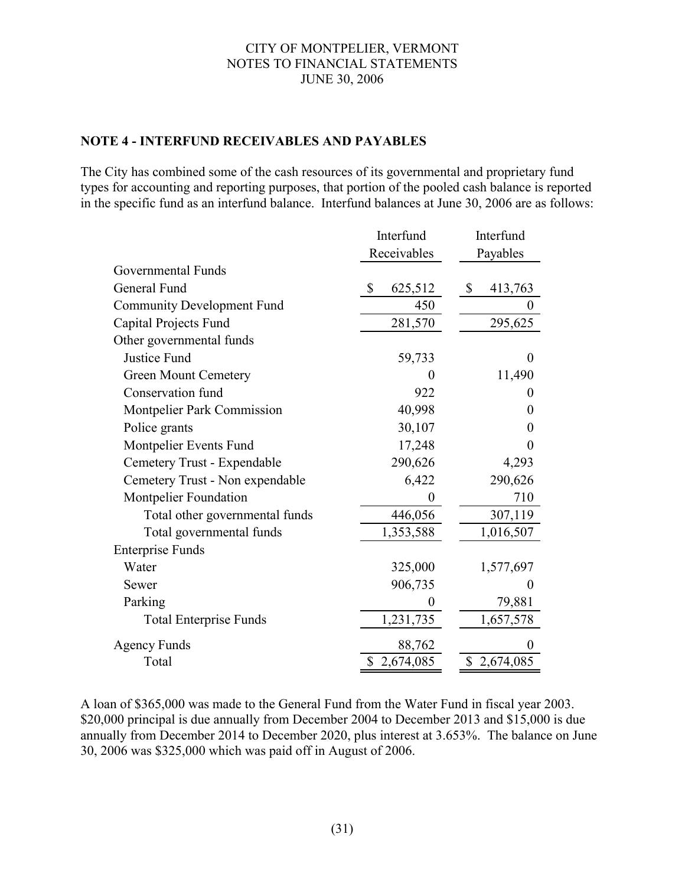## NOTE 4 - INTERFUND RECEIVABLES AND PAYABLES

The City has combined some of the cash resources of its governmental and proprietary fund types for accounting and reporting purposes, that portion of the pooled cash balance is reported in the specific fund as an interfund balance. Interfund balances at June 30, 2006 are as follows:

| | Interfund Receivables | Interfund Payables |
|---|---|---|
| Governmental Funds | | |
| General Fund | $ 625,512 | $ 413,763 |
| Community Development Fund | 450 | 0 |
| Capital Projects Fund | 281,570 | 295,625 |
| Other governmental funds | | |
| Justice Fund | 59,733 | 0 |
| Green Mount Cemetery | 0 | 11,490 |
| Conservation fund | 922 | 0 |
| Montpelier Park Commission | 40,998 | 0 |
| Police grants | 30,107 | 0 |
| Montpelier Events Fund | 17,248 | 0 |
| Cemetery Trust - Expendable | 290,626 | 4,293 |
| Cemetery Trust - Non expendable | 6,422 | 290,626 |
| Montpelier Foundation | 0 | 710 |
| Total other governmental funds | 446,056 | 307,119 |
| Total governmental funds | 1,353,588 | 1,016,507 |
| Enterprise Funds | | |
| Water | 325,000 | 1,577,697 |
| Sewer | 906,735 | 0 |
| Parking | 0 | 79,881 |
| Total Enterprise Funds | 1,231,735 | 1,657,578 |
| Agency Funds | 88,762 | 0 |
| Total | $ 2,674,085 | $ 2,674,085 |

A loan of $365,000 was made to the General Fund from the Water Fund in fiscal year 2003. $20,000 principal is due annually from December 2004 to December 2013 and $15,000 is due annually from December 2014 to December 2020, plus interest at 3.653%. The balance on June 30, 2006 was $325,000 which was paid off in August of 2006.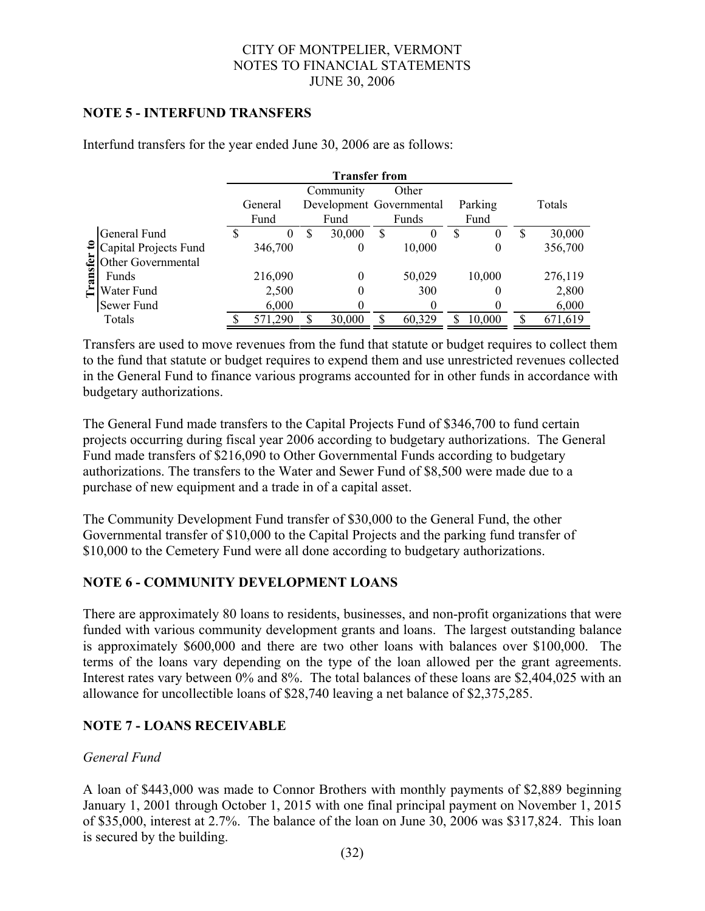CITY OF MONTPELIER, VERMONT
NOTES TO FINANCIAL STATEMENTS
JUNE 30, 2006

## NOTE 5 - INTERFUND TRANSFERS

Interfund transfers for the year ended June 30, 2006 are as follows:

| | Transfer from | | | | |
|---|---|---|---|---|---|
| Transfer to | General Fund | Community Development Fund | Other Governmental Funds | Parking Fund | Totals |
| General Fund | $ 0 | $ 30,000 | $ 0 | $ 0 | $ 30,000 |
| Capital Projects Fund | 346,700 | 0 | 10,000 | 0 | 356,700 |
| Other Governmental Funds | 216,090 | 0 | 50,029 | 10,000 | 276,119 |
| Water Fund | 2,500 | 0 | 300 | 0 | 2,800 |
| Sewer Fund | 6,000 | 0 | 0 | 0 | 6,000 |
| Totals | $ 571,290 | $ 30,000 | $ 60,329 | $ 10,000 | $ 671,619 |

Transfers are used to move revenues from the fund that statute or budget requires to collect them to the fund that statute or budget requires to expend them and use unrestricted revenues collected in the General Fund to finance various programs accounted for in other funds in accordance with budgetary authorizations.

The General Fund made transfers to the Capital Projects Fund of $346,700 to fund certain projects occurring during fiscal year 2006 according to budgetary authorizations. The General Fund made transfers of $216,090 to Other Governmental Funds according to budgetary authorizations. The transfers to the Water and Sewer Fund of $8,500 were made due to a purchase of new equipment and a trade in of a capital asset.

The Community Development Fund transfer of $30,000 to the General Fund, the other Governmental transfer of $10,000 to the Capital Projects and the parking fund transfer of $10,000 to the Cemetery Fund were all done according to budgetary authorizations.

## NOTE 6 - COMMUNITY DEVELOPMENT LOANS

There are approximately 80 loans to residents, businesses, and non-profit organizations that were funded with various community development grants and loans. The largest outstanding balance is approximately $600,000 and there are two other loans with balances over $100,000. The terms of the loans vary depending on the type of the loan allowed per the grant agreements. Interest rates vary between 0% and 8%. The total balances of these loans are $2,404,025 with an allowance for uncollectible loans of $28,740 leaving a net balance of $2,375,285.

## NOTE 7 - LOANS RECEIVABLE

*General Fund*

A loan of $443,000 was made to Connor Brothers with monthly payments of $2,889 beginning January 1, 2001 through October 1, 2015 with one final principal payment on November 1, 2015 of $35,000, interest at 2.7%. The balance of the loan on June 30, 2006 was $317,824. This loan is secured by the building.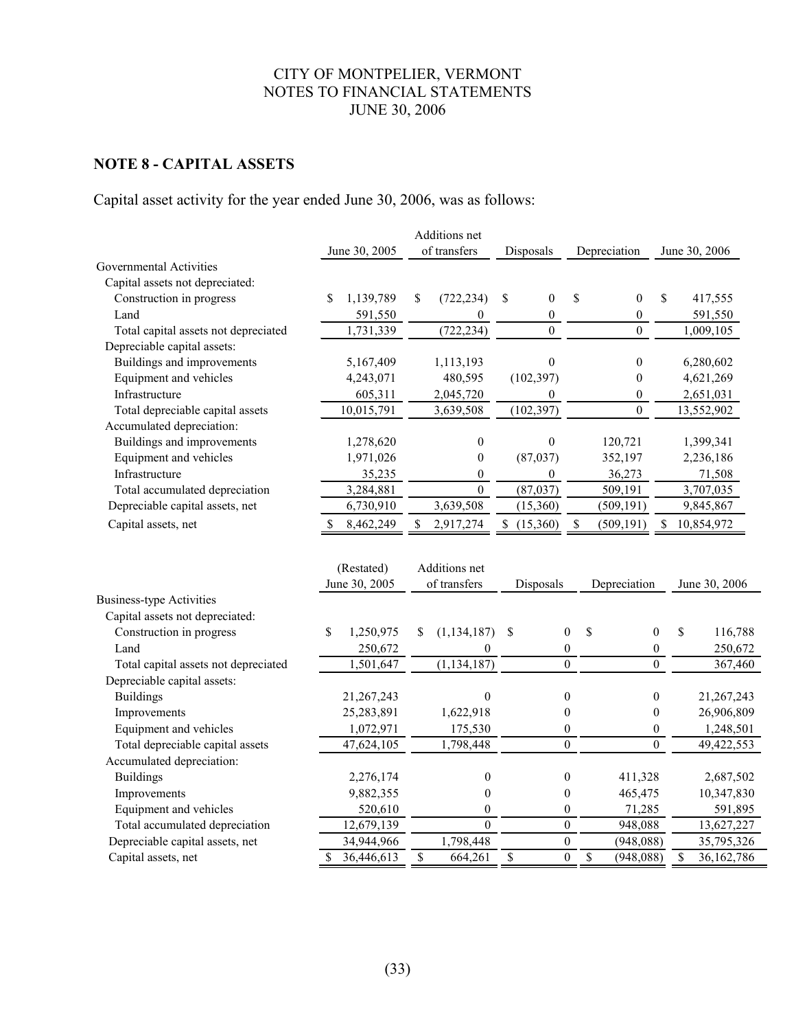# NOTE 8 - CAPITAL ASSETS

Capital asset activity for the year ended June 30, 2006, was as follows:

| | June 30, 2005 | Additions net of transfers | Disposals | Depreciation | June 30, 2006 |
|---|---|---|---|---|---|
| Governmental Activities | | | | | |
| Capital assets not depreciated: | | | | | |
| Construction in progress | $ 1,139,789 | $ (722,234) | $ 0 | $ 0 | $ 417,555 |
| Land | 591,550 | 0 | 0 | 0 | 591,550 |
| Total capital assets not depreciated | 1,731,339 | (722,234) | 0 | 0 | 1,009,105 |
| Depreciable capital assets: | | | | | |
| Buildings and improvements | 5,167,409 | 1,113,193 | 0 | 0 | 6,280,602 |
| Equipment and vehicles | 4,243,071 | 480,595 | (102,397) | 0 | 4,621,269 |
| Infrastructure | 605,311 | 2,045,720 | 0 | 0 | 2,651,031 |
| Total depreciable capital assets | 10,015,791 | 3,639,508 | (102,397) | 0 | 13,552,902 |
| Accumulated depreciation: | | | | | |
| Buildings and improvements | 1,278,620 | 0 | 0 | 120,721 | 1,399,341 |
| Equipment and vehicles | 1,971,026 | 0 | (87,037) | 352,197 | 2,236,186 |
| Infrastructure | 35,235 | 0 | 0 | 36,273 | 71,508 |
| Total accumulated depreciation | 3,284,881 | 0 | (87,037) | 509,191 | 3,707,035 |
| Depreciable capital assets, net | 6,730,910 | 3,639,508 | (15,360) | (509,191) | 9,845,867 |
| Capital assets, net | $ 8,462,249 | $ 2,917,274 | $ (15,360) | $ (509,191) | $ 10,854,972 |

| | (Restated) June 30, 2005 | Additions net of transfers | Disposals | Depreciation | June 30, 2006 |
|---|---|---|---|---|---|
| Business-type Activities | | | | | |
| Capital assets not depreciated: | | | | | |
| Construction in progress | $ 1,250,975 | $ (1,134,187) | $ 0 | $ 0 | $ 116,788 |
| Land | 250,672 | 0 | 0 | 0 | 250,672 |
| Total capital assets not depreciated | 1,501,647 | (1,134,187) | 0 | 0 | 367,460 |
| Depreciable capital assets: | | | | | |
| Buildings | 21,267,243 | 0 | 0 | 0 | 21,267,243 |
| Improvements | 25,283,891 | 1,622,918 | 0 | 0 | 26,906,809 |
| Equipment and vehicles | 1,072,971 | 175,530 | 0 | 0 | 1,248,501 |
| Total depreciable capital assets | 47,624,105 | 1,798,448 | 0 | 0 | 49,422,553 |
| Accumulated depreciation: | | | | | |
| Buildings | 2,276,174 | 0 | 0 | 411,328 | 2,687,502 |
| Improvements | 9,882,355 | 0 | 0 | 465,475 | 10,347,830 |
| Equipment and vehicles | 520,610 | 0 | 0 | 71,285 | 591,895 |
| Total accumulated depreciation | 12,679,139 | 0 | 0 | 948,088 | 13,627,227 |
| Depreciable capital assets, net | 34,944,966 | 1,798,448 | 0 | (948,088) | 35,795,326 |
| Capital assets, net | $ 36,446,613 | $ 664,261 | $ 0 | $ (948,088) | $ 36,162,786 |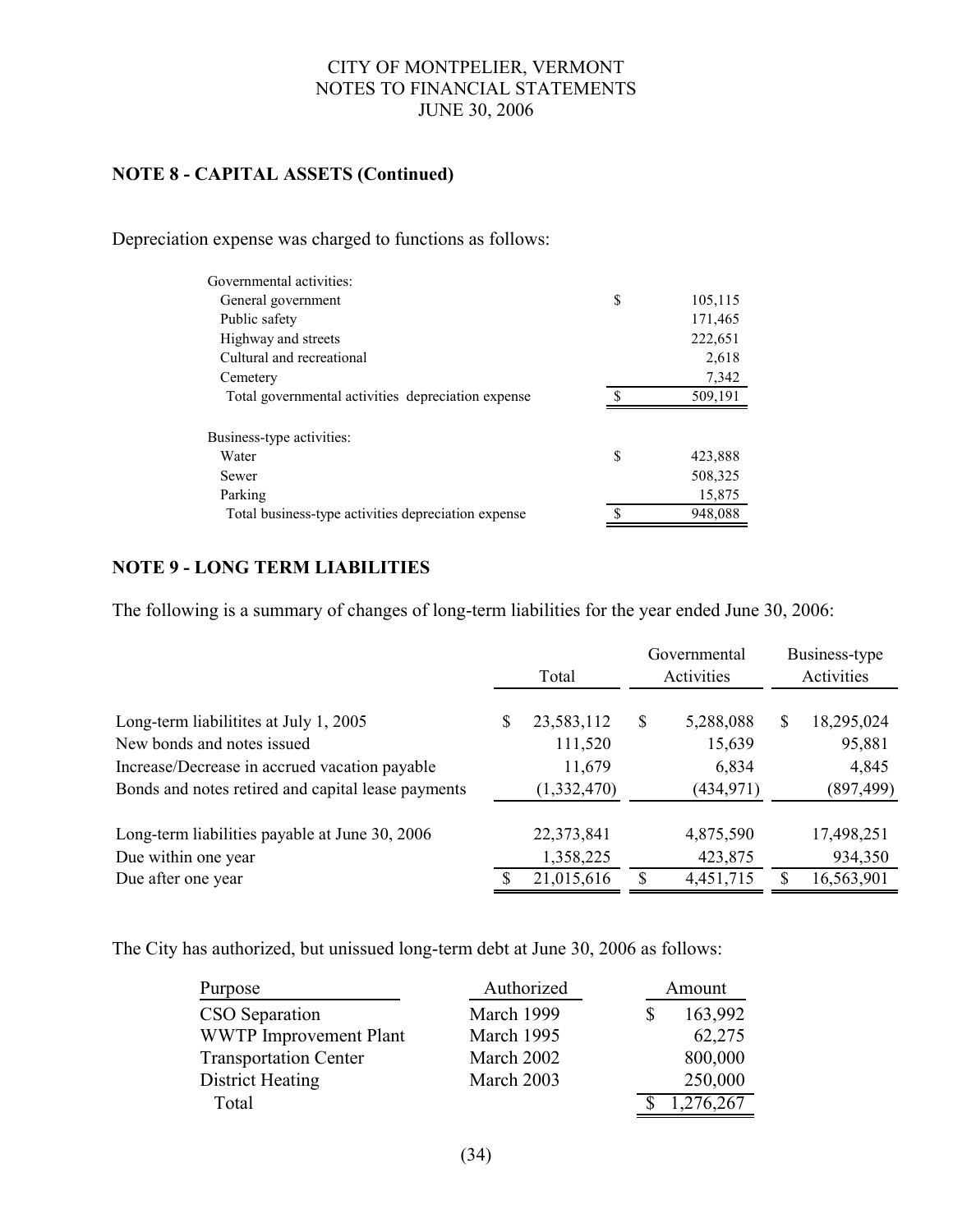## NOTE 8 - CAPITAL ASSETS (Continued)

Depreciation expense was charged to functions as follows:

| | |
|---|---|
| Governmental activities: | |
| General government | $ 105,115 |
| Public safety | 171,465 |
| Highway and streets | 222,651 |
| Cultural and recreational | 2,618 |
| Cemetery | 7,342 |
| Total governmental activities depreciation expense | $ 509,191 |
| | |
| Business-type activities: | |
| Water | $ 423,888 |
| Sewer | 508,325 |
| Parking | 15,875 |
| Total business-type activities depreciation expense | $ 948,088 |

## NOTE 9 - LONG TERM LIABILITIES

The following is a summary of changes of long-term liabilities for the year ended June 30, 2006:

| | Total | Governmental Activities | Business-type Activities |
|---|---|---|---|
| Long-term liabilitites at July 1, 2005 | $ 23,583,112 | $ 5,288,088 | $ 18,295,024 |
| New bonds and notes issued | 111,520 | 15,639 | 95,881 |
| Increase/Decrease in accrued vacation payable | 11,679 | 6,834 | 4,845 |
| Bonds and notes retired and capital lease payments | (1,332,470) | (434,971) | (897,499) |
| Long-term liabilities payable at June 30, 2006 | 22,373,841 | 4,875,590 | 17,498,251 |
| Due within one year | 1,358,225 | 423,875 | 934,350 |
| Due after one year | $ 21,015,616 | $ 4,451,715 | $ 16,563,901 |

The City has authorized, but unissued long-term debt at June 30, 2006 as follows:

| Purpose | Authorized | Amount |
|---|---|---|
| CSO Separation | March 1999 | $ 163,992 |
| WWTP Improvement Plant | March 1995 | 62,275 |
| Transportation Center | March 2002 | 800,000 |
| District Heating | March 2003 | 250,000 |
| Total | | $ 1,276,267 |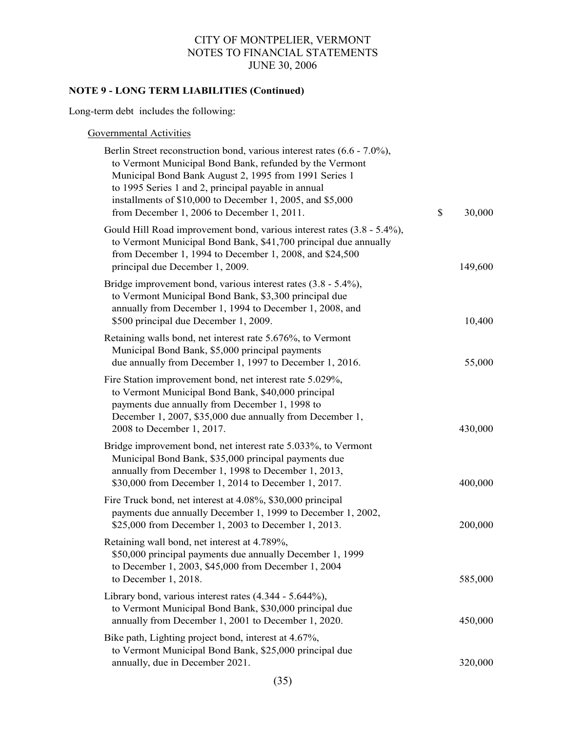## NOTE 9 - LONG TERM LIABILITIES (Continued)

Long-term debt includes the following:

Governmental Activities

| Description | Amount |
|---|---|
| Berlin Street reconstruction bond, various interest rates (6.6 - 7.0%), to Vermont Municipal Bond Bank, refunded by the Vermont Municipal Bond Bank August 2, 1995 from 1991 Series 1 to 1995 Series 1 and 2, principal payable in annual installments of $10,000 to December 1, 2005, and $5,000 from December 1, 2006 to December 1, 2011. | $ 30,000 |
| Gould Hill Road improvement bond, various interest rates (3.8 - 5.4%), to Vermont Municipal Bond Bank, $41,700 principal due annually from December 1, 1994 to December 1, 2008, and $24,500 principal due December 1, 2009. | 149,600 |
| Bridge improvement bond, various interest rates (3.8 - 5.4%), to Vermont Municipal Bond Bank, $3,300 principal due annually from December 1, 1994 to December 1, 2008, and $500 principal due December 1, 2009. | 10,400 |
| Retaining walls bond, net interest rate 5.676%, to Vermont Municipal Bond Bank, $5,000 principal payments due annually from December 1, 1997 to December 1, 2016. | 55,000 |
| Fire Station improvement bond, net interest rate 5.029%, to Vermont Municipal Bond Bank, $40,000 principal payments due annually from December 1, 1998 to December 1, 2007, $35,000 due annually from December 1, 2008 to December 1, 2017. | 430,000 |
| Bridge improvement bond, net interest rate 5.033%, to Vermont Municipal Bond Bank, $35,000 principal payments due annually from December 1, 1998 to December 1, 2013, $30,000 from December 1, 2014 to December 1, 2017. | 400,000 |
| Fire Truck bond, net interest at 4.08%, $30,000 principal payments due annually December 1, 1999 to December 1, 2002, $25,000 from December 1, 2003 to December 1, 2013. | 200,000 |
| Retaining wall bond, net interest at 4.789%, $50,000 principal payments due annually December 1, 1999 to December 1, 2003, $45,000 from December 1, 2004 to December 1, 2018. | 585,000 |
| Library bond, various interest rates (4.344 - 5.644%), to Vermont Municipal Bond Bank, $30,000 principal due annually from December 1, 2001 to December 1, 2020. | 450,000 |
| Bike path, Lighting project bond, interest at 4.67%, to Vermont Municipal Bond Bank, $25,000 principal due annually, due in December 2021. | 320,000 |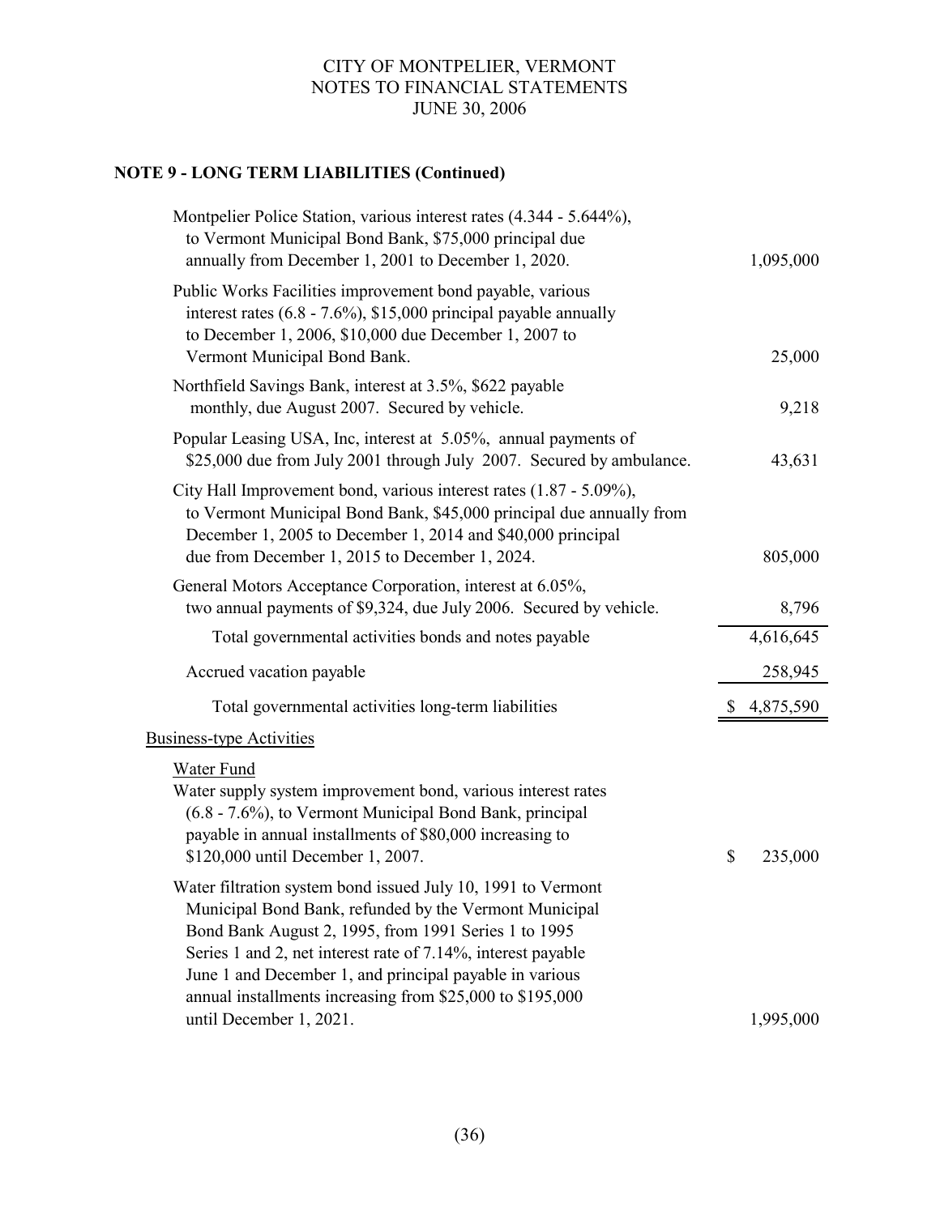## NOTE 9 - LONG TERM LIABILITIES (Continued)

| | |
|---|---|
| Montpelier Police Station, various interest rates (4.344 - 5.644%), to Vermont Municipal Bond Bank, $75,000 principal due annually from December 1, 2001 to December 1, 2020. | 1,095,000 |
| Public Works Facilities improvement bond payable, various interest rates (6.8 - 7.6%), $15,000 principal payable annually to December 1, 2006, $10,000 due December 1, 2007 to Vermont Municipal Bond Bank. | 25,000 |
| Northfield Savings Bank, interest at 3.5%, $622 payable monthly, due August 2007. Secured by vehicle. | 9,218 |
| Popular Leasing USA, Inc, interest at 5.05%, annual payments of $25,000 due from July 2001 through July 2007. Secured by ambulance. | 43,631 |
| City Hall Improvement bond, various interest rates (1.87 - 5.09%), to Vermont Municipal Bond Bank, $45,000 principal due annually from December 1, 2005 to December 1, 2014 and $40,000 principal due from December 1, 2015 to December 1, 2024. | 805,000 |
| General Motors Acceptance Corporation, interest at 6.05%, two annual payments of $9,324, due July 2006. Secured by vehicle. | 8,796 |
| Total governmental activities bonds and notes payable | 4,616,645 |
| Accrued vacation payable | 258,945 |
| Total governmental activities long-term liabilities | $ 4,875,590 |

Business-type Activities

Water Fund

| | |
|---|---|
| Water supply system improvement bond, various interest rates (6.8 - 7.6%), to Vermont Municipal Bond Bank, principal payable in annual installments of $80,000 increasing to $120,000 until December 1, 2007. | $ 235,000 |
| Water filtration system bond issued July 10, 1991 to Vermont Municipal Bond Bank, refunded by the Vermont Municipal Bond Bank August 2, 1995, from 1991 Series 1 to 1995 Series 1 and 2, net interest rate of 7.14%, interest payable June 1 and December 1, and principal payable in various annual installments increasing from $25,000 to $195,000 until December 1, 2021. | 1,995,000 |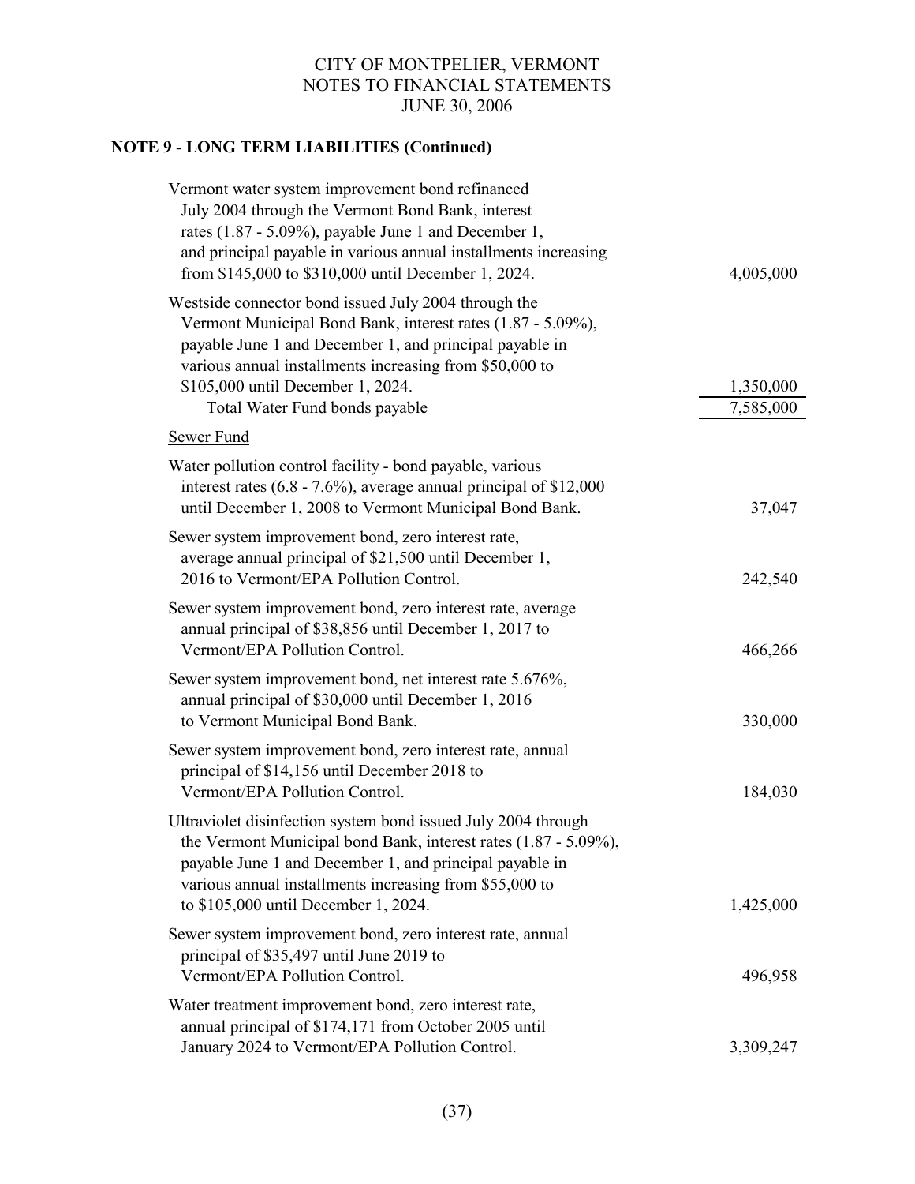CITY OF MONTPELIER, VERMONT
NOTES TO FINANCIAL STATEMENTS
JUNE 30, 2006

## NOTE 9 - LONG TERM LIABILITIES (Continued)

| Description | Amount |
|---|---|
| Vermont water system improvement bond refinanced July 2004 through the Vermont Bond Bank, interest rates (1.87 - 5.09%), payable June 1 and December 1, and principal payable in various annual installments increasing from $145,000 to $310,000 until December 1, 2024. | 4,005,000 |
| Westside connector bond issued July 2004 through the Vermont Municipal Bond Bank, interest rates (1.87 - 5.09%), payable June 1 and December 1, and principal payable in various annual installments increasing from $50,000 to $105,000 until December 1, 2024. | 1,350,000 |
| Total Water Fund bonds payable | 7,585,000 |
| Sewer Fund | |
| Water pollution control facility - bond payable, various interest rates (6.8 - 7.6%), average annual principal of $12,000 until December 1, 2008 to Vermont Municipal Bond Bank. | 37,047 |
| Sewer system improvement bond, zero interest rate, average annual principal of $21,500 until December 1, 2016 to Vermont/EPA Pollution Control. | 242,540 |
| Sewer system improvement bond, zero interest rate, average annual principal of $38,856 until December 1, 2017 to Vermont/EPA Pollution Control. | 466,266 |
| Sewer system improvement bond, net interest rate 5.676%, annual principal of $30,000 until December 1, 2016 to Vermont Municipal Bond Bank. | 330,000 |
| Sewer system improvement bond, zero interest rate, annual principal of $14,156 until December 2018 to Vermont/EPA Pollution Control. | 184,030 |
| Ultraviolet disinfection system bond issued July 2004 through the Vermont Municipal bond Bank, interest rates (1.87 - 5.09%), payable June 1 and December 1, and principal payable in various annual installments increasing from $55,000 to to $105,000 until December 1, 2024. | 1,425,000 |
| Sewer system improvement bond, zero interest rate, annual principal of $35,497 until June 2019 to Vermont/EPA Pollution Control. | 496,958 |
| Water treatment improvement bond, zero interest rate, annual principal of $174,171 from October 2005 until January 2024 to Vermont/EPA Pollution Control. | 3,309,247 |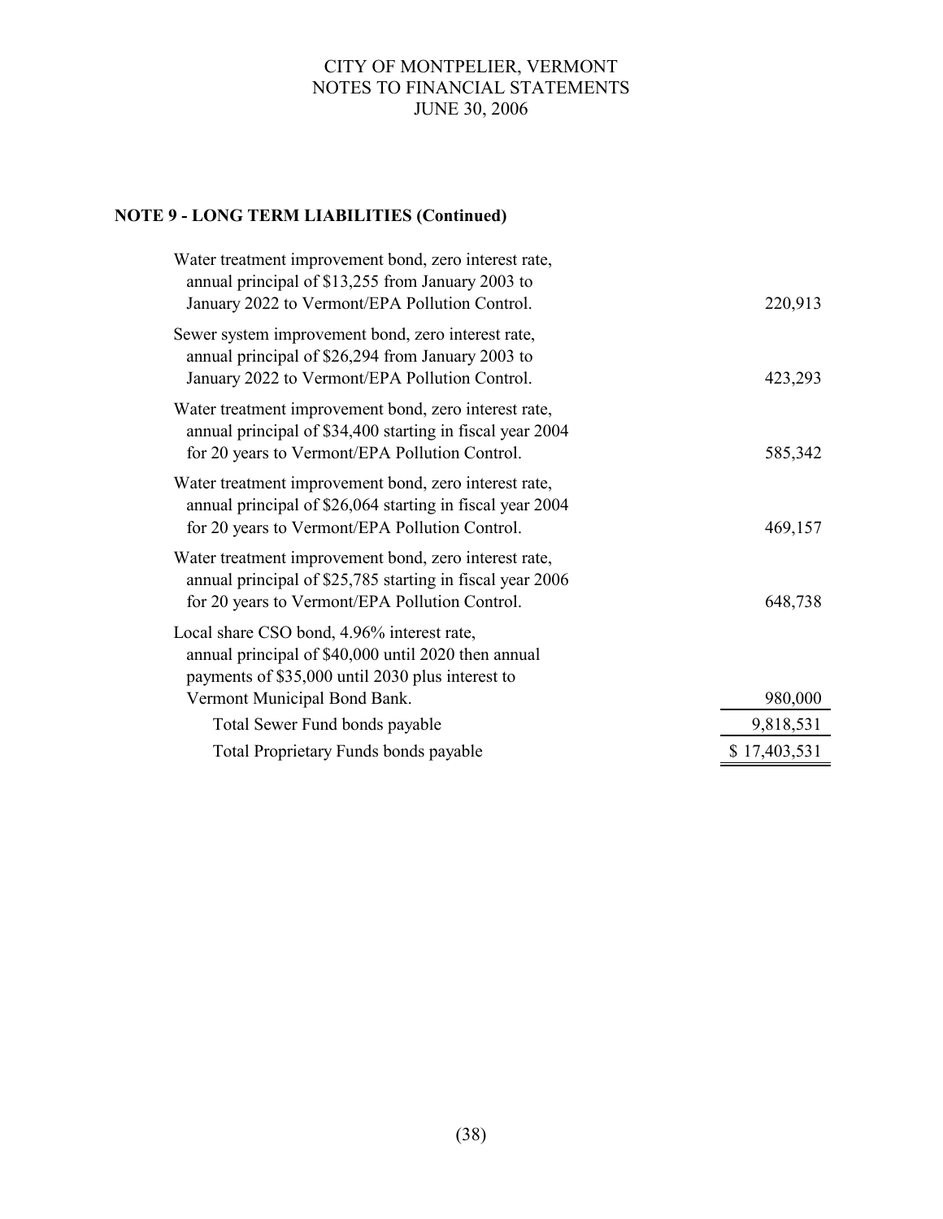CITY OF MONTPELIER, VERMONT
NOTES TO FINANCIAL STATEMENTS
JUNE 30, 2006

## NOTE 9 - LONG TERM LIABILITIES (Continued)

| | |
|---|---|
| Water treatment improvement bond, zero interest rate, annual principal of $13,255 from January 2003 to January 2022 to Vermont/EPA Pollution Control. | 220,913 |
| Sewer system improvement bond, zero interest rate, annual principal of $26,294 from January 2003 to January 2022 to Vermont/EPA Pollution Control. | 423,293 |
| Water treatment improvement bond, zero interest rate, annual principal of $34,400 starting in fiscal year 2004 for 20 years to Vermont/EPA Pollution Control. | 585,342 |
| Water treatment improvement bond, zero interest rate, annual principal of $26,064 starting in fiscal year 2004 for 20 years to Vermont/EPA Pollution Control. | 469,157 |
| Water treatment improvement bond, zero interest rate, annual principal of $25,785 starting in fiscal year 2006 for 20 years to Vermont/EPA Pollution Control. | 648,738 |
| Local share CSO bond, 4.96% interest rate, annual principal of $40,000 until 2020 then annual payments of $35,000 until 2030 plus interest to Vermont Municipal Bond Bank. | 980,000 |
| Total Sewer Fund bonds payable | 9,818,531 |
| Total Proprietary Funds bonds payable | $ 17,403,531 |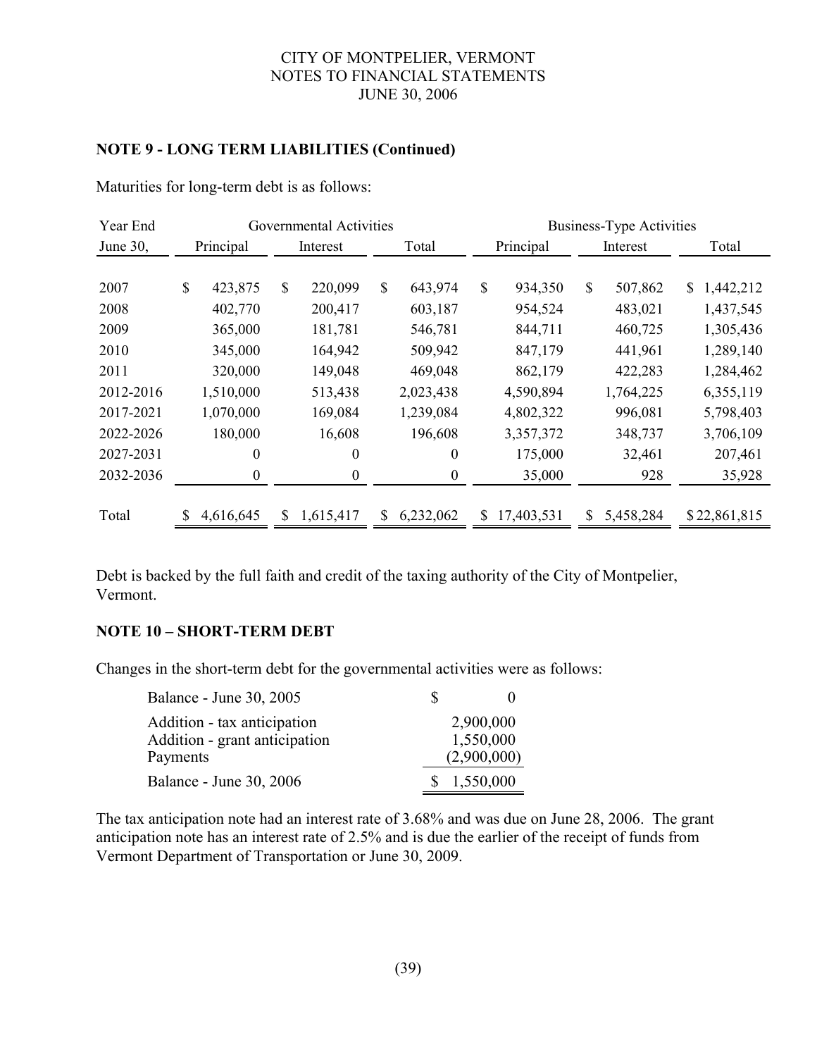## NOTE 9 - LONG TERM LIABILITIES (Continued)

Maturities for long-term debt is as follows:

| Year End | Governmental Activities | | | Business-Type Activities | | |
|---|---|---|---|---|---|---|
| June 30, | Principal | Interest | Total | Principal | Interest | Total |
| 2007 | $ 423,875 | $ 220,099 | $ 643,974 | $ 934,350 | $ 507,862 | $ 1,442,212 |
| 2008 | 402,770 | 200,417 | 603,187 | 954,524 | 483,021 | 1,437,545 |
| 2009 | 365,000 | 181,781 | 546,781 | 844,711 | 460,725 | 1,305,436 |
| 2010 | 345,000 | 164,942 | 509,942 | 847,179 | 441,961 | 1,289,140 |
| 2011 | 320,000 | 149,048 | 469,048 | 862,179 | 422,283 | 1,284,462 |
| 2012-2016 | 1,510,000 | 513,438 | 2,023,438 | 4,590,894 | 1,764,225 | 6,355,119 |
| 2017-2021 | 1,070,000 | 169,084 | 1,239,084 | 4,802,322 | 996,081 | 5,798,403 |
| 2022-2026 | 180,000 | 16,608 | 196,608 | 3,357,372 | 348,737 | 3,706,109 |
| 2027-2031 | 0 | 0 | 0 | 175,000 | 32,461 | 207,461 |
| 2032-2036 | 0 | 0 | 0 | 35,000 | 928 | 35,928 |
| Total | $ 4,616,645 | $ 1,615,417 | $ 6,232,062 | $ 17,403,531 | $ 5,458,284 | $ 22,861,815 |

Debt is backed by the full faith and credit of the taxing authority of the City of Montpelier, Vermont.

## NOTE 10 – SHORT-TERM DEBT

Changes in the short-term debt for the governmental activities were as follows:

| | |
|---|---|
| Balance - June 30, 2005 | $ 0 |
| Addition - tax anticipation | 2,900,000 |
| Addition - grant anticipation | 1,550,000 |
| Payments | (2,900,000) |
| Balance - June 30, 2006 | $ 1,550,000 |

The tax anticipation note had an interest rate of 3.68% and was due on June 28, 2006. The grant anticipation note has an interest rate of 2.5% and is due the earlier of the receipt of funds from Vermont Department of Transportation or June 30, 2009.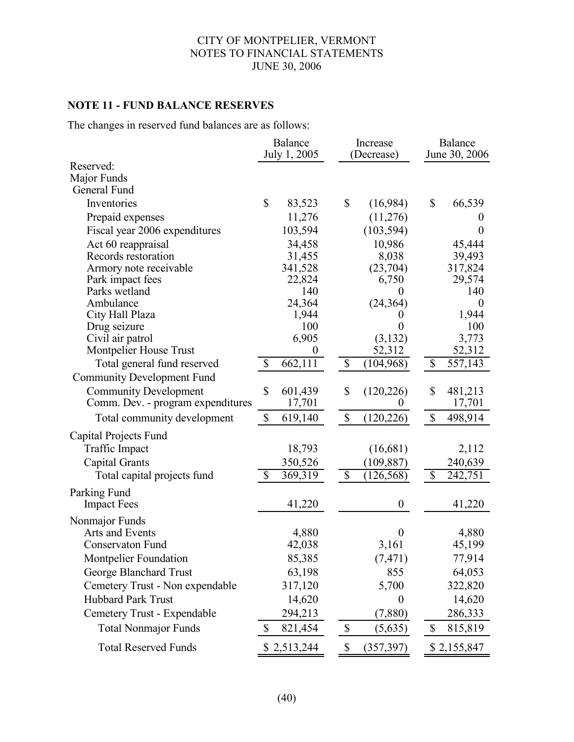CITY OF MONTPELIER, VERMONT
NOTES TO FINANCIAL STATEMENTS
JUNE 30, 2006

**NOTE 11 - FUND BALANCE RESERVES**

The changes in reserved fund balances are as follows:

| | Balance July 1, 2005 | Increase (Decrease) | Balance June 30, 2006 |
|---|---|---|---|
| Reserved: | | | |
| Major Funds | | | |
| General Fund | | | |
| Inventories | $ 83,523 | $ (16,984) | $ 66,539 |
| Prepaid expenses | 11,276 | (11,276) | 0 |
| Fiscal year 2006 expenditures | 103,594 | (103,594) | 0 |
| Act 60 reappraisal | 34,458 | 10,986 | 45,444 |
| Records restoration | 31,455 | 8,038 | 39,493 |
| Armory note receivable | 341,528 | (23,704) | 317,824 |
| Park impact fees | 22,824 | 6,750 | 29,574 |
| Parks wetland | 140 | 0 | 140 |
| Ambulance | 24,364 | (24,364) | 0 |
| City Hall Plaza | 1,944 | 0 | 1,944 |
| Drug seizure | 100 | 0 | 100 |
| Civil air patrol | 6,905 | (3,132) | 3,773 |
| Montpelier House Trust | 0 | 52,312 | 52,312 |
| Total general fund reserved | $ 662,111 | $ (104,968) | $ 557,143 |
| Community Development Fund | | | |
| Community Development | $ 601,439 | $ (120,226) | $ 481,213 |
| Comm. Dev. - program expenditures | 17,701 | 0 | 17,701 |
| Total community development | $ 619,140 | $ (120,226) | $ 498,914 |
| Capital Projects Fund | | | |
| Traffic Impact | 18,793 | (16,681) | 2,112 |
| Capital Grants | 350,526 | (109,887) | 240,639 |
| Total capital projects fund | $ 369,319 | $ (126,568) | $ 242,751 |
| Parking Fund | | | |
| Impact Fees | 41,220 | 0 | 41,220 |
| Nonmajor Funds | | | |
| Arts and Events | 4,880 | 0 | 4,880 |
| Conservaton Fund | 42,038 | 3,161 | 45,199 |
| Montpelier Foundation | 85,385 | (7,471) | 77,914 |
| George Blanchard Trust | 63,198 | 855 | 64,053 |
| Cemetery Trust - Non expendable | 317,120 | 5,700 | 322,820 |
| Hubbard Park Trust | 14,620 | 0 | 14,620 |
| Cemetery Trust - Expendable | 294,213 | (7,880) | 286,333 |
| Total Nonmajor Funds | $ 821,454 | $ (5,635) | $ 815,819 |
| Total Reserved Funds | $ 2,513,244 | $ (357,397) | $ 2,155,847 |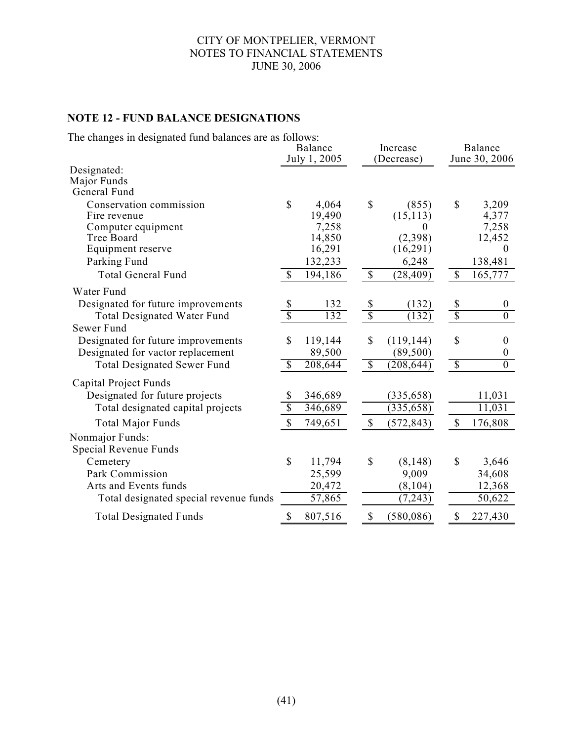## NOTE 12 - FUND BALANCE DESIGNATIONS

The changes in designated fund balances are as follows:

| | Balance July 1, 2005 | Increase (Decrease) | Balance June 30, 2006 |
|---|---|---|---|
| Designated: | | | |
| Major Funds | | | |
| General Fund | | | |
| Conservation commission | $ 4,064 | $ (855) | $ 3,209 |
| Fire revenue | 19,490 | (15,113) | 4,377 |
| Computer equipment | 7,258 | 0 | 7,258 |
| Tree Board | 14,850 | (2,398) | 12,452 |
| Equipment reserve | 16,291 | (16,291) | 0 |
| Parking Fund | 132,233 | 6,248 | 138,481 |
| Total General Fund | $ 194,186 | $ (28,409) | $ 165,777 |
| Water Fund | | | |
| Designated for future improvements | $ 132 | $ (132) | $ 0 |
| Total Designated Water Fund | $ 132 | $ (132) | $ 0 |
| Sewer Fund | | | |
| Designated for future improvements | $ 119,144 | $ (119,144) | $ 0 |
| Designated for vactor replacement | 89,500 | (89,500) | 0 |
| Total Designated Sewer Fund | $ 208,644 | $ (208,644) | $ 0 |
| Capital Project Funds | | | |
| Designated for future projects | $ 346,689 | (335,658) | 11,031 |
| Total designated capital projects | $ 346,689 | (335,658) | 11,031 |
| Total Major Funds | $ 749,651 | $ (572,843) | $ 176,808 |
| Nonmajor Funds: | | | |
| Special Revenue Funds | | | |
| Cemetery | $ 11,794 | $ (8,148) | $ 3,646 |
| Park Commission | 25,599 | 9,009 | 34,608 |
| Arts and Events funds | 20,472 | (8,104) | 12,368 |
| Total designated special revenue funds | 57,865 | (7,243) | 50,622 |
| Total Designated Funds | $ 807,516 | $ (580,086) | $ 227,430 |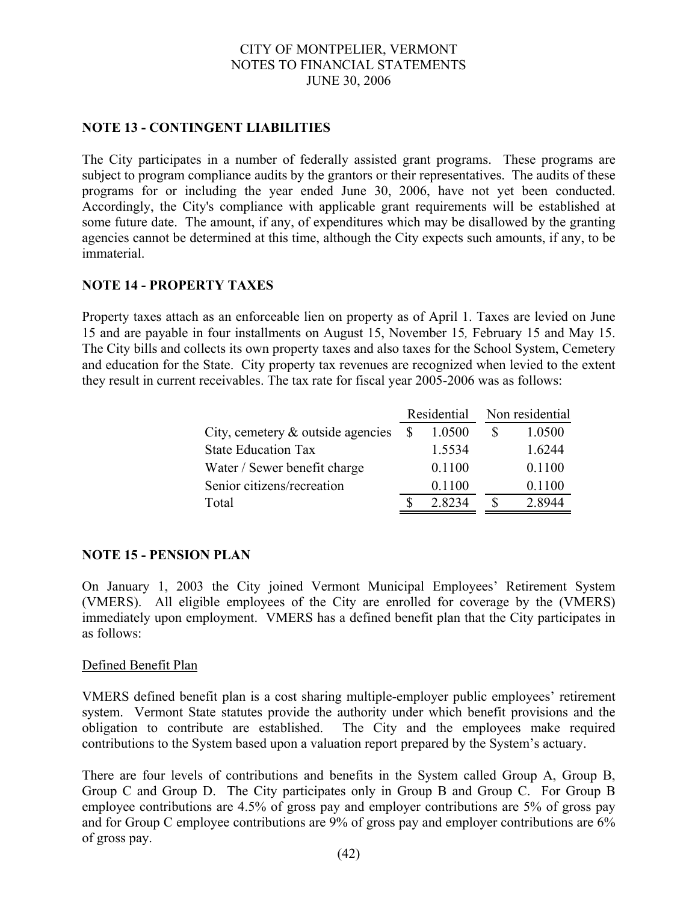## NOTE 13 - CONTINGENT LIABILITIES

The City participates in a number of federally assisted grant programs. These programs are subject to program compliance audits by the grantors or their representatives. The audits of these programs for or including the year ended June 30, 2006, have not yet been conducted. Accordingly, the City's compliance with applicable grant requirements will be established at some future date. The amount, if any, of expenditures which may be disallowed by the granting agencies cannot be determined at this time, although the City expects such amounts, if any, to be immaterial.

## NOTE 14 - PROPERTY TAXES

Property taxes attach as an enforceable lien on property as of April 1. Taxes are levied on June 15 and are payable in four installments on August 15, November 15, February 15 and May 15. The City bills and collects its own property taxes and also taxes for the School System, Cemetery and education for the State. City property tax revenues are recognized when levied to the extent they result in current receivables. The tax rate for fiscal year 2005-2006 was as follows:

| | Residential | Non residential |
|---|---|---|
| City, cemetery & outside agencies | $ 1.0500 | $ 1.0500 |
| State Education Tax | 1.5534 | 1.6244 |
| Water / Sewer benefit charge | 0.1100 | 0.1100 |
| Senior citizens/recreation | 0.1100 | 0.1100 |
| Total | $ 2.8234 | $ 2.8944 |

## NOTE 15 - PENSION PLAN

On January 1, 2003 the City joined Vermont Municipal Employees' Retirement System (VMERS). All eligible employees of the City are enrolled for coverage by the (VMERS) immediately upon employment. VMERS has a defined benefit plan that the City participates in as follows:

Defined Benefit Plan

VMERS defined benefit plan is a cost sharing multiple-employer public employees' retirement system. Vermont State statutes provide the authority under which benefit provisions and the obligation to contribute are established. The City and the employees make required contributions to the System based upon a valuation report prepared by the System's actuary.

There are four levels of contributions and benefits in the System called Group A, Group B, Group C and Group D. The City participates only in Group B and Group C. For Group B employee contributions are 4.5% of gross pay and employer contributions are 5% of gross pay and for Group C employee contributions are 9% of gross pay and employer contributions are 6% of gross pay.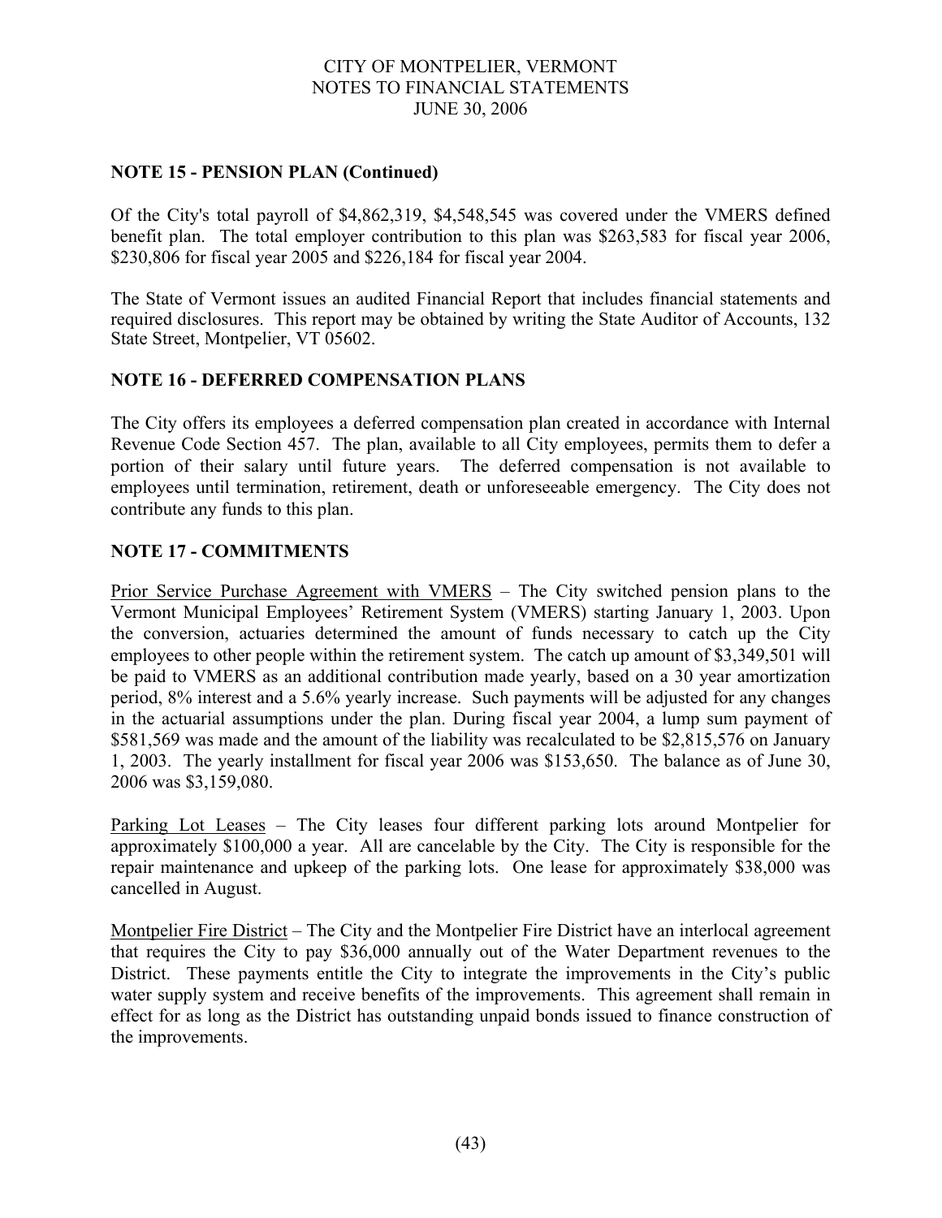## NOTE 15 - PENSION PLAN (Continued)

Of the City's total payroll of \$4,862,319, \$4,548,545 was covered under the VMERS defined benefit plan. The total employer contribution to this plan was \$263,583 for fiscal year 2006, \$230,806 for fiscal year 2005 and \$226,184 for fiscal year 2004.

The State of Vermont issues an audited Financial Report that includes financial statements and required disclosures. This report may be obtained by writing the State Auditor of Accounts, 132 State Street, Montpelier, VT 05602.

## NOTE 16 - DEFERRED COMPENSATION PLANS

The City offers its employees a deferred compensation plan created in accordance with Internal Revenue Code Section 457. The plan, available to all City employees, permits them to defer a portion of their salary until future years. The deferred compensation is not available to employees until termination, retirement, death or unforeseeable emergency. The City does not contribute any funds to this plan.

## NOTE 17 - COMMITMENTS

Prior Service Purchase Agreement with VMERS – The City switched pension plans to the Vermont Municipal Employees' Retirement System (VMERS) starting January 1, 2003. Upon the conversion, actuaries determined the amount of funds necessary to catch up the City employees to other people within the retirement system. The catch up amount of \$3,349,501 will be paid to VMERS as an additional contribution made yearly, based on a 30 year amortization period, 8% interest and a 5.6% yearly increase. Such payments will be adjusted for any changes in the actuarial assumptions under the plan. During fiscal year 2004, a lump sum payment of \$581,569 was made and the amount of the liability was recalculated to be \$2,815,576 on January 1, 2003. The yearly installment for fiscal year 2006 was \$153,650. The balance as of June 30, 2006 was \$3,159,080.

Parking Lot Leases – The City leases four different parking lots around Montpelier for approximately \$100,000 a year. All are cancelable by the City. The City is responsible for the repair maintenance and upkeep of the parking lots. One lease for approximately \$38,000 was cancelled in August.

Montpelier Fire District – The City and the Montpelier Fire District have an interlocal agreement that requires the City to pay \$36,000 annually out of the Water Department revenues to the District. These payments entitle the City to integrate the improvements in the City's public water supply system and receive benefits of the improvements. This agreement shall remain in effect for as long as the District has outstanding unpaid bonds issued to finance construction of the improvements.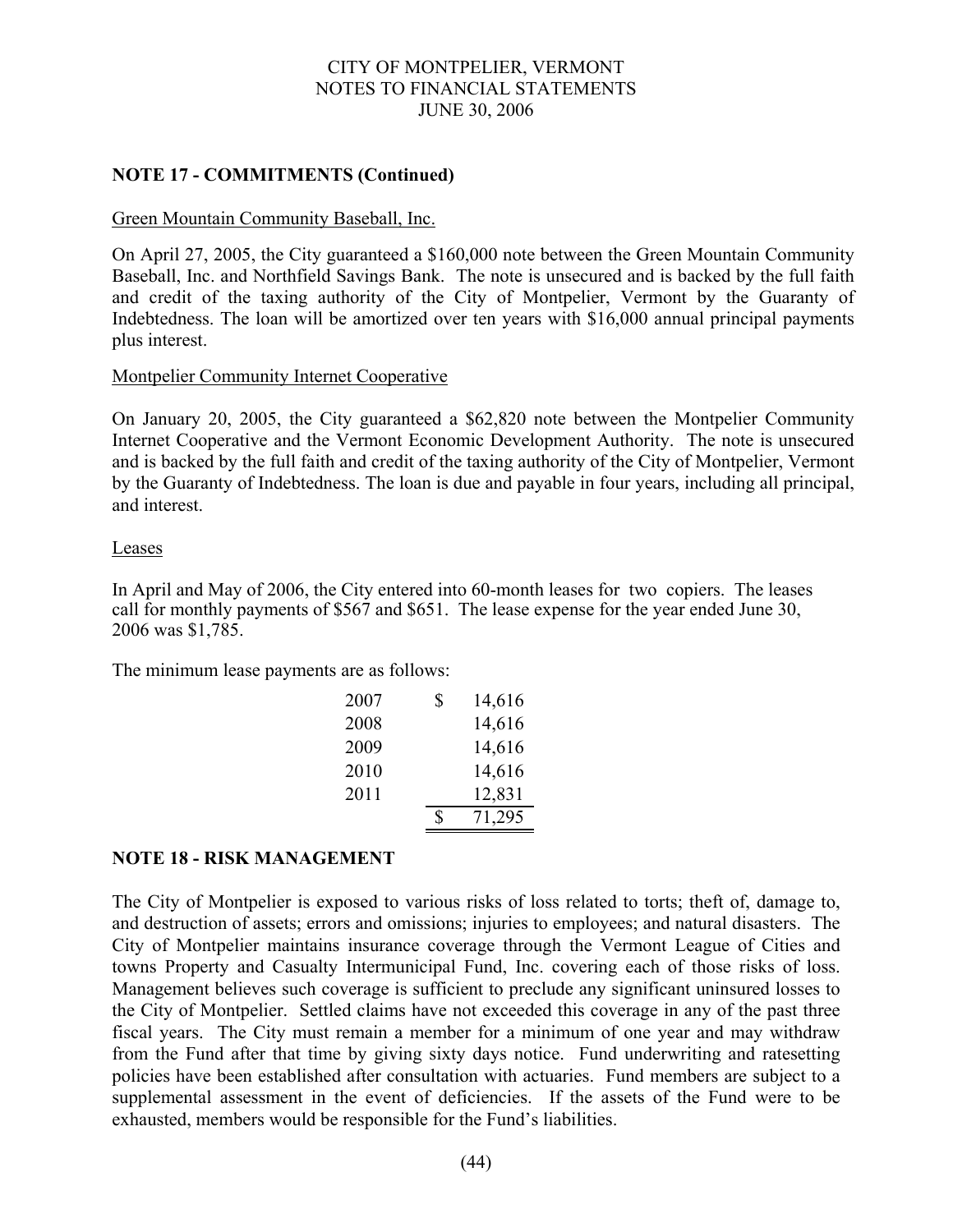## NOTE 17 - COMMITMENTS (Continued)

Green Mountain Community Baseball, Inc.

On April 27, 2005, the City guaranteed a $160,000 note between the Green Mountain Community Baseball, Inc. and Northfield Savings Bank. The note is unsecured and is backed by the full faith and credit of the taxing authority of the City of Montpelier, Vermont by the Guaranty of Indebtedness. The loan will be amortized over ten years with $16,000 annual principal payments plus interest.

Montpelier Community Internet Cooperative

On January 20, 2005, the City guaranteed a $62,820 note between the Montpelier Community Internet Cooperative and the Vermont Economic Development Authority. The note is unsecured and is backed by the full faith and credit of the taxing authority of the City of Montpelier, Vermont by the Guaranty of Indebtedness. The loan is due and payable in four years, including all principal, and interest.

Leases

In April and May of 2006, the City entered into 60-month leases for two copiers. The leases call for monthly payments of $567 and $651. The lease expense for the year ended June 30, 2006 was $1,785.

The minimum lease payments are as follows:

| | |
|---|---|
| 2007 | $ 14,616 |
| 2008 | 14,616 |
| 2009 | 14,616 |
| 2010 | 14,616 |
| 2011 | 12,831 |
| | $ 71,295 |

## NOTE 18 - RISK MANAGEMENT

The City of Montpelier is exposed to various risks of loss related to torts; theft of, damage to, and destruction of assets; errors and omissions; injuries to employees; and natural disasters. The City of Montpelier maintains insurance coverage through the Vermont League of Cities and towns Property and Casualty Intermunicipal Fund, Inc. covering each of those risks of loss. Management believes such coverage is sufficient to preclude any significant uninsured losses to the City of Montpelier. Settled claims have not exceeded this coverage in any of the past three fiscal years. The City must remain a member for a minimum of one year and may withdraw from the Fund after that time by giving sixty days notice. Fund underwriting and ratesetting policies have been established after consultation with actuaries. Fund members are subject to a supplemental assessment in the event of deficiencies. If the assets of the Fund were to be exhausted, members would be responsible for the Fund's liabilities.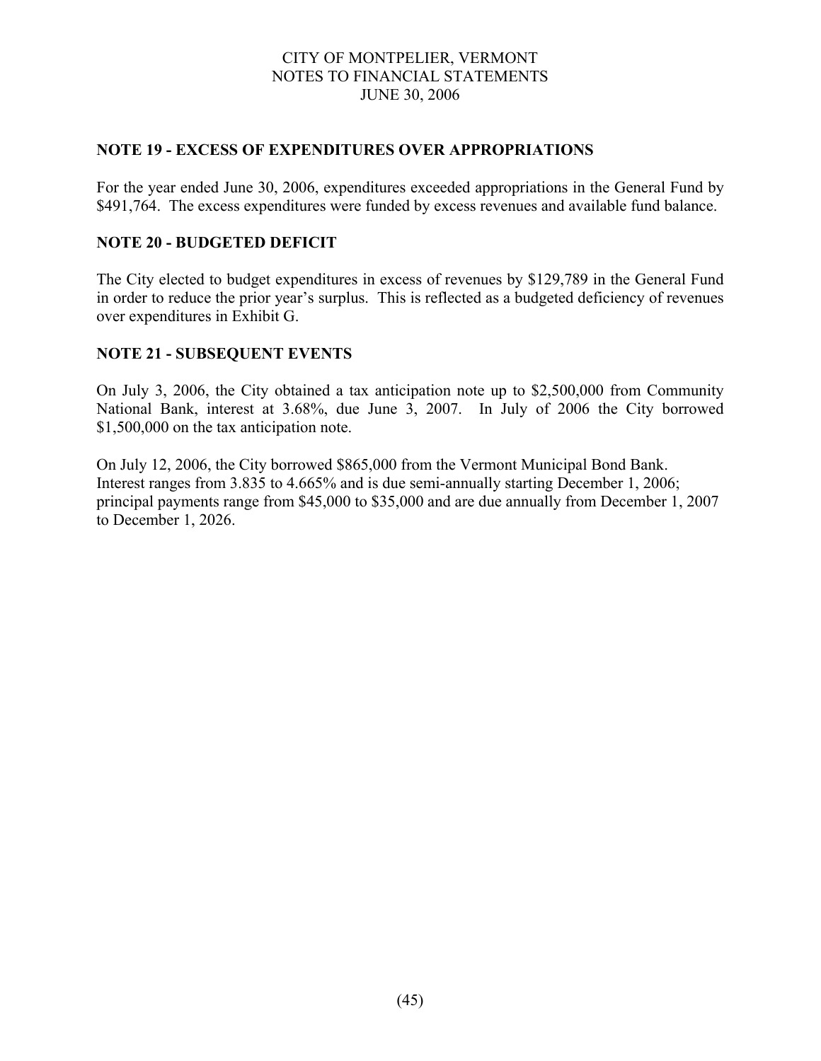CITY OF MONTPELIER, VERMONT
NOTES TO FINANCIAL STATEMENTS
JUNE 30, 2006

## NOTE 19 - EXCESS OF EXPENDITURES OVER APPROPRIATIONS

For the year ended June 30, 2006, expenditures exceeded appropriations in the General Fund by \$491,764. The excess expenditures were funded by excess revenues and available fund balance.

## NOTE 20 - BUDGETED DEFICIT

The City elected to budget expenditures in excess of revenues by \$129,789 in the General Fund in order to reduce the prior year's surplus. This is reflected as a budgeted deficiency of revenues over expenditures in Exhibit G.

## NOTE 21 - SUBSEQUENT EVENTS

On July 3, 2006, the City obtained a tax anticipation note up to \$2,500,000 from Community National Bank, interest at 3.68%, due June 3, 2007. In July of 2006 the City borrowed \$1,500,000 on the tax anticipation note.

On July 12, 2006, the City borrowed \$865,000 from the Vermont Municipal Bond Bank. Interest ranges from 3.835 to 4.665% and is due semi-annually starting December 1, 2006; principal payments range from \$45,000 to \$35,000 and are due annually from December 1, 2007 to December 1, 2026.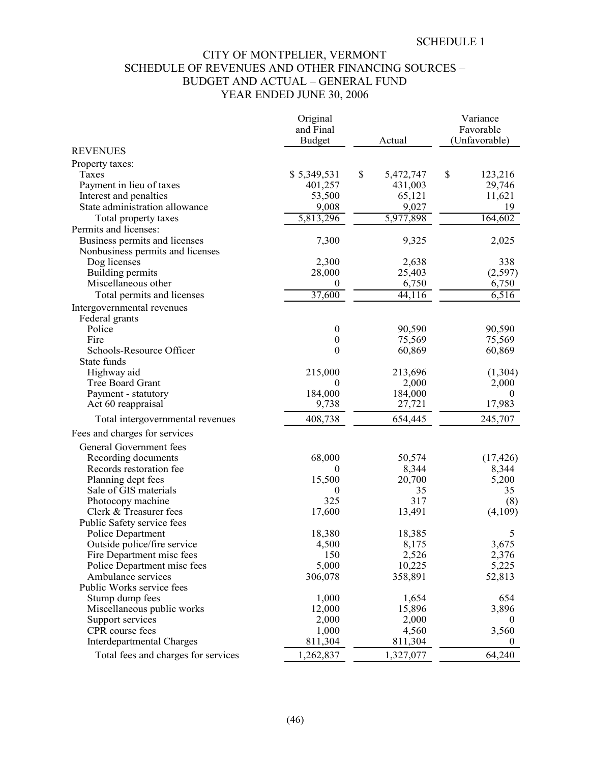SCHEDULE 1

# CITY OF MONTPELIER, VERMONT
## SCHEDULE OF REVENUES AND OTHER FINANCING SOURCES – BUDGET AND ACTUAL – GENERAL FUND
### YEAR ENDED JUNE 30, 2006

| | Original and Final Budget | Actual | Variance Favorable (Unfavorable) |
|---|---|---|---|
| REVENUES | | | |
| Property taxes: | | | |
| Taxes | $ 5,349,531 | $ 5,472,747 | $ 123,216 |
| Payment in lieu of taxes | 401,257 | 431,003 | 29,746 |
| Interest and penalties | 53,500 | 65,121 | 11,621 |
| State administration allowance | 9,008 | 9,027 | 19 |
| Total property taxes | 5,813,296 | 5,977,898 | 164,602 |
| Permits and licenses: | | | |
| Business permits and licenses | 7,300 | 9,325 | 2,025 |
| Nonbusiness permits and licenses | | | |
| Dog licenses | 2,300 | 2,638 | 338 |
| Building permits | 28,000 | 25,403 | (2,597) |
| Miscellaneous other | 0 | 6,750 | 6,750 |
| Total permits and licenses | 37,600 | 44,116 | 6,516 |
| Intergovernmental revenues | | | |
| Federal grants | | | |
| Police | 0 | 90,590 | 90,590 |
| Fire | 0 | 75,569 | 75,569 |
| Schools-Resource Officer | 0 | 60,869 | 60,869 |
| State funds | | | |
| Highway aid | 215,000 | 213,696 | (1,304) |
| Tree Board Grant | 0 | 2,000 | 2,000 |
| Payment - statutory | 184,000 | 184,000 | 0 |
| Act 60 reappraisal | 9,738 | 27,721 | 17,983 |
| Total intergovernmental revenues | 408,738 | 654,445 | 245,707 |
| Fees and charges for services | | | |
| General Government fees | | | |
| Recording documents | 68,000 | 50,574 | (17,426) |
| Records restoration fee | 0 | 8,344 | 8,344 |
| Planning dept fees | 15,500 | 20,700 | 5,200 |
| Sale of GIS materials | 0 | 35 | 35 |
| Photocopy machine | 325 | 317 | (8) |
| Clerk & Treasurer fees | 17,600 | 13,491 | (4,109) |
| Public Safety service fees | | | |
| Police Department | 18,380 | 18,385 | 5 |
| Outside police/fire service | 4,500 | 8,175 | 3,675 |
| Fire Department misc fees | 150 | 2,526 | 2,376 |
| Police Department misc fees | 5,000 | 10,225 | 5,225 |
| Ambulance services | 306,078 | 358,891 | 52,813 |
| Public Works service fees | | | |
| Stump dump fees | 1,000 | 1,654 | 654 |
| Miscellaneous public works | 12,000 | 15,896 | 3,896 |
| Support services | 2,000 | 2,000 | 0 |
| CPR course fees | 1,000 | 4,560 | 3,560 |
| Interdepartmental Charges | 811,304 | 811,304 | 0 |
| Total fees and charges for services | 1,262,837 | 1,327,077 | 64,240 |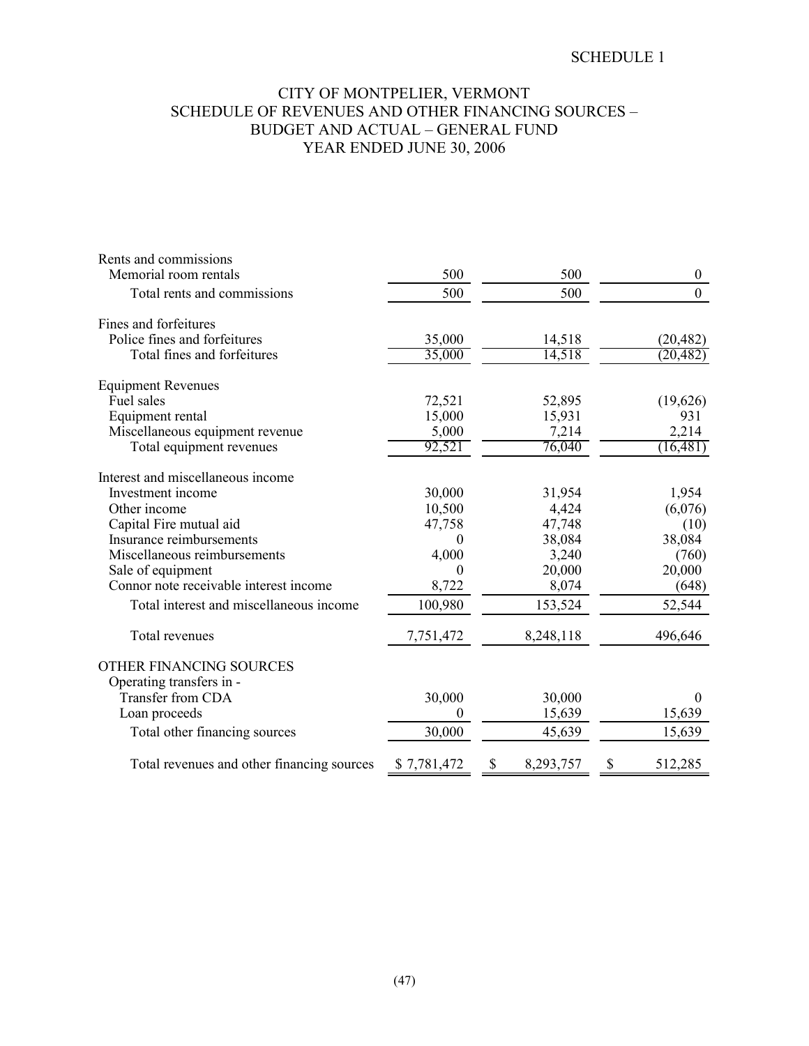SCHEDULE 1

# CITY OF MONTPELIER, VERMONT
## SCHEDULE OF REVENUES AND OTHER FINANCING SOURCES – BUDGET AND ACTUAL – GENERAL FUND
### YEAR ENDED JUNE 30, 2006

| | | | |
|---|---|---|---|
| Rents and commissions | | | |
| Memorial room rentals | 500 | 500 | 0 |
| Total rents and commissions | 500 | 500 | 0 |
| Fines and forfeitures | | | |
| Police fines and forfeitures | 35,000 | 14,518 | (20,482) |
| Total fines and forfeitures | 35,000 | 14,518 | (20,482) |
| Equipment Revenues | | | |
| Fuel sales | 72,521 | 52,895 | (19,626) |
| Equipment rental | 15,000 | 15,931 | 931 |
| Miscellaneous equipment revenue | 5,000 | 7,214 | 2,214 |
| Total equipment revenues | 92,521 | 76,040 | (16,481) |
| Interest and miscellaneous income | | | |
| Investment income | 30,000 | 31,954 | 1,954 |
| Other income | 10,500 | 4,424 | (6,076) |
| Capital Fire mutual aid | 47,758 | 47,748 | (10) |
| Insurance reimbursements | 0 | 38,084 | 38,084 |
| Miscellaneous reimbursements | 4,000 | 3,240 | (760) |
| Sale of equipment | 0 | 20,000 | 20,000 |
| Connor note receivable interest income | 8,722 | 8,074 | (648) |
| Total interest and miscellaneous income | 100,980 | 153,524 | 52,544 |
| Total revenues | 7,751,472 | 8,248,118 | 496,646 |
| OTHER FINANCING SOURCES | | | |
| Operating transfers in - | | | |
| Transfer from CDA | 30,000 | 30,000 | 0 |
| Loan proceeds | 0 | 15,639 | 15,639 |
| Total other financing sources | 30,000 | 45,639 | 15,639 |
| Total revenues and other financing sources | $ 7,781,472 | $ 8,293,757 | $ 512,285 |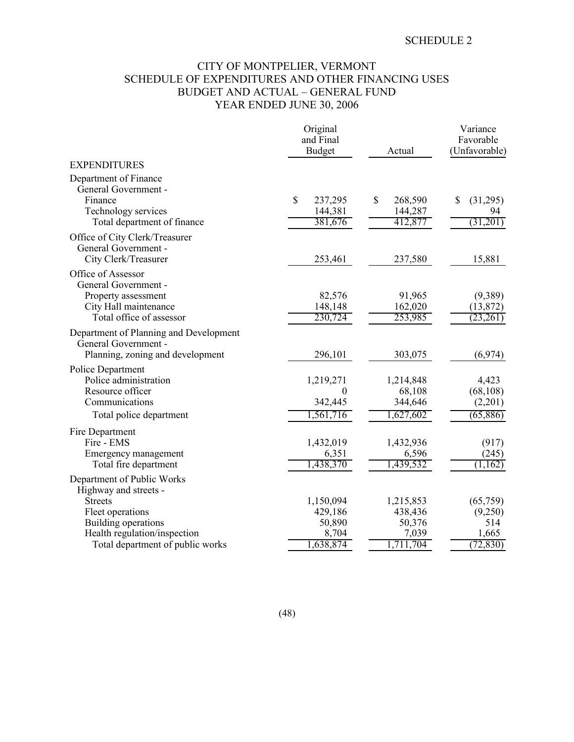SCHEDULE 2

# CITY OF MONTPELIER, VERMONT
## SCHEDULE OF EXPENDITURES AND OTHER FINANCING USES
## BUDGET AND ACTUAL – GENERAL FUND
## YEAR ENDED JUNE 30, 2006

| | Original and Final Budget | Actual | Variance Favorable (Unfavorable) |
|---|---|---|---|
| EXPENDITURES | | | |
| Department of Finance | | | |
| General Government - | | | |
| Finance | $ 237,295 | $ 268,590 | $ (31,295) |
| Technology services | 144,381 | 144,287 | 94 |
| Total department of finance | 381,676 | 412,877 | (31,201) |
| Office of City Clerk/Treasurer | | | |
| General Government - | | | |
| City Clerk/Treasurer | 253,461 | 237,580 | 15,881 |
| Office of Assessor | | | |
| General Government - | | | |
| Property assessment | 82,576 | 91,965 | (9,389) |
| City Hall maintenance | 148,148 | 162,020 | (13,872) |
| Total office of assessor | 230,724 | 253,985 | (23,261) |
| Department of Planning and Development | | | |
| General Government - | | | |
| Planning, zoning and development | 296,101 | 303,075 | (6,974) |
| Police Department | | | |
| Police administration | 1,219,271 | 1,214,848 | 4,423 |
| Resource officer | 0 | 68,108 | (68,108) |
| Communications | 342,445 | 344,646 | (2,201) |
| Total police department | 1,561,716 | 1,627,602 | (65,886) |
| Fire Department | | | |
| Fire - EMS | 1,432,019 | 1,432,936 | (917) |
| Emergency management | 6,351 | 6,596 | (245) |
| Total fire department | 1,438,370 | 1,439,532 | (1,162) |
| Department of Public Works | | | |
| Highway and streets - | | | |
| Streets | 1,150,094 | 1,215,853 | (65,759) |
| Fleet operations | 429,186 | 438,436 | (9,250) |
| Building operations | 50,890 | 50,376 | 514 |
| Health regulation/inspection | 8,704 | 7,039 | 1,665 |
| Total department of public works | 1,638,874 | 1,711,704 | (72,830) |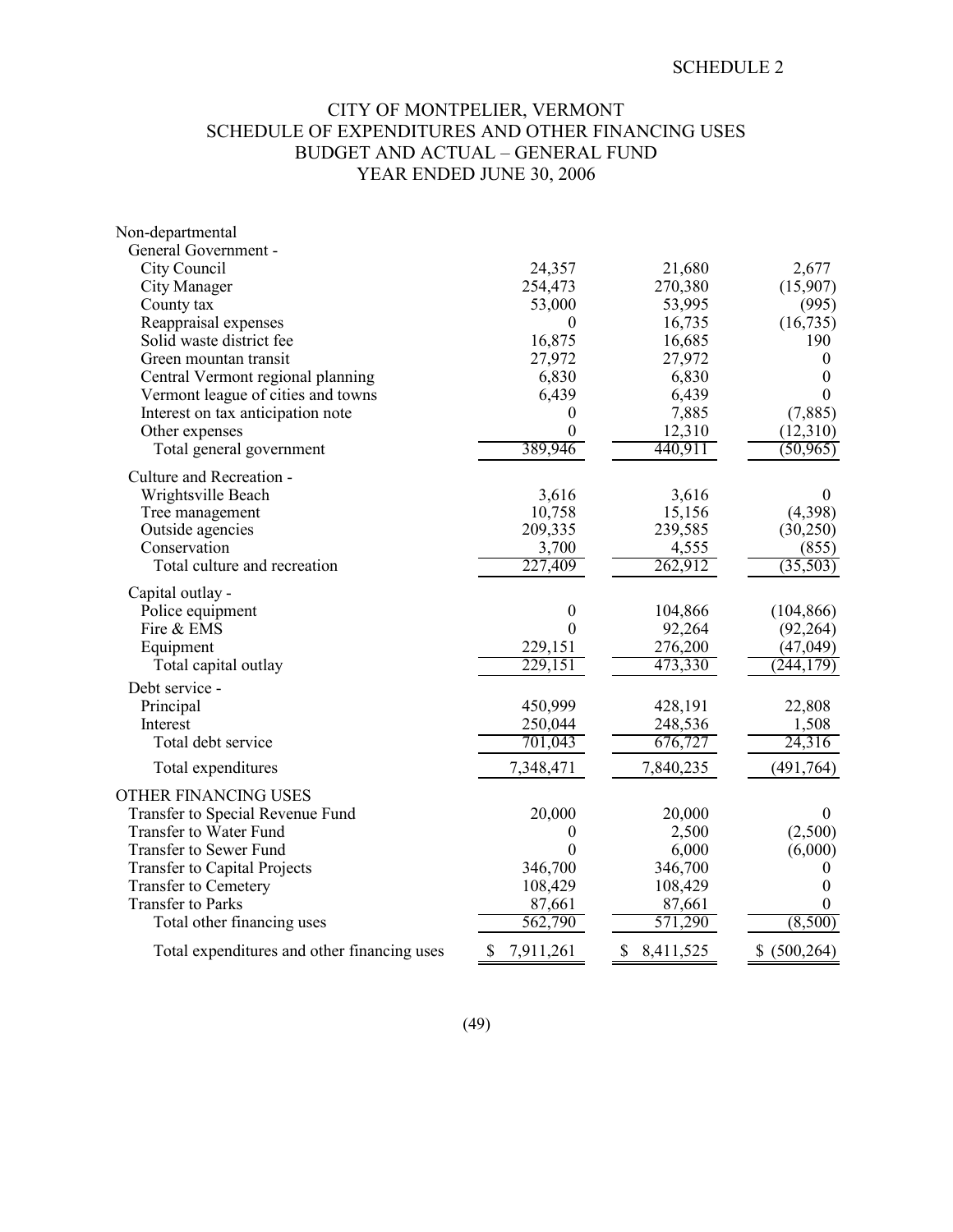SCHEDULE 2

# CITY OF MONTPELIER, VERMONT
## SCHEDULE OF EXPENDITURES AND OTHER FINANCING USES
## BUDGET AND ACTUAL – GENERAL FUND
## YEAR ENDED JUNE 30, 2006

| | | | |
|---|---|---|---|
| Non-departmental | | | |
| General Government - | | | |
| City Council | 24,357 | 21,680 | 2,677 |
| City Manager | 254,473 | 270,380 | (15,907) |
| County tax | 53,000 | 53,995 | (995) |
| Reappraisal expenses | 0 | 16,735 | (16,735) |
| Solid waste district fee | 16,875 | 16,685 | 190 |
| Green mountan transit | 27,972 | 27,972 | 0 |
| Central Vermont regional planning | 6,830 | 6,830 | 0 |
| Vermont league of cities and towns | 6,439 | 6,439 | 0 |
| Interest on tax anticipation note | 0 | 7,885 | (7,885) |
| Other expenses | 0 | 12,310 | (12,310) |
| Total general government | 389,946 | 440,911 | (50,965) |
| Culture and Recreation - | | | |
| Wrightsville Beach | 3,616 | 3,616 | 0 |
| Tree management | 10,758 | 15,156 | (4,398) |
| Outside agencies | 209,335 | 239,585 | (30,250) |
| Conservation | 3,700 | 4,555 | (855) |
| Total culture and recreation | 227,409 | 262,912 | (35,503) |
| Capital outlay - | | | |
| Police equipment | 0 | 104,866 | (104,866) |
| Fire & EMS | 0 | 92,264 | (92,264) |
| Equipment | 229,151 | 276,200 | (47,049) |
| Total capital outlay | 229,151 | 473,330 | (244,179) |
| Debt service - | | | |
| Principal | 450,999 | 428,191 | 22,808 |
| Interest | 250,044 | 248,536 | 1,508 |
| Total debt service | 701,043 | 676,727 | 24,316 |
| Total expenditures | 7,348,471 | 7,840,235 | (491,764) |
| OTHER FINANCING USES | | | |
| Transfer to Special Revenue Fund | 20,000 | 20,000 | 0 |
| Transfer to Water Fund | 0 | 2,500 | (2,500) |
| Transfer to Sewer Fund | 0 | 6,000 | (6,000) |
| Transfer to Capital Projects | 346,700 | 346,700 | 0 |
| Transfer to Cemetery | 108,429 | 108,429 | 0 |
| Transfer to Parks | 87,661 | 87,661 | 0 |
| Total other financing uses | 562,790 | 571,290 | (8,500) |
| Total expenditures and other financing uses | $ 7,911,261 | $ 8,411,525 | $ (500,264) |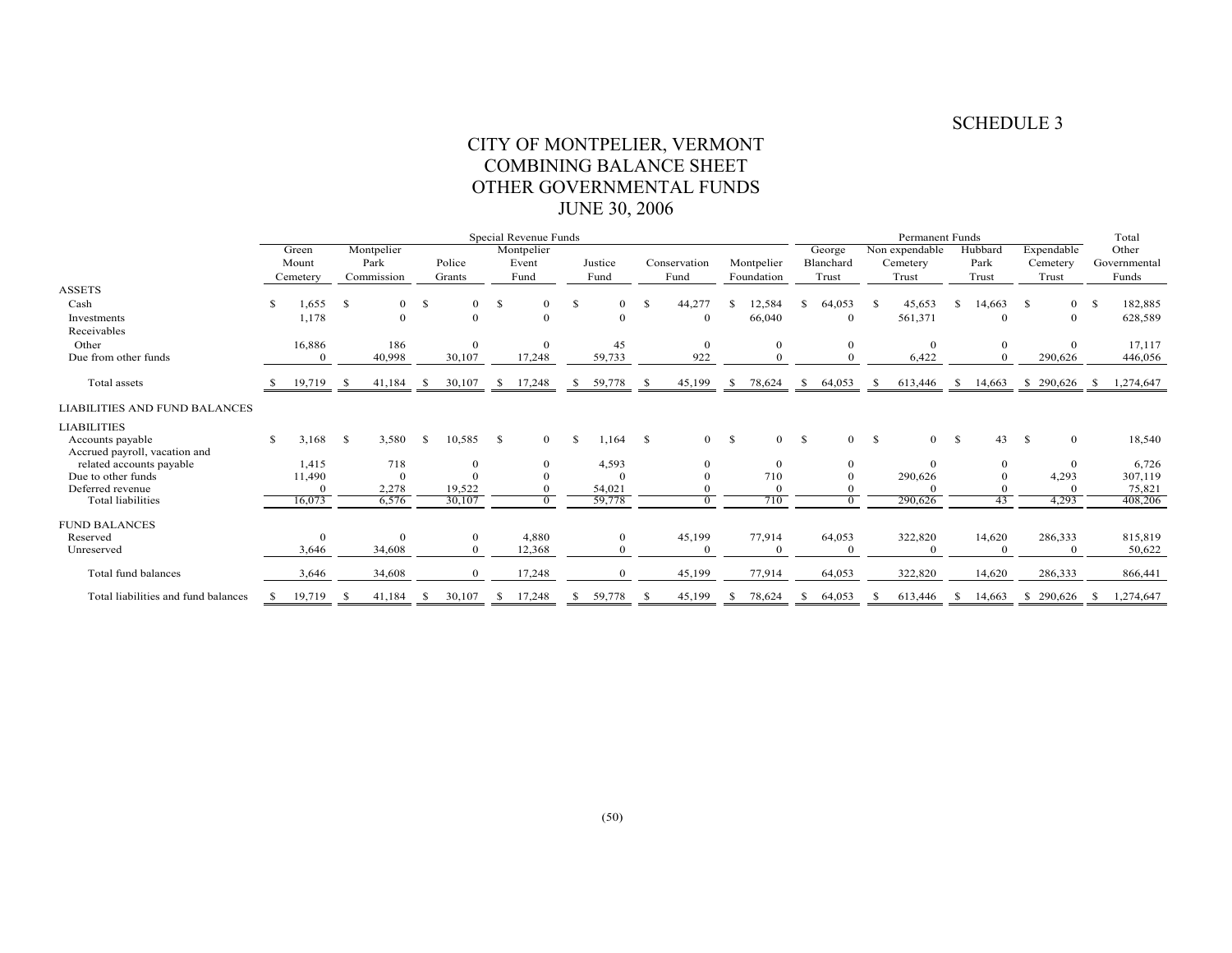SCHEDULE 3

# CITY OF MONTPELIER, VERMONT
## COMBINING BALANCE SHEET
## OTHER GOVERNMENTAL FUNDS
## JUNE 30, 2006

| | Special Revenue Funds | | | | | | | Permanent Funds | | | | Total |
|---|---|---|---|---|---|---|---|---|---|---|---|---|
| | Green Mount Cemetery | Montpelier Park Commission | Police Grants | Montpelier Event Fund | Justice Fund | Conservation Fund | Montpelier Foundation | George Blanchard Trust | Non expendable Cemetery Trust | Hubbard Park Trust | Expendable Cemetery Trust | Other Governmental Funds |
| **ASSETS** | | | | | | | | | | | | |
| Cash | $ 1,655 | $ 0 | $ 0 | $ 0 | $ 0 | $ 44,277 | $ 12,584 | $ 64,053 | $ 45,653 | $ 14,663 | $ 0 | $ 182,885 |
| Investments | 1,178 | 0 | 0 | 0 | 0 | 0 | 66,040 | 0 | 561,371 | 0 | 0 | 628,589 |
| Receivables | | | | | | | | | | | | |
| Other | 16,886 | 186 | 0 | 0 | 45 | 0 | 0 | 0 | 0 | 0 | 0 | 17,117 |
| Due from other funds | 0 | 40,998 | 30,107 | 17,248 | 59,733 | 922 | 0 | 0 | 6,422 | 0 | 290,626 | 446,056 |
| Total assets | $ 19,719 | $ 41,184 | $ 30,107 | $ 17,248 | $ 59,778 | $ 45,199 | $ 78,624 | $ 64,053 | $ 613,446 | $ 14,663 | $ 290,626 | $ 1,274,647 |
| **LIABILITIES AND FUND BALANCES** | | | | | | | | | | | | |
| **LIABILITIES** | | | | | | | | | | | | |
| Accounts payable | $ 3,168 | $ 3,580 | $ 10,585 | $ 0 | $ 1,164 | $ 0 | $ 0 | $ 0 | $ 0 | $ 43 | $ 0 | 18,540 |
| Accrued payroll, vacation and related accounts payable | 1,415 | 718 | 0 | 0 | 4,593 | 0 | 0 | 0 | 0 | 0 | 0 | 6,726 |
| Due to other funds | 11,490 | 0 | 0 | 0 | 0 | 0 | 710 | 0 | 290,626 | 0 | 4,293 | 307,119 |
| Deferred revenue | 0 | 2,278 | 19,522 | 0 | 54,021 | 0 | 0 | 0 | 0 | 0 | 0 | 75,821 |
| Total liabilities | 16,073 | 6,576 | 30,107 | 0 | 59,778 | 0 | 710 | 0 | 290,626 | 43 | 4,293 | 408,206 |
| **FUND BALANCES** | | | | | | | | | | | | |
| Reserved | 0 | 0 | 0 | 4,880 | 0 | 45,199 | 77,914 | 64,053 | 322,820 | 14,620 | 286,333 | 815,819 |
| Unreserved | 3,646 | 34,608 | 0 | 12,368 | 0 | 0 | 0 | 0 | 0 | 0 | 0 | 50,622 |
| Total fund balances | 3,646 | 34,608 | 0 | 17,248 | 0 | 45,199 | 77,914 | 64,053 | 322,820 | 14,620 | 286,333 | 866,441 |
| Total liabilities and fund balances | $ 19,719 | $ 41,184 | $ 30,107 | $ 17,248 | $ 59,778 | $ 45,199 | $ 78,624 | $ 64,053 | $ 613,446 | $ 14,663 | $ 290,626 | $ 1,274,647 |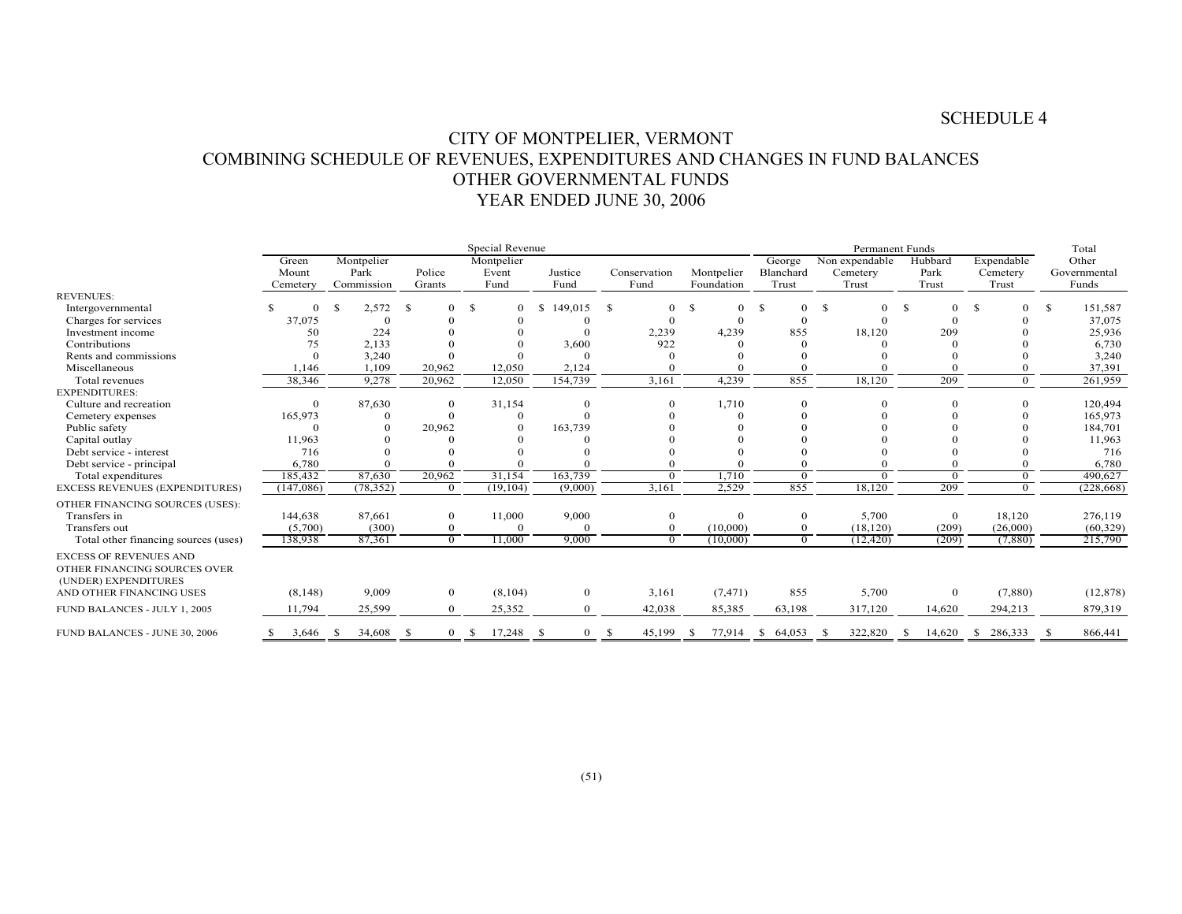SCHEDULE 4

# CITY OF MONTPELIER, VERMONT
## COMBINING SCHEDULE OF REVENUES, EXPENDITURES AND CHANGES IN FUND BALANCES
## OTHER GOVERNMENTAL FUNDS
## YEAR ENDED JUNE 30, 2006

| | Special Revenue | | | | | | | Permanent Funds | | | | Total |
|---|---|---|---|---|---|---|---|---|---|---|---|---|
| | Green Mount Cemetery | Montpelier Park Commission | Police Grants | Montpelier Event Fund | Justice Fund | Conservation Fund | Montpelier Foundation | George Blanchard Trust | Non expendable Cemetery Trust | Hubbard Park Trust | Expendable Cemetery Trust | Other Governmental Funds |
| REVENUES: | | | | | | | | | | | | |
| Intergovernmental | $ 0 | $ 2,572 | $ 0 | $ 0 | $ 149,015 | $ 0 | $ 0 | $ 0 | $ 0 | $ 0 | $ 0 | $ 151,587 |
| Charges for services | 37,075 | 0 | 0 | 0 | 0 | 0 | 0 | 0 | 0 | 0 | 0 | 37,075 |
| Investment income | 50 | 224 | 0 | 0 | 0 | 2,239 | 4,239 | 855 | 18,120 | 209 | 0 | 25,936 |
| Contributions | 75 | 2,133 | 0 | 0 | 3,600 | 922 | 0 | 0 | 0 | 0 | 0 | 6,730 |
| Rents and commissions | 0 | 3,240 | 0 | 0 | 0 | 0 | 0 | 0 | 0 | 0 | 0 | 3,240 |
| Miscellaneous | 1,146 | 1,109 | 20,962 | 12,050 | 2,124 | 0 | 0 | 0 | 0 | 0 | 0 | 37,391 |
| Total revenues | 38,346 | 9,278 | 20,962 | 12,050 | 154,739 | 3,161 | 4,239 | 855 | 18,120 | 209 | 0 | 261,959 |
| EXPENDITURES: | | | | | | | | | | | | |
| Culture and recreation | 0 | 87,630 | 0 | 31,154 | 0 | 0 | 1,710 | 0 | 0 | 0 | 0 | 120,494 |
| Cemetery expenses | 165,973 | 0 | 0 | 0 | 0 | 0 | 0 | 0 | 0 | 0 | 0 | 165,973 |
| Public safety | 0 | 0 | 20,962 | 0 | 163,739 | 0 | 0 | 0 | 0 | 0 | 0 | 184,701 |
| Capital outlay | 11,963 | 0 | 0 | 0 | 0 | 0 | 0 | 0 | 0 | 0 | 0 | 11,963 |
| Debt service - interest | 716 | 0 | 0 | 0 | 0 | 0 | 0 | 0 | 0 | 0 | 0 | 716 |
| Debt service - principal | 6,780 | 0 | 0 | 0 | 0 | 0 | 0 | 0 | 0 | 0 | 0 | 6,780 |
| Total expenditures | 185,432 | 87,630 | 20,962 | 31,154 | 163,739 | 0 | 1,710 | 0 | 0 | 0 | 0 | 490,627 |
| EXCESS REVENUES (EXPENDITURES) | (147,086) | (78,352) | 0 | (19,104) | (9,000) | 3,161 | 2,529 | 855 | 18,120 | 209 | 0 | (228,668) |
| OTHER FINANCING SOURCES (USES): | | | | | | | | | | | | |
| Transfers in | 144,638 | 87,661 | 0 | 11,000 | 9,000 | 0 | 0 | 0 | 5,700 | 0 | 18,120 | 276,119 |
| Transfers out | (5,700) | (300) | 0 | 0 | 0 | 0 | (10,000) | 0 | (18,120) | (209) | (26,000) | (60,329) |
| Total other financing sources (uses) | 138,938 | 87,361 | 0 | 11,000 | 9,000 | 0 | (10,000) | 0 | (12,420) | (209) | (7,880) | 215,790 |
| EXCESS OF REVENUES AND OTHER FINANCING SOURCES OVER (UNDER) EXPENDITURES AND OTHER FINANCING USES | (8,148) | 9,009 | 0 | (8,104) | 0 | 3,161 | (7,471) | 855 | 5,700 | 0 | (7,880) | (12,878) |
| FUND BALANCES - JULY 1, 2005 | 11,794 | 25,599 | 0 | 25,352 | 0 | 42,038 | 85,385 | 63,198 | 317,120 | 14,620 | 294,213 | 879,319 |
| FUND BALANCES - JUNE 30, 2006 | $ 3,646 | $ 34,608 | $ 0 | $ 17,248 | $ 0 | $ 45,199 | $ 77,914 | $ 64,053 | $ 322,820 | $ 14,620 | $ 286,333 | $ 866,441 |